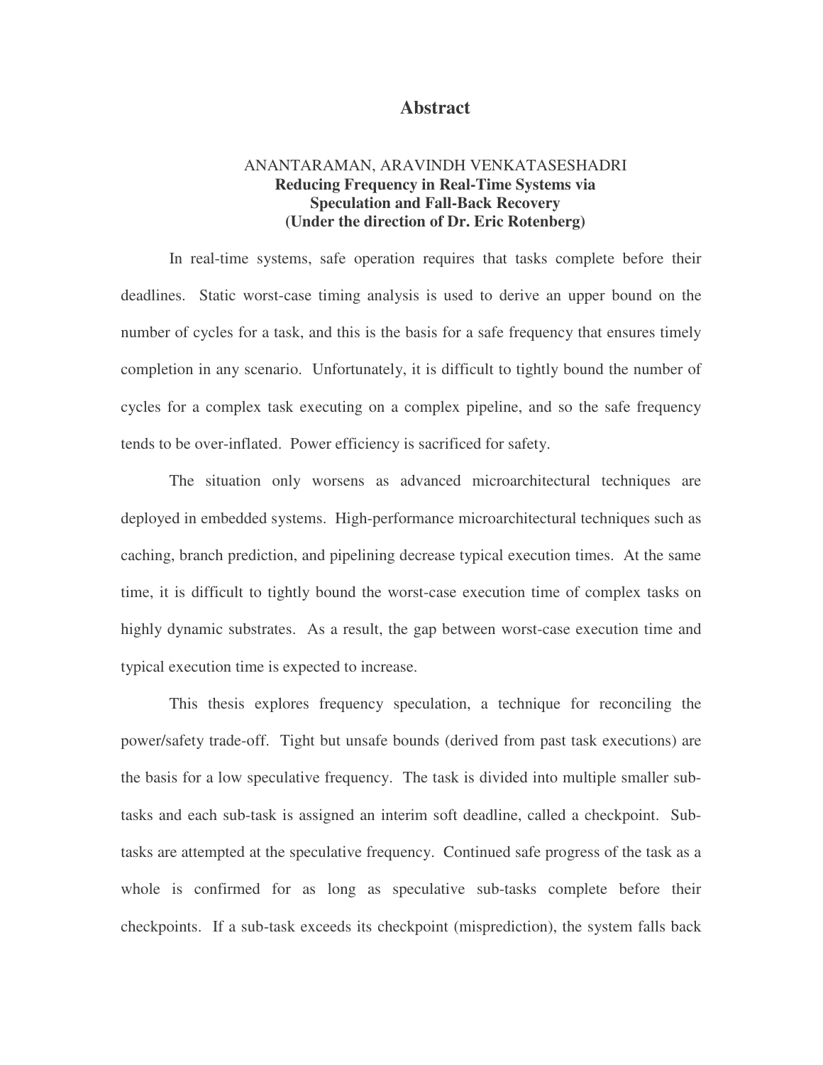# Abstract

ANANTARAMAN, ARAVINDH VENKATASESHADRI
**Reducing Frequency in Real-Time Systems via Speculation and Fall-Back Recovery**
**(Under the direction of Dr. Eric Rotenberg)**

In real-time systems, safe operation requires that tasks complete before their deadlines. Static worst-case timing analysis is used to derive an upper bound on the number of cycles for a task, and this is the basis for a safe frequency that ensures timely completion in any scenario. Unfortunately, it is difficult to tightly bound the number of cycles for a complex task executing on a complex pipeline, and so the safe frequency tends to be over-inflated. Power efficiency is sacrificed for safety.

The situation only worsens as advanced microarchitectural techniques are deployed in embedded systems. High-performance microarchitectural techniques such as caching, branch prediction, and pipelining decrease typical execution times. At the same time, it is difficult to tightly bound the worst-case execution time of complex tasks on highly dynamic substrates. As a result, the gap between worst-case execution time and typical execution time is expected to increase.

This thesis explores frequency speculation, a technique for reconciling the power/safety trade-off. Tight but unsafe bounds (derived from past task executions) are the basis for a low speculative frequency. The task is divided into multiple smaller sub-tasks and each sub-task is assigned an interim soft deadline, called a checkpoint. Sub-tasks are attempted at the speculative frequency. Continued safe progress of the task as a whole is confirmed for as long as speculative sub-tasks complete before their checkpoints. If a sub-task exceeds its checkpoint (misprediction), the system falls back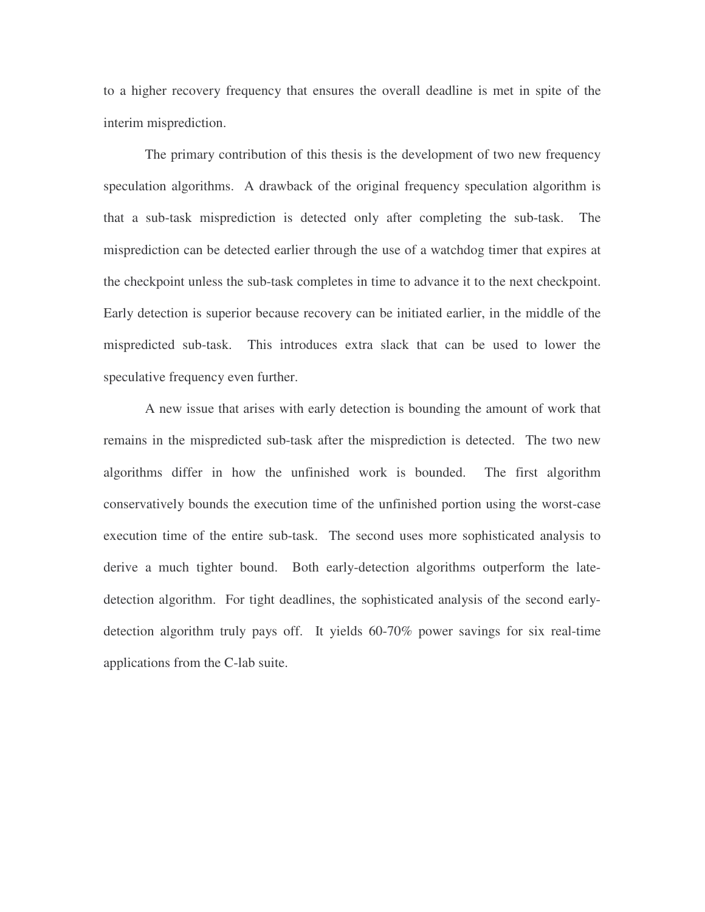to a higher recovery frequency that ensures the overall deadline is met in spite of the interim misprediction.

The primary contribution of this thesis is the development of two new frequency speculation algorithms. A drawback of the original frequency speculation algorithm is that a sub-task misprediction is detected only after completing the sub-task. The misprediction can be detected earlier through the use of a watchdog timer that expires at the checkpoint unless the sub-task completes in time to advance it to the next checkpoint. Early detection is superior because recovery can be initiated earlier, in the middle of the mispredicted sub-task. This introduces extra slack that can be used to lower the speculative frequency even further.

A new issue that arises with early detection is bounding the amount of work that remains in the mispredicted sub-task after the misprediction is detected. The two new algorithms differ in how the unfinished work is bounded. The first algorithm conservatively bounds the execution time of the unfinished portion using the worst-case execution time of the entire sub-task. The second uses more sophisticated analysis to derive a much tighter bound. Both early-detection algorithms outperform the late-detection algorithm. For tight deadlines, the sophisticated analysis of the second early-detection algorithm truly pays off. It yields 60-70% power savings for six real-time applications from the C-lab suite.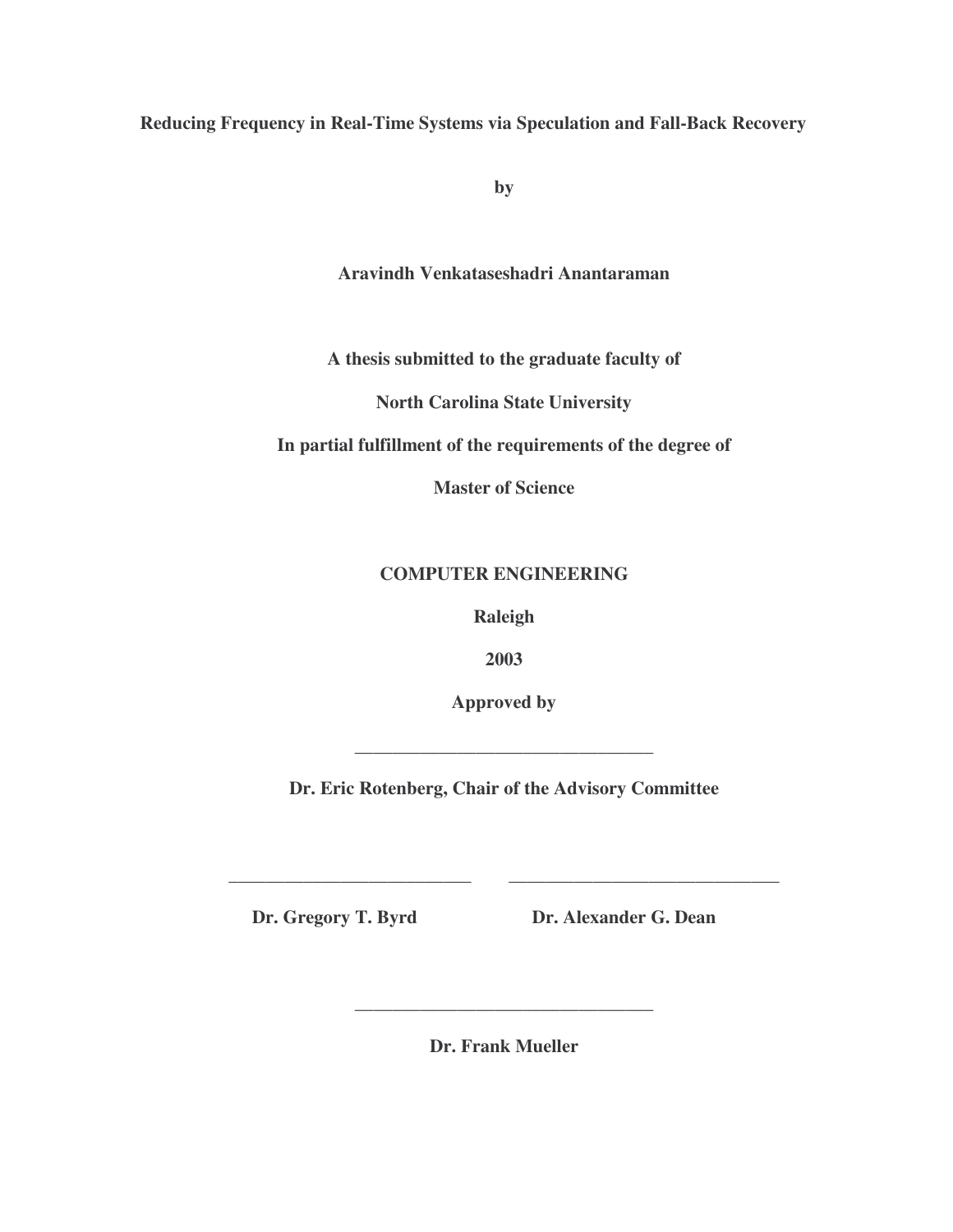# Reducing Frequency in Real-Time Systems via Speculation and Fall-Back Recovery

**by**

**Aravindh Venkataseshadri Anantaraman**

**A thesis submitted to the graduate faculty of**

**North Carolina State University**

**In partial fulfillment of the requirements of the degree of**

**Master of Science**

**COMPUTER ENGINEERING**

**Raleigh**

**2003**

**Approved by**

\_\_\_\_\_\_\_\_\_\_\_\_\_\_\_\_\_\_\_\_\_\_\_\_\_\_\_\_\_\_\_\_\_

**Dr. Eric Rotenberg, Chair of the Advisory Committee**

\_\_\_\_\_\_\_\_\_\_\_\_\_\_\_\_\_\_\_\_\_\_\_\_\_\_\_

**Dr. Gregory T. Byrd**

\_\_\_\_\_\_\_\_\_\_\_\_\_\_\_\_\_\_\_\_\_\_\_\_\_\_\_\_\_\_

**Dr. Alexander G. Dean**

\_\_\_\_\_\_\_\_\_\_\_\_\_\_\_\_\_\_\_\_\_\_\_\_\_\_\_\_\_\_\_\_\_

**Dr. Frank Mueller**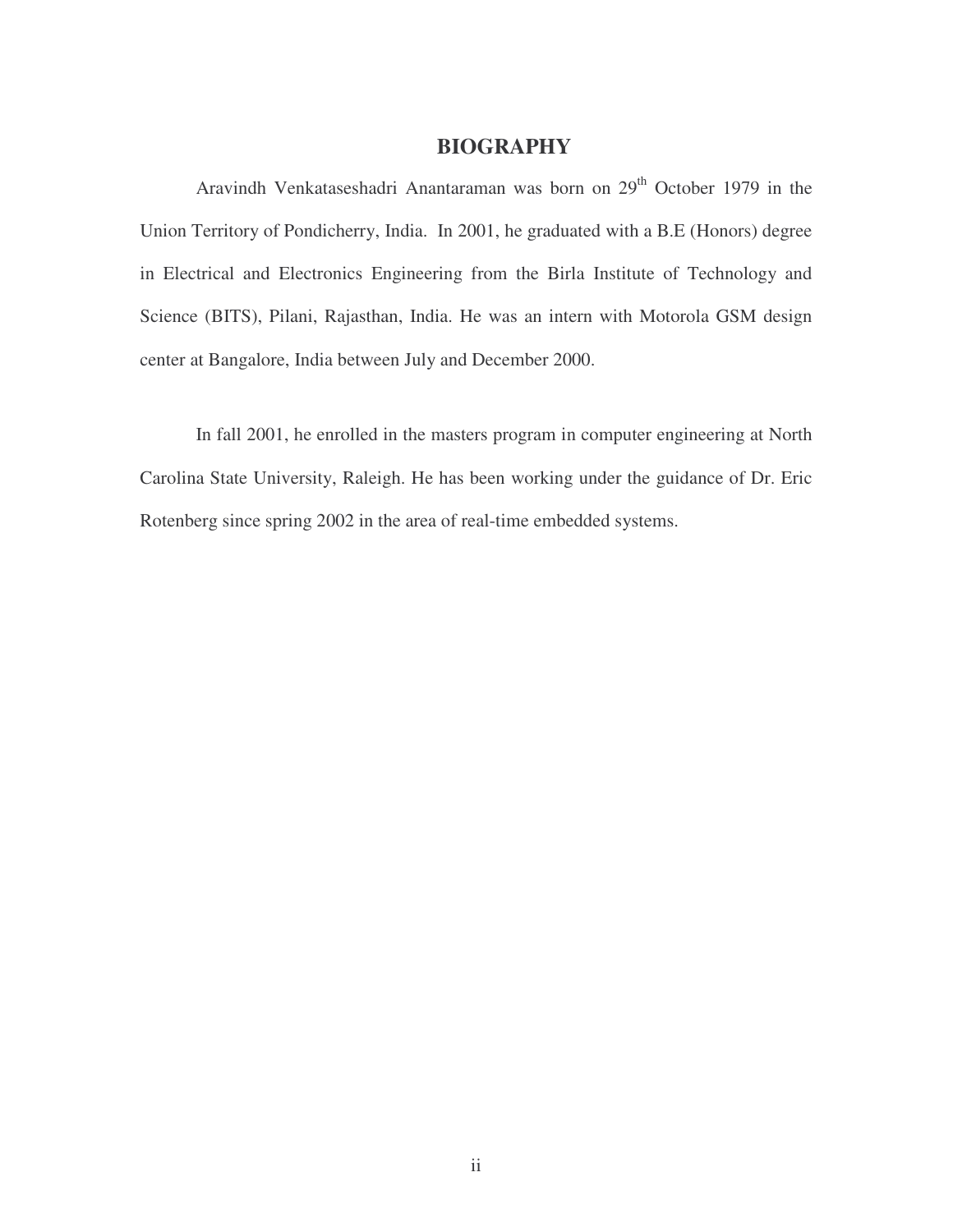# BIOGRAPHY

Aravindh Venkataseshadri Anantaraman was born on 29th October 1979 in the Union Territory of Pondicherry, India. In 2001, he graduated with a B.E (Honors) degree in Electrical and Electronics Engineering from the Birla Institute of Technology and Science (BITS), Pilani, Rajasthan, India. He was an intern with Motorola GSM design center at Bangalore, India between July and December 2000.

In fall 2001, he enrolled in the masters program in computer engineering at North Carolina State University, Raleigh. He has been working under the guidance of Dr. Eric Rotenberg since spring 2002 in the area of real-time embedded systems.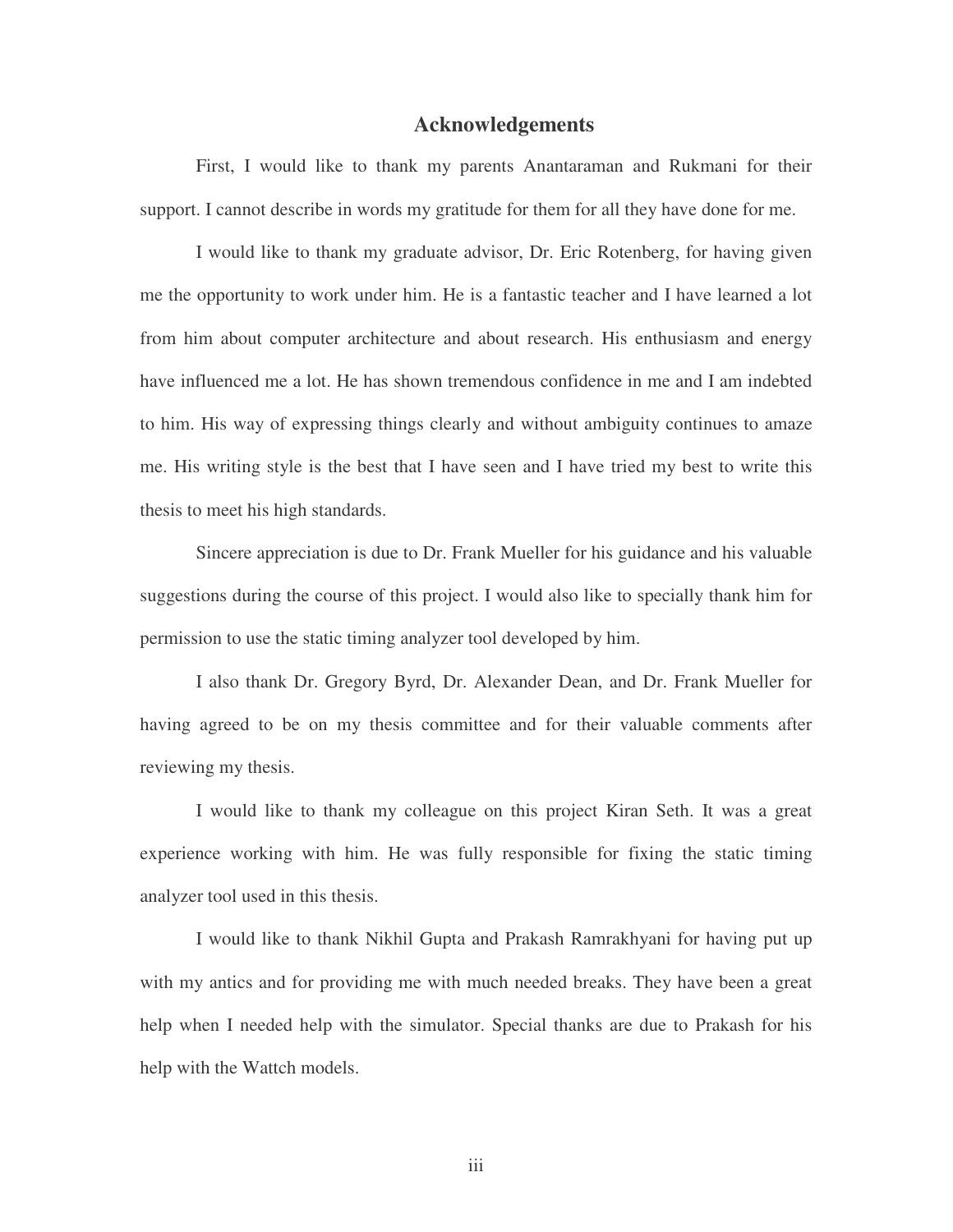# Acknowledgements

First, I would like to thank my parents Anantaraman and Rukmani for their support. I cannot describe in words my gratitude for them for all they have done for me.

I would like to thank my graduate advisor, Dr. Eric Rotenberg, for having given me the opportunity to work under him. He is a fantastic teacher and I have learned a lot from him about computer architecture and about research. His enthusiasm and energy have influenced me a lot. He has shown tremendous confidence in me and I am indebted to him. His way of expressing things clearly and without ambiguity continues to amaze me. His writing style is the best that I have seen and I have tried my best to write this thesis to meet his high standards.

Sincere appreciation is due to Dr. Frank Mueller for his guidance and his valuable suggestions during the course of this project. I would also like to specially thank him for permission to use the static timing analyzer tool developed by him.

I also thank Dr. Gregory Byrd, Dr. Alexander Dean, and Dr. Frank Mueller for having agreed to be on my thesis committee and for their valuable comments after reviewing my thesis.

I would like to thank my colleague on this project Kiran Seth. It was a great experience working with him. He was fully responsible for fixing the static timing analyzer tool used in this thesis.

I would like to thank Nikhil Gupta and Prakash Ramrakhyani for having put up with my antics and for providing me with much needed breaks. They have been a great help when I needed help with the simulator. Special thanks are due to Prakash for his help with the Wattch models.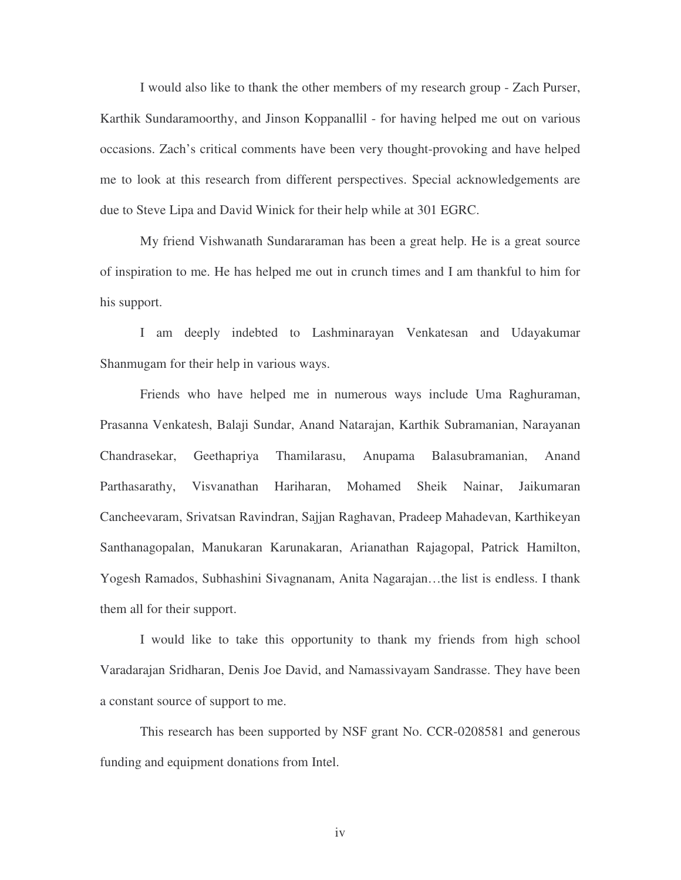I would also like to thank the other members of my research group - Zach Purser, Karthik Sundaramoorthy, and Jinson Koppanallil - for having helped me out on various occasions. Zach's critical comments have been very thought-provoking and have helped me to look at this research from different perspectives. Special acknowledgements are due to Steve Lipa and David Winick for their help while at 301 EGRC.

My friend Vishwanath Sundararaman has been a great help. He is a great source of inspiration to me. He has helped me out in crunch times and I am thankful to him for his support.

I am deeply indebted to Lashminarayan Venkatesan and Udayakumar Shanmugam for their help in various ways.

Friends who have helped me in numerous ways include Uma Raghuraman, Prasanna Venkatesh, Balaji Sundar, Anand Natarajan, Karthik Subramanian, Narayanan Chandrasekar, Geethapriya Thamilarasu, Anupama Balasubramanian, Anand Parthasarathy, Visvanathan Hariharan, Mohamed Sheik Nainar, Jaikumaran Cancheevaram, Srivatsan Ravindran, Sajjan Raghavan, Pradeep Mahadevan, Karthikeyan Santhanagopalan, Manukaran Karunakaran, Arianathan Rajagopal, Patrick Hamilton, Yogesh Ramados, Subhashini Sivagnanam, Anita Nagarajan…the list is endless. I thank them all for their support.

I would like to take this opportunity to thank my friends from high school Varadarajan Sridharan, Denis Joe David, and Namassivayam Sandrasse. They have been a constant source of support to me.

This research has been supported by NSF grant No. CCR-0208581 and generous funding and equipment donations from Intel.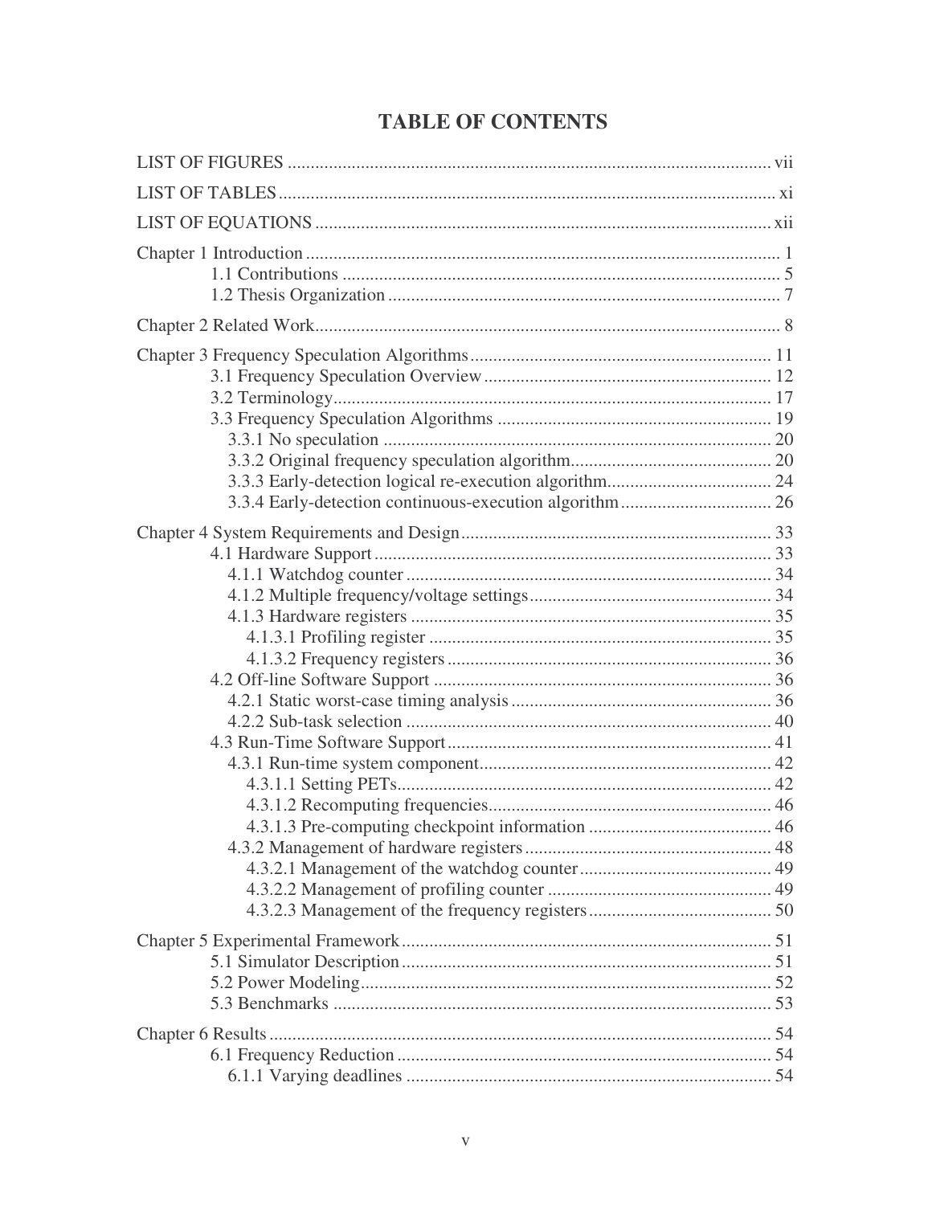# TABLE OF CONTENTS

LIST OF FIGURES ........................................................................................................ vii

LIST OF TABLES ........................................................................................................ xi

LIST OF EQUATIONS ................................................................................................ xii

Chapter 1 Introduction ..................................................................................................... 1
- 1.1 Contributions ................................................................................................ 5
- 1.2 Thesis Organization ...................................................................................... 7

Chapter 2 Related Work ................................................................................................... 8

Chapter 3 Frequency Speculation Algorithms ................................................................ 11
- 3.1 Frequency Speculation Overview ................................................................ 12
- 3.2 Terminology ................................................................................................ 17
- 3.3 Frequency Speculation Algorithms ............................................................. 19
  - 3.3.1 No speculation ..................................................................................... 20
  - 3.3.2 Original frequency speculation algorithm ............................................ 20
  - 3.3.3 Early-detection logical re-execution algorithm .................................... 24
  - 3.3.4 Early-detection continuous-execution algorithm .................................. 26

Chapter 4 System Requirements and Design .................................................................. 33
- 4.1 Hardware Support ....................................................................................... 33
  - 4.1.1 Watchdog counter ................................................................................ 34
  - 4.1.2 Multiple frequency/voltage settings ..................................................... 34
  - 4.1.3 Hardware registers ............................................................................... 35
    - 4.1.3.1 Profiling register ........................................................................... 35
    - 4.1.3.2 Frequency registers ....................................................................... 36
- 4.2 Off-line Software Support ........................................................................... 36
  - 4.2.1 Static worst-case timing analysis ......................................................... 36
  - 4.2.2 Sub-task selection ................................................................................ 40
- 4.3 Run-Time Software Support ........................................................................ 41
  - 4.3.1 Run-time system component ................................................................ 42
    - 4.3.1.1 Setting PETs .................................................................................. 42
    - 4.3.1.2 Recomputing frequencies .............................................................. 46
    - 4.3.1.3 Pre-computing checkpoint information ........................................ 46
  - 4.3.2 Management of hardware registers ...................................................... 48
    - 4.3.2.1 Management of the watchdog counter .......................................... 49
    - 4.3.2.2 Management of profiling counter ................................................. 49
    - 4.3.2.3 Management of the frequency registers ........................................ 50

Chapter 5 Experimental Framework ................................................................................ 51
- 5.1 Simulator Description ................................................................................. 51
- 5.2 Power Modeling .......................................................................................... 52
- 5.3 Benchmarks ................................................................................................ 53

Chapter 6 Results ............................................................................................................. 54
- 6.1 Frequency Reduction .................................................................................. 54
  - 6.1.1 Varying deadlines ................................................................................ 54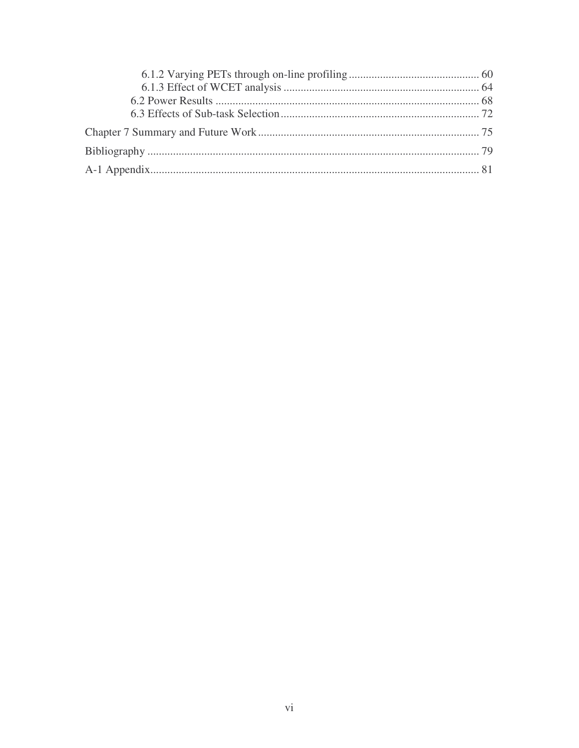6.1.2 Varying PETs through on-line profiling ............................................. 60
6.1.3 Effect of WCET analysis .................................................................... 64
6.2 Power Results ............................................................................................ 68
6.3 Effects of Sub-task Selection ..................................................................... 72

Chapter 7 Summary and Future Work ............................................................................ 75

Bibliography ................................................................................................................... 79

A-1 Appendix.................................................................................................................. 81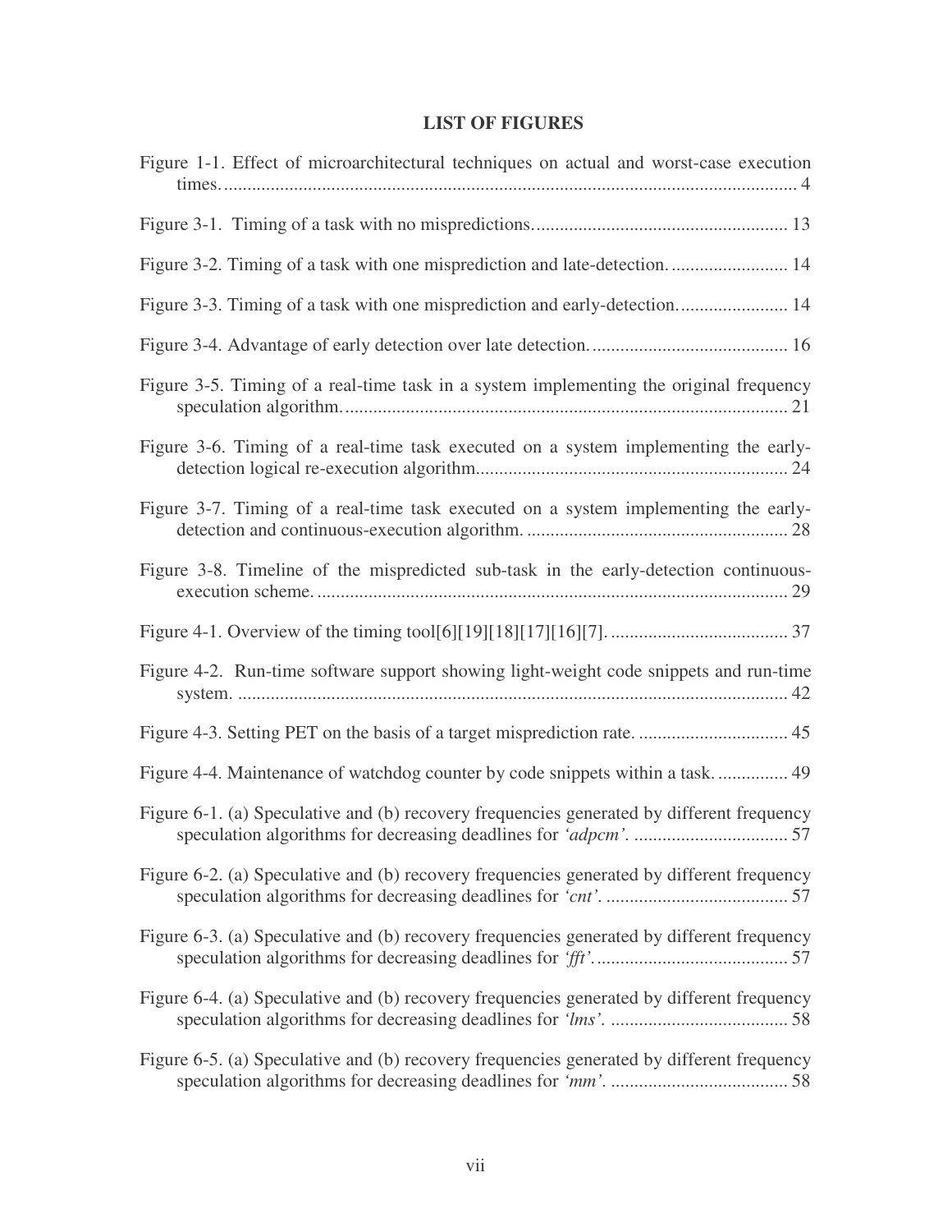**LIST OF FIGURES**

Figure 1-1. Effect of microarchitectural techniques on actual and worst-case execution times. ........................................................................................................................ 4

Figure 3-1. Timing of a task with no mispredictions. ..................................................... 13

Figure 3-2. Timing of a task with one misprediction and late-detection. ......................... 14

Figure 3-3. Timing of a task with one misprediction and early-detection. ....................... 14

Figure 3-4. Advantage of early detection over late detection. ......................................... 16

Figure 3-5. Timing of a real-time task in a system implementing the original frequency speculation algorithm. .............................................................................................. 21

Figure 3-6. Timing of a real-time task executed on a system implementing the early-detection logical re-execution algorithm.................................................................. 24

Figure 3-7. Timing of a real-time task executed on a system implementing the early-detection and continuous-execution algorithm. ........................................................ 28

Figure 3-8. Timeline of the mispredicted sub-task in the early-detection continuous-execution scheme. .................................................................................................... 29

Figure 4-1. Overview of the timing tool[6][19][18][17][16][7]. ...................................... 37

Figure 4-2. Run-time software support showing light-weight code snippets and run-time system. ..................................................................................................................... 42

Figure 4-3. Setting PET on the basis of a target misprediction rate. ................................ 45

Figure 4-4. Maintenance of watchdog counter by code snippets within a task. ............... 49

Figure 6-1. (a) Speculative and (b) recovery frequencies generated by different frequency speculation algorithms for decreasing deadlines for *'adpcm'*. ................................. 57

Figure 6-2. (a) Speculative and (b) recovery frequencies generated by different frequency speculation algorithms for decreasing deadlines for *'cnt'*. ....................................... 57

Figure 6-3. (a) Speculative and (b) recovery frequencies generated by different frequency speculation algorithms for decreasing deadlines for *'fft'*......................................... 57

Figure 6-4. (a) Speculative and (b) recovery frequencies generated by different frequency speculation algorithms for decreasing deadlines for *'lms'*. ...................................... 58

Figure 6-5. (a) Speculative and (b) recovery frequencies generated by different frequency speculation algorithms for decreasing deadlines for *'mm'*. ...................................... 58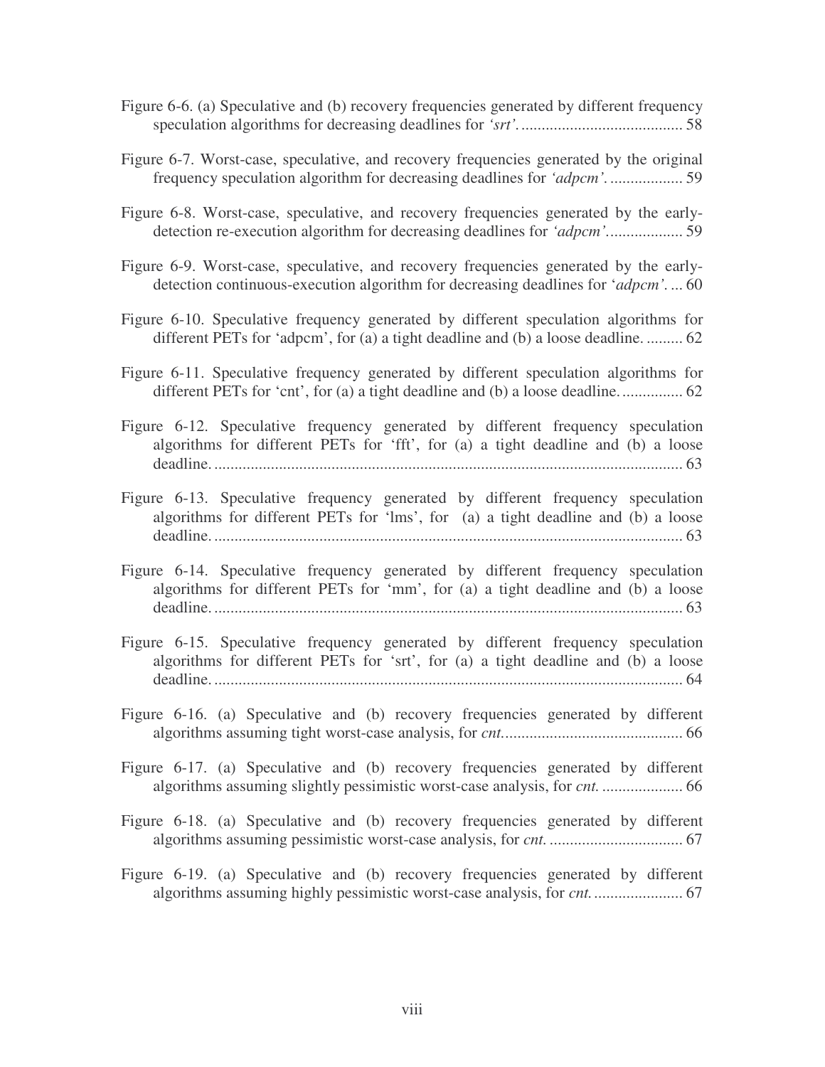Figure 6-6. (a) Speculative and (b) recovery frequencies generated by different frequency speculation algorithms for decreasing deadlines for *'srt'*. ....................................... 58

Figure 6-7. Worst-case, speculative, and recovery frequencies generated by the original frequency speculation algorithm for decreasing deadlines for *'adpcm'*. ................. 59

Figure 6-8. Worst-case, speculative, and recovery frequencies generated by the early-detection re-execution algorithm for decreasing deadlines for *'adpcm'*.................. 59

Figure 6-9. Worst-case, speculative, and recovery frequencies generated by the early-detection continuous-execution algorithm for decreasing deadlines for '*adpcm'*. ... 60

Figure 6-10. Speculative frequency generated by different speculation algorithms for different PETs for 'adpcm', for (a) a tight deadline and (b) a loose deadline. ......... 62

Figure 6-11. Speculative frequency generated by different speculation algorithms for different PETs for 'cnt', for (a) a tight deadline and (b) a loose deadline. .............. 62

Figure 6-12. Speculative frequency generated by different frequency speculation algorithms for different PETs for 'fft', for (a) a tight deadline and (b) a loose deadline. ................................................................................................................... 63

Figure 6-13. Speculative frequency generated by different frequency speculation algorithms for different PETs for 'lms', for (a) a tight deadline and (b) a loose deadline. ................................................................................................................... 63

Figure 6-14. Speculative frequency generated by different frequency speculation algorithms for different PETs for 'mm', for (a) a tight deadline and (b) a loose deadline. ................................................................................................................... 63

Figure 6-15. Speculative frequency generated by different frequency speculation algorithms for different PETs for 'srt', for (a) a tight deadline and (b) a loose deadline. ................................................................................................................... 64

Figure 6-16. (a) Speculative and (b) recovery frequencies generated by different algorithms assuming tight worst-case analysis, for *cnt*. ........................................... 66

Figure 6-17. (a) Speculative and (b) recovery frequencies generated by different algorithms assuming slightly pessimistic worst-case analysis, for *cnt*. .................... 66

Figure 6-18. (a) Speculative and (b) recovery frequencies generated by different algorithms assuming pessimistic worst-case analysis, for *cnt*. ................................ 67

Figure 6-19. (a) Speculative and (b) recovery frequencies generated by different algorithms assuming highly pessimistic worst-case analysis, for *cnt*. ...................... 67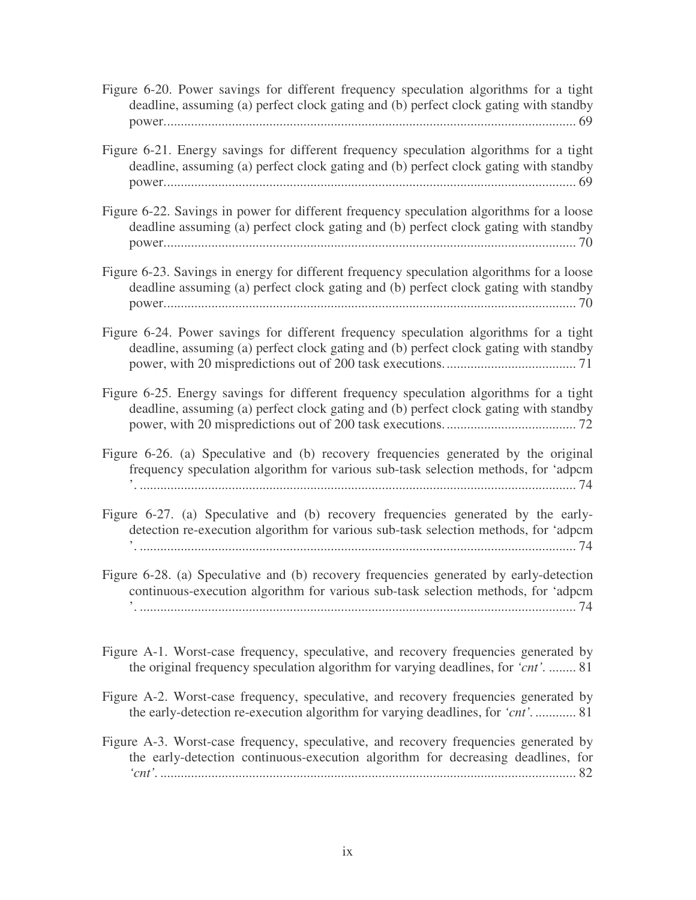Figure 6-20. Power savings for different frequency speculation algorithms for a tight deadline, assuming (a) perfect clock gating and (b) perfect clock gating with standby power........................................................................................................................ 69

Figure 6-21. Energy savings for different frequency speculation algorithms for a tight deadline, assuming (a) perfect clock gating and (b) perfect clock gating with standby power........................................................................................................................ 69

Figure 6-22. Savings in power for different frequency speculation algorithms for a loose deadline assuming (a) perfect clock gating and (b) perfect clock gating with standby power........................................................................................................................ 70

Figure 6-23. Savings in energy for different frequency speculation algorithms for a loose deadline assuming (a) perfect clock gating and (b) perfect clock gating with standby power........................................................................................................................ 70

Figure 6-24. Power savings for different frequency speculation algorithms for a tight deadline, assuming (a) perfect clock gating and (b) perfect clock gating with standby power, with 20 mispredictions out of 200 task executions...................................... 71

Figure 6-25. Energy savings for different frequency speculation algorithms for a tight deadline, assuming (a) perfect clock gating and (b) perfect clock gating with standby power, with 20 mispredictions out of 200 task executions...................................... 72

Figure 6-26. (a) Speculative and (b) recovery frequencies generated by the original frequency speculation algorithm for various sub-task selection methods, for 'adpcm '. ................................................................................................................................ 74

Figure 6-27. (a) Speculative and (b) recovery frequencies generated by the early-detection re-execution algorithm for various sub-task selection methods, for 'adpcm '. ................................................................................................................................ 74

Figure 6-28. (a) Speculative and (b) recovery frequencies generated by early-detection continuous-execution algorithm for various sub-task selection methods, for 'adpcm '. ................................................................................................................................ 74

Figure A-1. Worst-case frequency, speculative, and recovery frequencies generated by the original frequency speculation algorithm for varying deadlines, for *'cnt'*. ........ 81

Figure A-2. Worst-case frequency, speculative, and recovery frequencies generated by the early-detection re-execution algorithm for varying deadlines, for *'cnt'*. ............ 81

Figure A-3. Worst-case frequency, speculative, and recovery frequencies generated by the early-detection continuous-execution algorithm for decreasing deadlines, for *'cnt'*. .......................................................................................................................... 82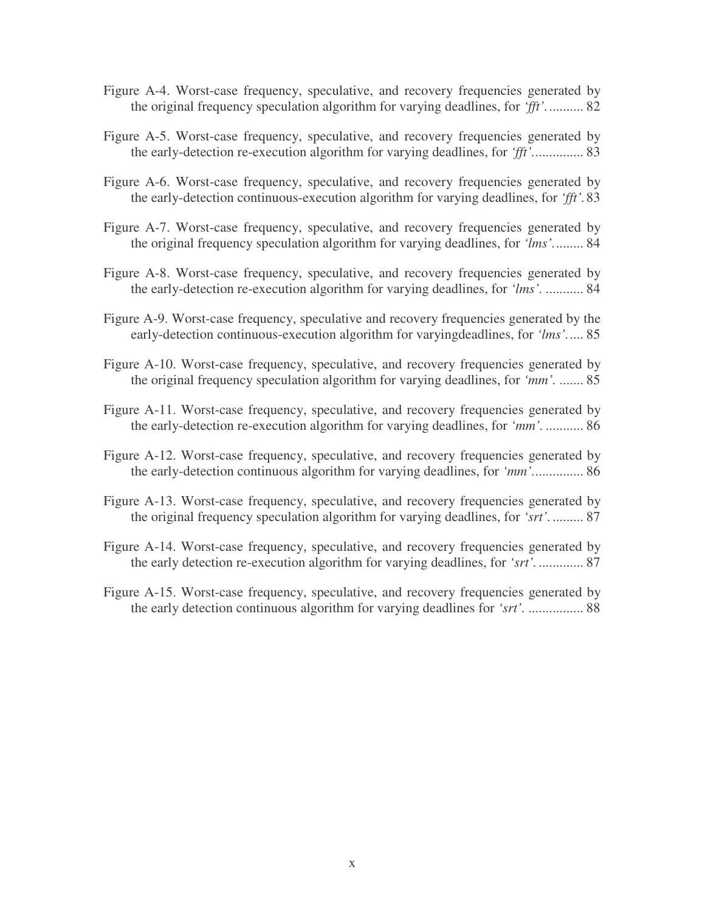Figure A-4. Worst-case frequency, speculative, and recovery frequencies generated by the original frequency speculation algorithm for varying deadlines, for *'fft'*. .......... 82

Figure A-5. Worst-case frequency, speculative, and recovery frequencies generated by the early-detection re-execution algorithm for varying deadlines, for *'fft'*.............. 83

Figure A-6. Worst-case frequency, speculative, and recovery frequencies generated by the early-detection continuous-execution algorithm for varying deadlines, for *'fft'*. 83

Figure A-7. Worst-case frequency, speculative, and recovery frequencies generated by the original frequency speculation algorithm for varying deadlines, for *'lms'*......... 84

Figure A-8. Worst-case frequency, speculative, and recovery frequencies generated by the early-detection re-execution algorithm for varying deadlines, for *'lms'*. ........... 84

Figure A-9. Worst-case frequency, speculative and recovery frequencies generated by the early-detection continuous-execution algorithm for varyingdeadlines, for *'lms'*..... 85

Figure A-10. Worst-case frequency, speculative, and recovery frequencies generated by the original frequency speculation algorithm for varying deadlines, for *'mm'*. ....... 85

Figure A-11. Worst-case frequency, speculative, and recovery frequencies generated by the early-detection re-execution algorithm for varying deadlines, for *'mm'*. ........... 86

Figure A-12. Worst-case frequency, speculative, and recovery frequencies generated by the early-detection continuous algorithm for varying deadlines, for *'mm'*.............. 86

Figure A-13. Worst-case frequency, speculative, and recovery frequencies generated by the original frequency speculation algorithm for varying deadlines, for *'srt'*. ......... 87

Figure A-14. Worst-case frequency, speculative, and recovery frequencies generated by the early detection re-execution algorithm for varying deadlines, for *'srt'*. ............. 87

Figure A-15. Worst-case frequency, speculative, and recovery frequencies generated by the early detection continuous algorithm for varying deadlines for *'srt'*. ................ 88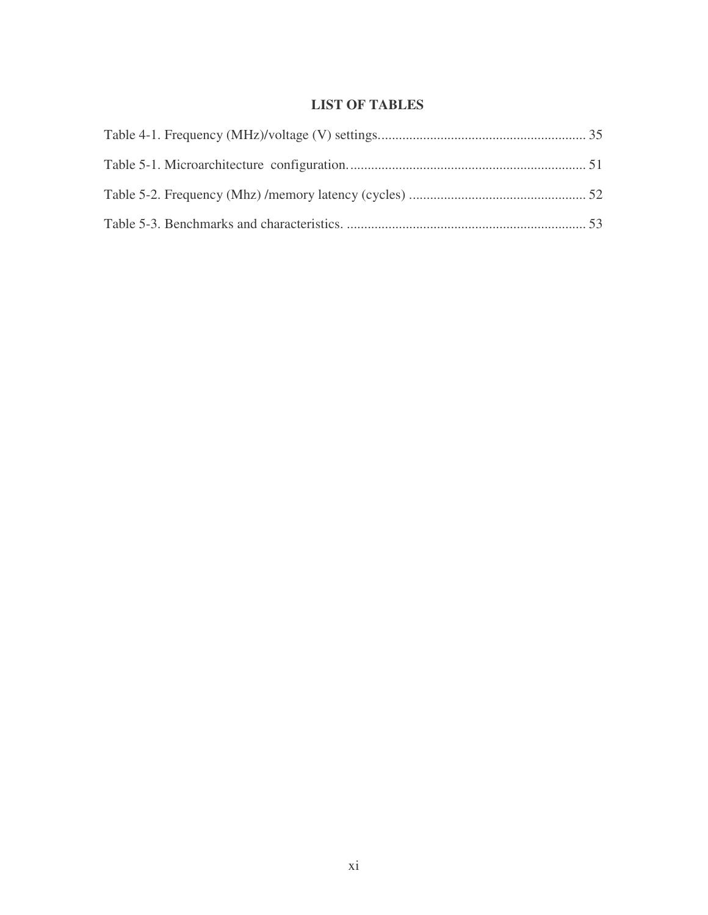# LIST OF TABLES

Table 4-1. Frequency (MHz)/voltage (V) settings........................................................... 35

Table 5-1. Microarchitecture configuration.................................................................... 51

Table 5-2. Frequency (Mhz) /memory latency (cycles) .................................................. 52

Table 5-3. Benchmarks and characteristics. ..................................................................... 53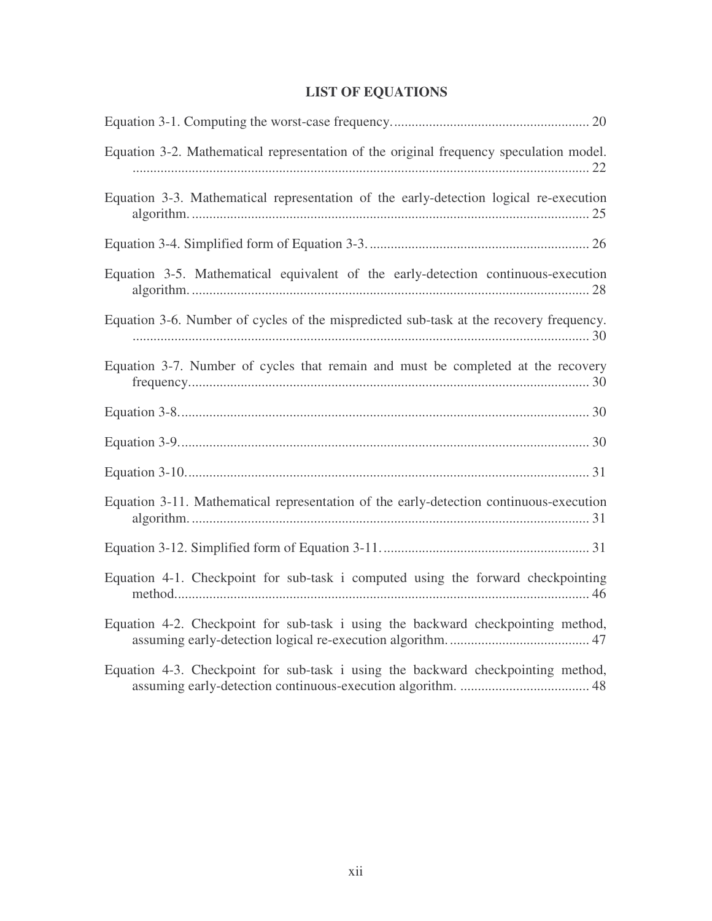# LIST OF EQUATIONS

Equation 3-1. Computing the worst-case frequency. 20

Equation 3-2. Mathematical representation of the original frequency speculation model. 22

Equation 3-3. Mathematical representation of the early-detection logical re-execution algorithm. 25

Equation 3-4. Simplified form of Equation 3-3. 26

Equation 3-5. Mathematical equivalent of the early-detection continuous-execution algorithm. 28

Equation 3-6. Number of cycles of the mispredicted sub-task at the recovery frequency. 30

Equation 3-7. Number of cycles that remain and must be completed at the recovery frequency. 30

Equation 3-8. 30

Equation 3-9. 30

Equation 3-10. 31

Equation 3-11. Mathematical representation of the early-detection continuous-execution algorithm. 31

Equation 3-12. Simplified form of Equation 3-11. 31

Equation 4-1. Checkpoint for sub-task i computed using the forward checkpointing method. 46

Equation 4-2. Checkpoint for sub-task i using the backward checkpointing method, assuming early-detection logical re-execution algorithm. 47

Equation 4-3. Checkpoint for sub-task i using the backward checkpointing method, assuming early-detection continuous-execution algorithm. 48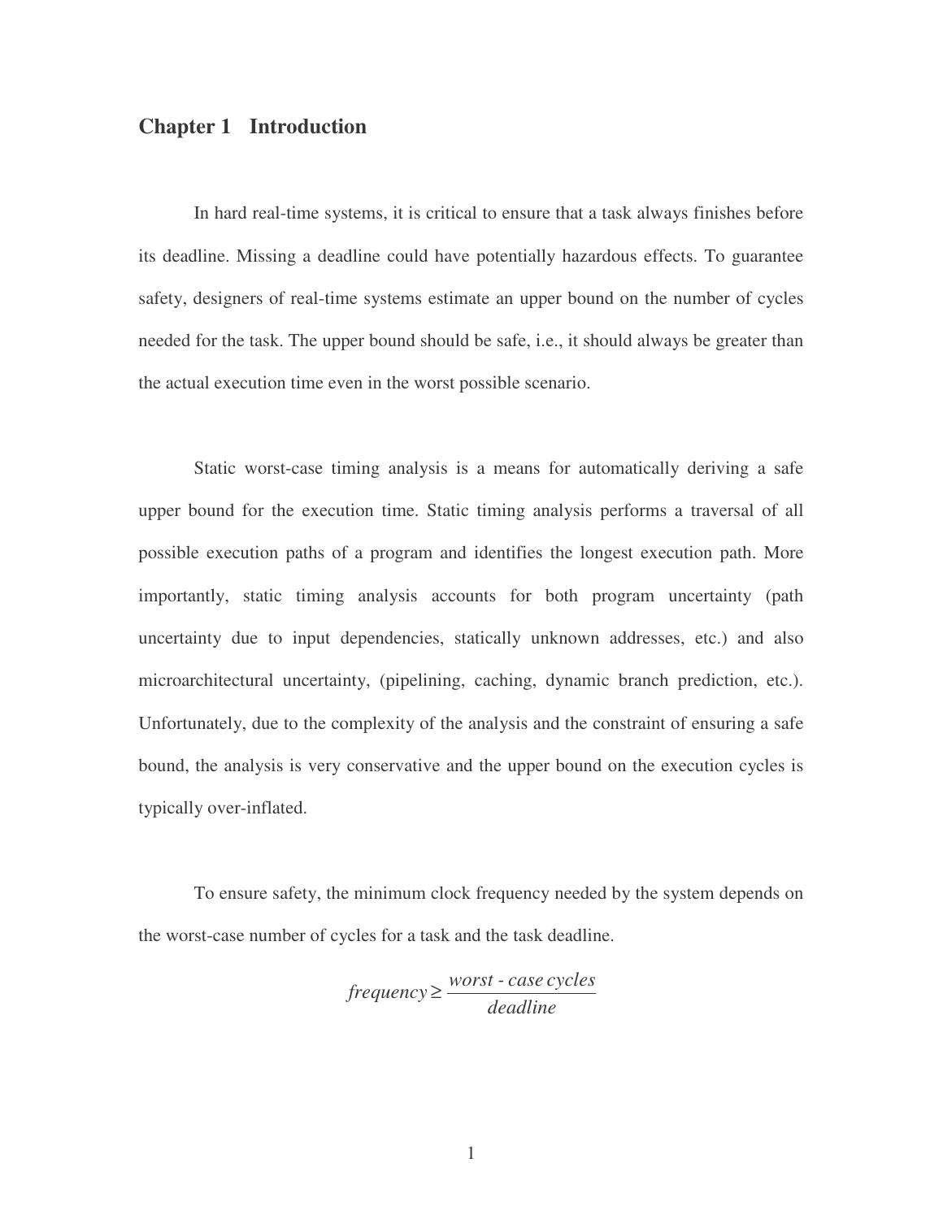# Chapter 1 Introduction

In hard real-time systems, it is critical to ensure that a task always finishes before its deadline. Missing a deadline could have potentially hazardous effects. To guarantee safety, designers of real-time systems estimate an upper bound on the number of cycles needed for the task. The upper bound should be safe, i.e., it should always be greater than the actual execution time even in the worst possible scenario.

Static worst-case timing analysis is a means for automatically deriving a safe upper bound for the execution time. Static timing analysis performs a traversal of all possible execution paths of a program and identifies the longest execution path. More importantly, static timing analysis accounts for both program uncertainty (path uncertainty due to input dependencies, statically unknown addresses, etc.) and also microarchitectural uncertainty, (pipelining, caching, dynamic branch prediction, etc.). Unfortunately, due to the complexity of the analysis and the constraint of ensuring a safe bound, the analysis is very conservative and the upper bound on the execution cycles is typically over-inflated.

To ensure safety, the minimum clock frequency needed by the system depends on the worst-case number of cycles for a task and the task deadline.

$$frequency \geq \frac{worst\text{-}case\ cycles}{deadline}$$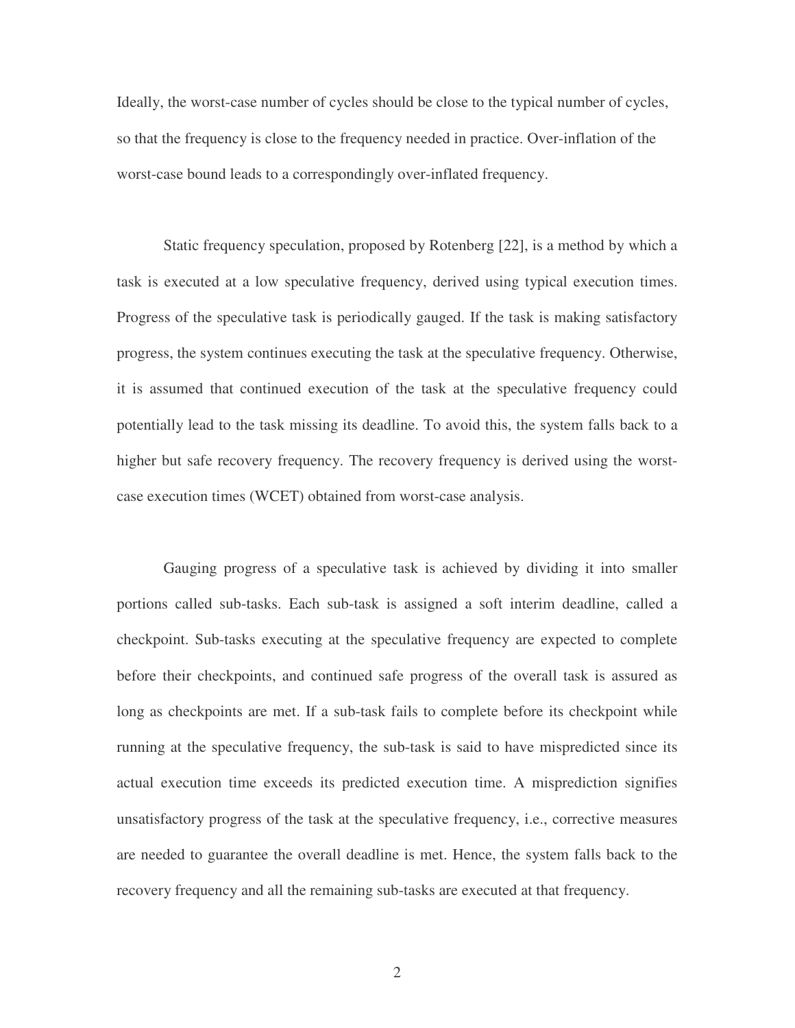Ideally, the worst-case number of cycles should be close to the typical number of cycles, so that the frequency is close to the frequency needed in practice. Over-inflation of the worst-case bound leads to a correspondingly over-inflated frequency.

Static frequency speculation, proposed by Rotenberg [22], is a method by which a task is executed at a low speculative frequency, derived using typical execution times. Progress of the speculative task is periodically gauged. If the task is making satisfactory progress, the system continues executing the task at the speculative frequency. Otherwise, it is assumed that continued execution of the task at the speculative frequency could potentially lead to the task missing its deadline. To avoid this, the system falls back to a higher but safe recovery frequency. The recovery frequency is derived using the worst-case execution times (WCET) obtained from worst-case analysis.

Gauging progress of a speculative task is achieved by dividing it into smaller portions called sub-tasks. Each sub-task is assigned a soft interim deadline, called a checkpoint. Sub-tasks executing at the speculative frequency are expected to complete before their checkpoints, and continued safe progress of the overall task is assured as long as checkpoints are met. If a sub-task fails to complete before its checkpoint while running at the speculative frequency, the sub-task is said to have mispredicted since its actual execution time exceeds its predicted execution time. A misprediction signifies unsatisfactory progress of the task at the speculative frequency, i.e., corrective measures are needed to guarantee the overall deadline is met. Hence, the system falls back to the recovery frequency and all the remaining sub-tasks are executed at that frequency.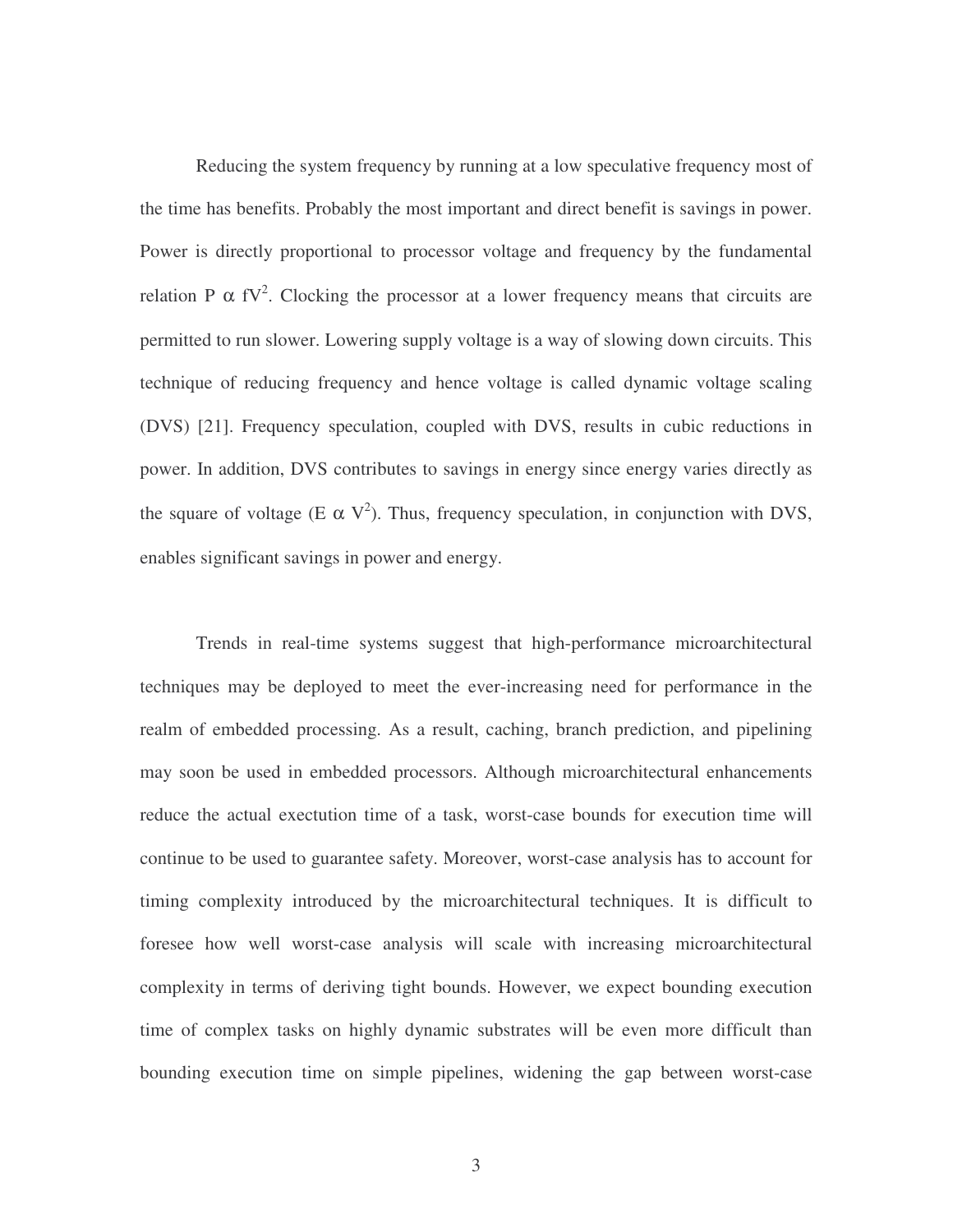Reducing the system frequency by running at a low speculative frequency most of the time has benefits. Probably the most important and direct benefit is savings in power. Power is directly proportional to processor voltage and frequency by the fundamental relation $P \propto fV^2$. Clocking the processor at a lower frequency means that circuits are permitted to run slower. Lowering supply voltage is a way of slowing down circuits. This technique of reducing frequency and hence voltage is called dynamic voltage scaling (DVS) [21]. Frequency speculation, coupled with DVS, results in cubic reductions in power. In addition, DVS contributes to savings in energy since energy varies directly as the square of voltage ($E \propto V^2$). Thus, frequency speculation, in conjunction with DVS, enables significant savings in power and energy.

Trends in real-time systems suggest that high-performance microarchitectural techniques may be deployed to meet the ever-increasing need for performance in the realm of embedded processing. As a result, caching, branch prediction, and pipelining may soon be used in embedded processors. Although microarchitectural enhancements reduce the actual exectution time of a task, worst-case bounds for execution time will continue to be used to guarantee safety. Moreover, worst-case analysis has to account for timing complexity introduced by the microarchitectural techniques. It is difficult to foresee how well worst-case analysis will scale with increasing microarchitectural complexity in terms of deriving tight bounds. However, we expect bounding execution time of complex tasks on highly dynamic substrates will be even more difficult than bounding execution time on simple pipelines, widening the gap between worst-case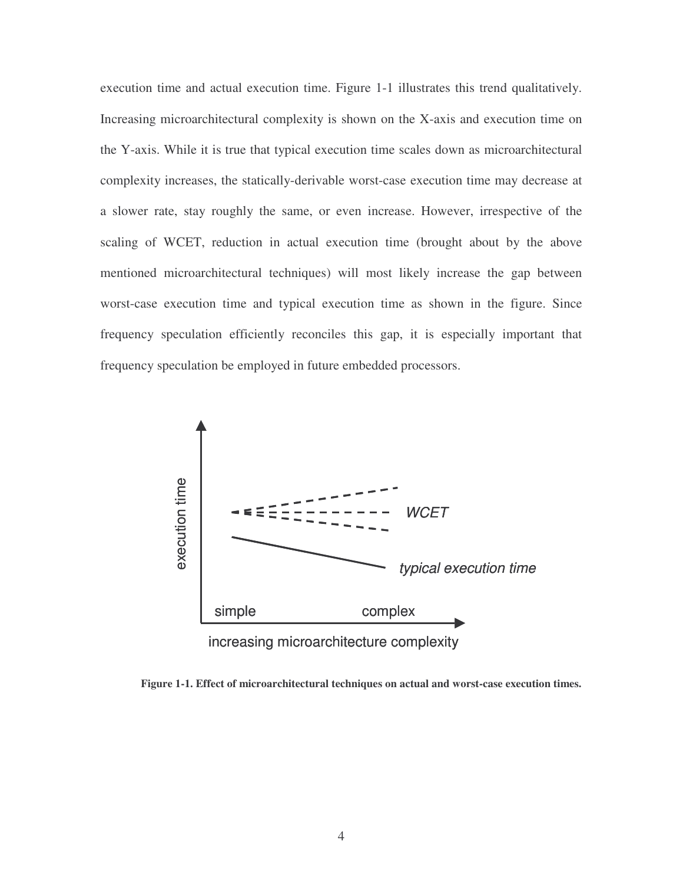execution time and actual execution time. Figure 1-1 illustrates this trend qualitatively. Increasing microarchitectural complexity is shown on the X-axis and execution time on the Y-axis. While it is true that typical execution time scales down as microarchitectural complexity increases, the statically-derivable worst-case execution time may decrease at a slower rate, stay roughly the same, or even increase. However, irrespective of the scaling of WCET, reduction in actual execution time (brought about by the above mentioned microarchitectural techniques) will most likely increase the gap between worst-case execution time and typical execution time as shown in the figure. Since frequency speculation efficiently reconciles this gap, it is especially important that frequency speculation be employed in future embedded processors.

**Figure 1-1. Effect of microarchitectural techniques on actual and worst-case execution times.**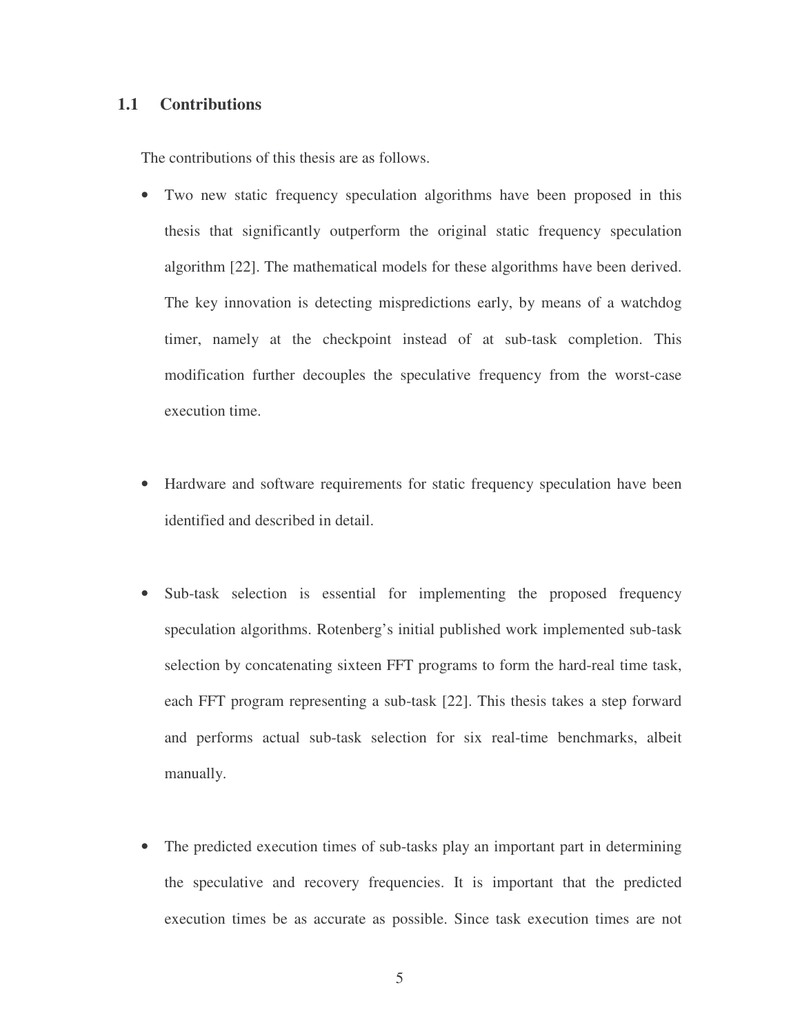## 1.1 Contributions

The contributions of this thesis are as follows.

- Two new static frequency speculation algorithms have been proposed in this thesis that significantly outperform the original static frequency speculation algorithm [22]. The mathematical models for these algorithms have been derived. The key innovation is detecting mispredictions early, by means of a watchdog timer, namely at the checkpoint instead of at sub-task completion. This modification further decouples the speculative frequency from the worst-case execution time.

- Hardware and software requirements for static frequency speculation have been identified and described in detail.

- Sub-task selection is essential for implementing the proposed frequency speculation algorithms. Rotenberg's initial published work implemented sub-task selection by concatenating sixteen FFT programs to form the hard-real time task, each FFT program representing a sub-task [22]. This thesis takes a step forward and performs actual sub-task selection for six real-time benchmarks, albeit manually.

- The predicted execution times of sub-tasks play an important part in determining the speculative and recovery frequencies. It is important that the predicted execution times be as accurate as possible. Since task execution times are not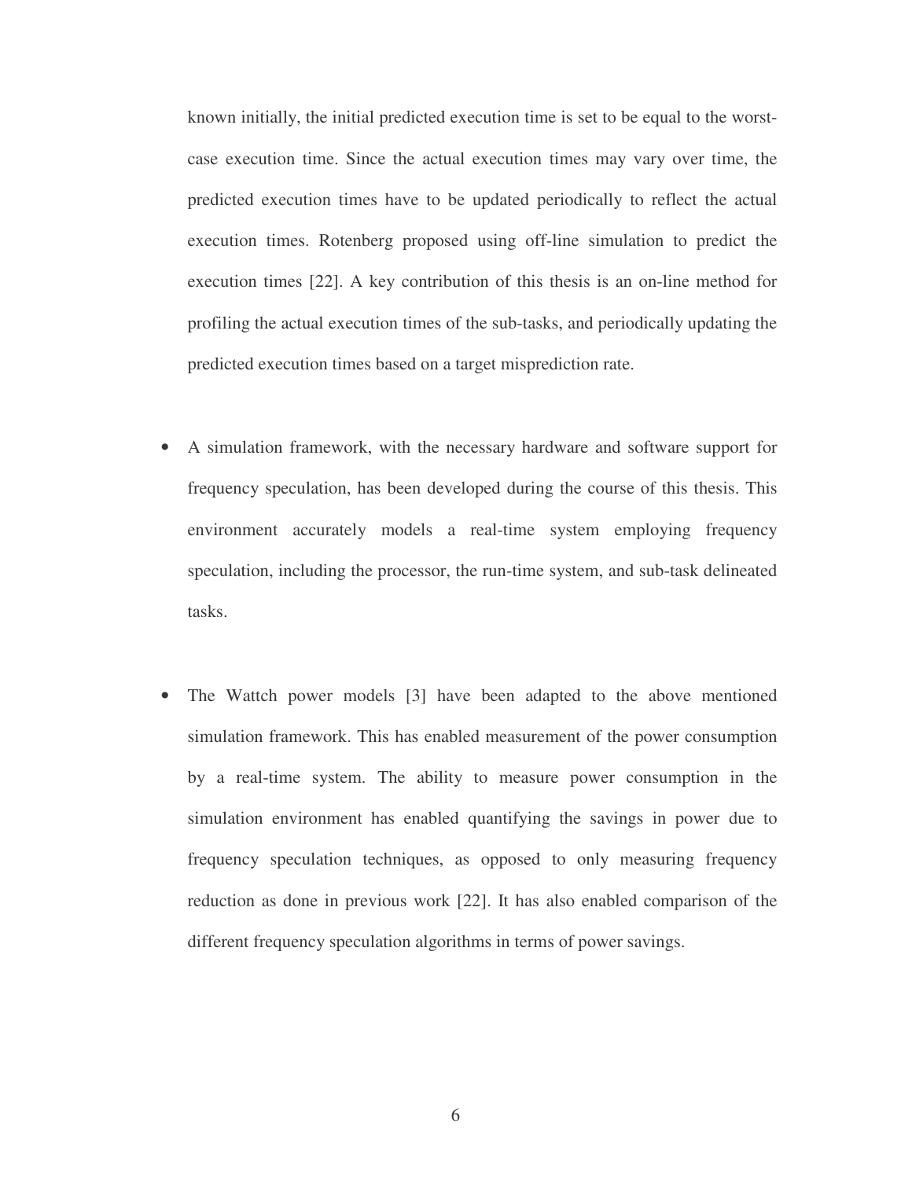known initially, the initial predicted execution time is set to be equal to the worst-case execution time. Since the actual execution times may vary over time, the predicted execution times have to be updated periodically to reflect the actual execution times. Rotenberg proposed using off-line simulation to predict the execution times [22]. A key contribution of this thesis is an on-line method for profiling the actual execution times of the sub-tasks, and periodically updating the predicted execution times based on a target misprediction rate.

- A simulation framework, with the necessary hardware and software support for frequency speculation, has been developed during the course of this thesis. This environment accurately models a real-time system employing frequency speculation, including the processor, the run-time system, and sub-task delineated tasks.

- The Wattch power models [3] have been adapted to the above mentioned simulation framework. This has enabled measurement of the power consumption by a real-time system. The ability to measure power consumption in the simulation environment has enabled quantifying the savings in power due to frequency speculation techniques, as opposed to only measuring frequency reduction as done in previous work [22]. It has also enabled comparison of the different frequency speculation algorithms in terms of power savings.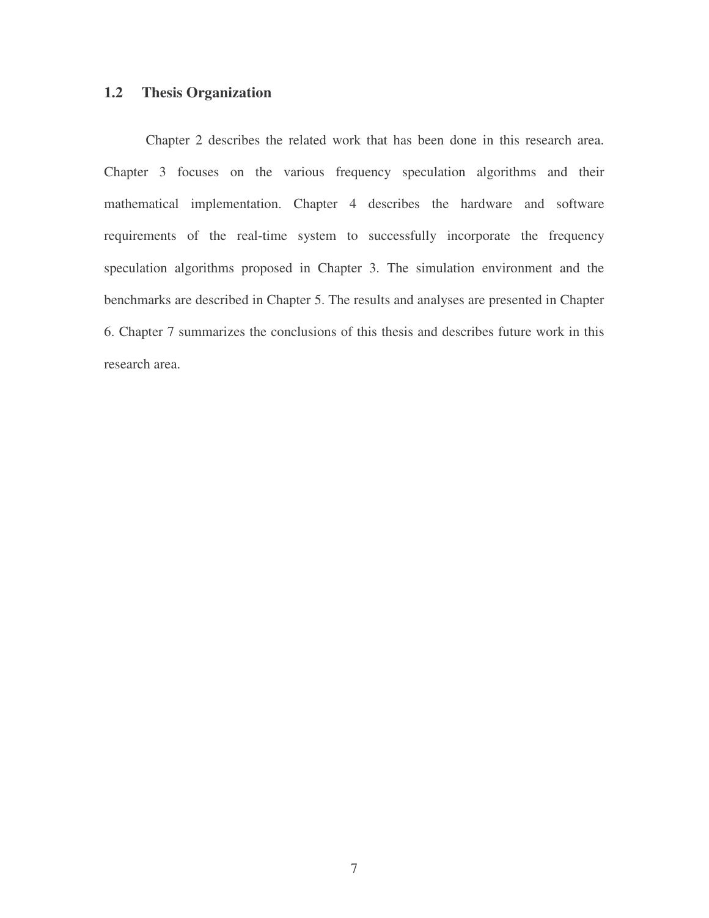## 1.2 Thesis Organization

Chapter 2 describes the related work that has been done in this research area. Chapter 3 focuses on the various frequency speculation algorithms and their mathematical implementation. Chapter 4 describes the hardware and software requirements of the real-time system to successfully incorporate the frequency speculation algorithms proposed in Chapter 3. The simulation environment and the benchmarks are described in Chapter 5. The results and analyses are presented in Chapter 6. Chapter 7 summarizes the conclusions of this thesis and describes future work in this research area.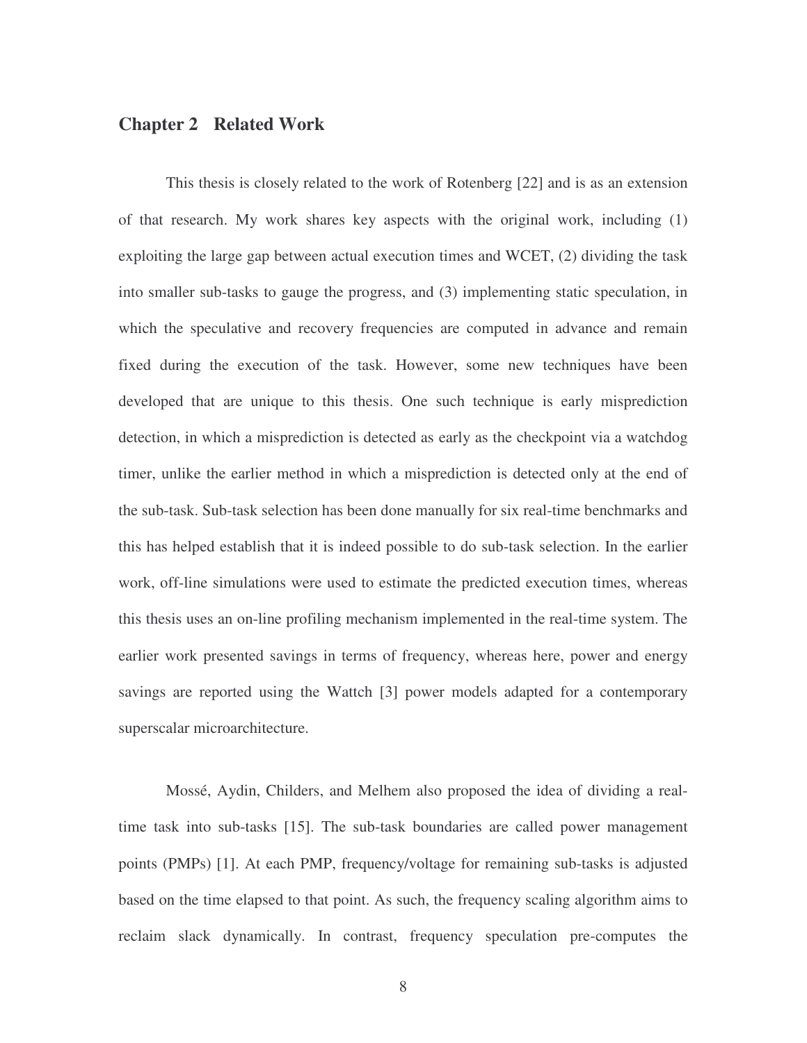# Chapter 2 Related Work

This thesis is closely related to the work of Rotenberg [22] and is as an extension of that research. My work shares key aspects with the original work, including (1) exploiting the large gap between actual execution times and WCET, (2) dividing the task into smaller sub-tasks to gauge the progress, and (3) implementing static speculation, in which the speculative and recovery frequencies are computed in advance and remain fixed during the execution of the task. However, some new techniques have been developed that are unique to this thesis. One such technique is early misprediction detection, in which a misprediction is detected as early as the checkpoint via a watchdog timer, unlike the earlier method in which a misprediction is detected only at the end of the sub-task. Sub-task selection has been done manually for six real-time benchmarks and this has helped establish that it is indeed possible to do sub-task selection. In the earlier work, off-line simulations were used to estimate the predicted execution times, whereas this thesis uses an on-line profiling mechanism implemented in the real-time system. The earlier work presented savings in terms of frequency, whereas here, power and energy savings are reported using the Wattch [3] power models adapted for a contemporary superscalar microarchitecture.

Mossé, Aydin, Childers, and Melhem also proposed the idea of dividing a real-time task into sub-tasks [15]. The sub-task boundaries are called power management points (PMPs) [1]. At each PMP, frequency/voltage for remaining sub-tasks is adjusted based on the time elapsed to that point. As such, the frequency scaling algorithm aims to reclaim slack dynamically. In contrast, frequency speculation pre-computes the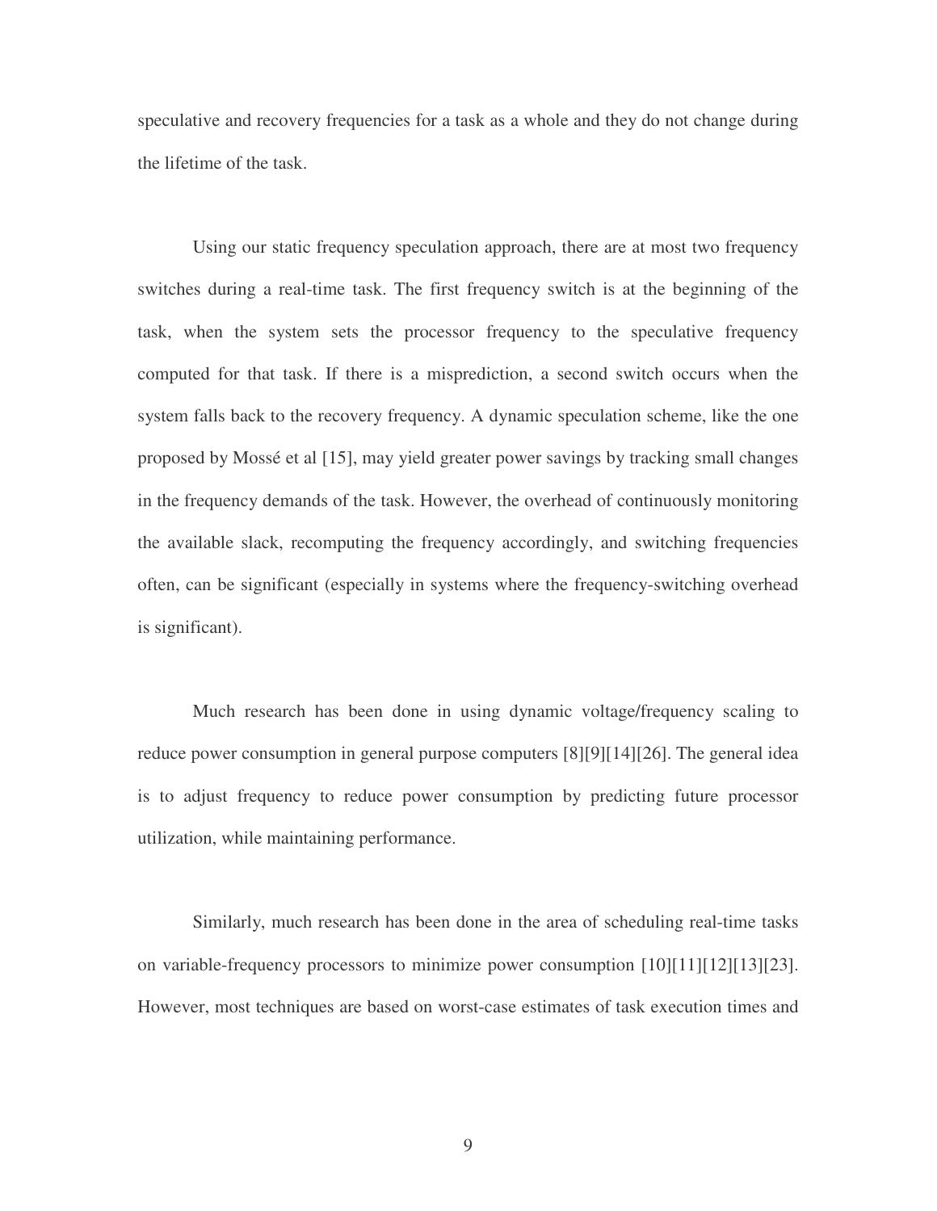speculative and recovery frequencies for a task as a whole and they do not change during the lifetime of the task.

Using our static frequency speculation approach, there are at most two frequency switches during a real-time task. The first frequency switch is at the beginning of the task, when the system sets the processor frequency to the speculative frequency computed for that task. If there is a misprediction, a second switch occurs when the system falls back to the recovery frequency. A dynamic speculation scheme, like the one proposed by Mossé et al [15], may yield greater power savings by tracking small changes in the frequency demands of the task. However, the overhead of continuously monitoring the available slack, recomputing the frequency accordingly, and switching frequencies often, can be significant (especially in systems where the frequency-switching overhead is significant).

Much research has been done in using dynamic voltage/frequency scaling to reduce power consumption in general purpose computers [8][9][14][26]. The general idea is to adjust frequency to reduce power consumption by predicting future processor utilization, while maintaining performance.

Similarly, much research has been done in the area of scheduling real-time tasks on variable-frequency processors to minimize power consumption [10][11][12][13][23]. However, most techniques are based on worst-case estimates of task execution times and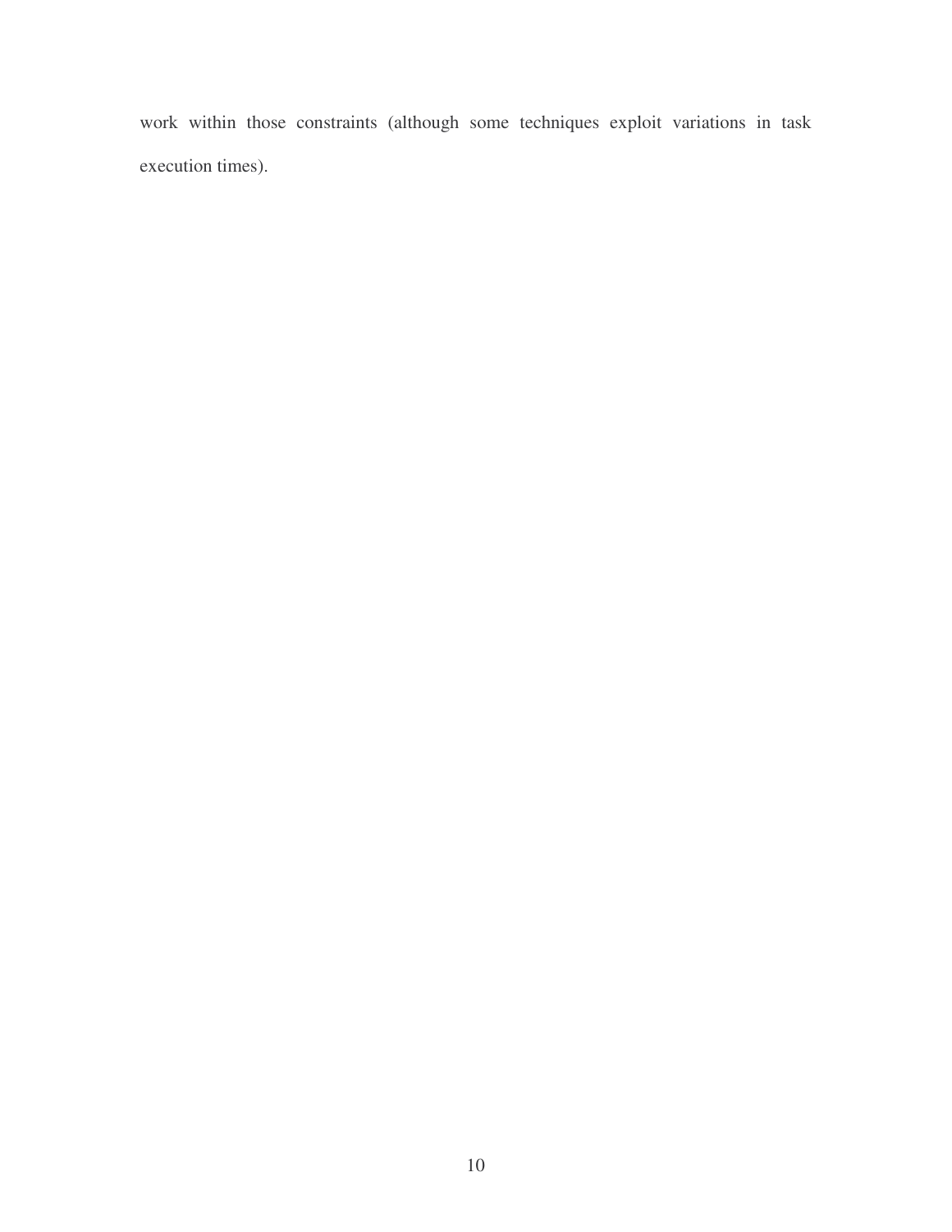work within those constraints (although some techniques exploit variations in task execution times).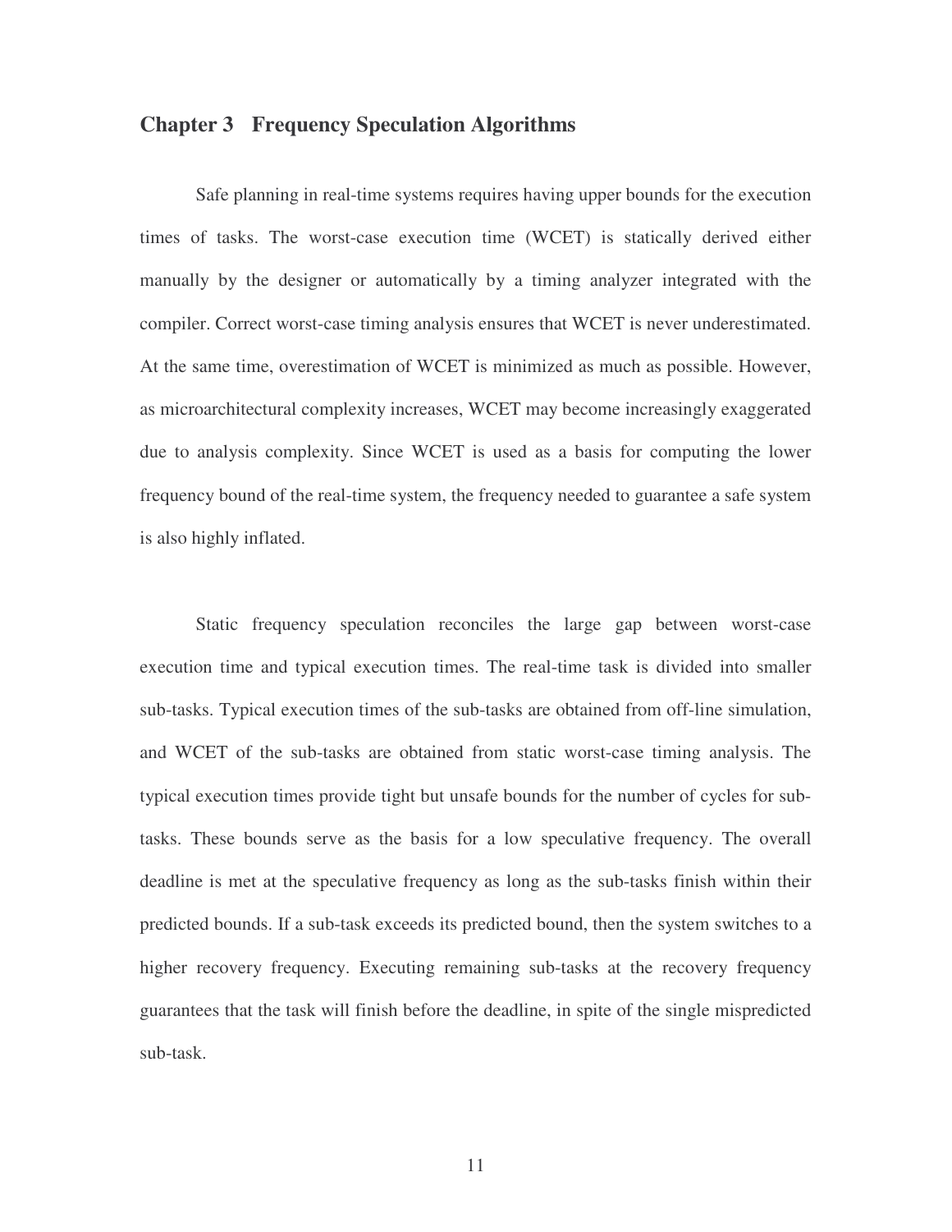# Chapter 3 Frequency Speculation Algorithms

Safe planning in real-time systems requires having upper bounds for the execution times of tasks. The worst-case execution time (WCET) is statically derived either manually by the designer or automatically by a timing analyzer integrated with the compiler. Correct worst-case timing analysis ensures that WCET is never underestimated. At the same time, overestimation of WCET is minimized as much as possible. However, as microarchitectural complexity increases, WCET may become increasingly exaggerated due to analysis complexity. Since WCET is used as a basis for computing the lower frequency bound of the real-time system, the frequency needed to guarantee a safe system is also highly inflated.

Static frequency speculation reconciles the large gap between worst-case execution time and typical execution times. The real-time task is divided into smaller sub-tasks. Typical execution times of the sub-tasks are obtained from off-line simulation, and WCET of the sub-tasks are obtained from static worst-case timing analysis. The typical execution times provide tight but unsafe bounds for the number of cycles for sub-tasks. These bounds serve as the basis for a low speculative frequency. The overall deadline is met at the speculative frequency as long as the sub-tasks finish within their predicted bounds. If a sub-task exceeds its predicted bound, then the system switches to a higher recovery frequency. Executing remaining sub-tasks at the recovery frequency guarantees that the task will finish before the deadline, in spite of the single mispredicted sub-task.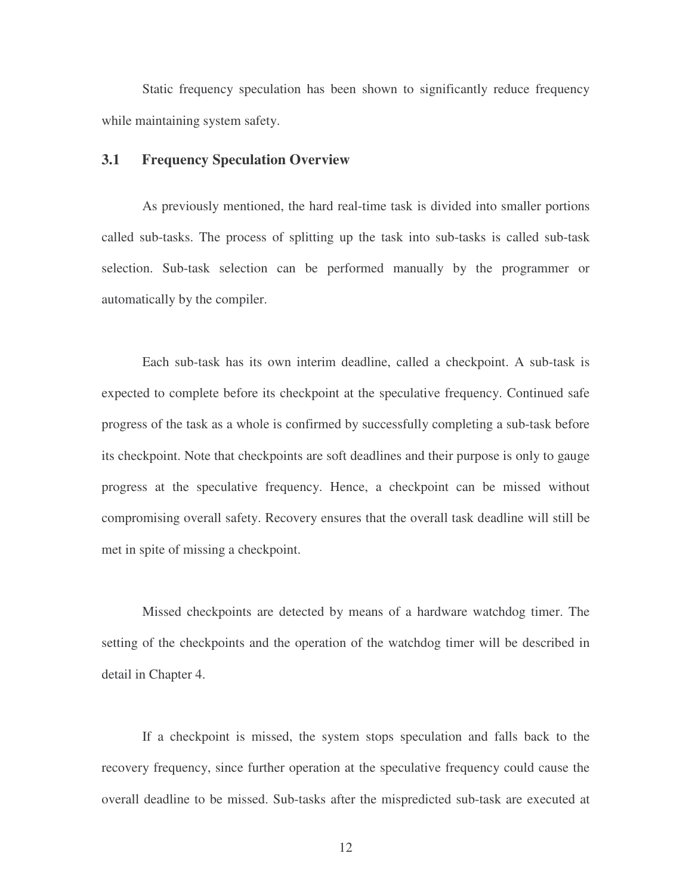Static frequency speculation has been shown to significantly reduce frequency while maintaining system safety.

## 3.1 Frequency Speculation Overview

As previously mentioned, the hard real-time task is divided into smaller portions called sub-tasks. The process of splitting up the task into sub-tasks is called sub-task selection. Sub-task selection can be performed manually by the programmer or automatically by the compiler.

Each sub-task has its own interim deadline, called a checkpoint. A sub-task is expected to complete before its checkpoint at the speculative frequency. Continued safe progress of the task as a whole is confirmed by successfully completing a sub-task before its checkpoint. Note that checkpoints are soft deadlines and their purpose is only to gauge progress at the speculative frequency. Hence, a checkpoint can be missed without compromising overall safety. Recovery ensures that the overall task deadline will still be met in spite of missing a checkpoint.

Missed checkpoints are detected by means of a hardware watchdog timer. The setting of the checkpoints and the operation of the watchdog timer will be described in detail in Chapter 4.

If a checkpoint is missed, the system stops speculation and falls back to the recovery frequency, since further operation at the speculative frequency could cause the overall deadline to be missed. Sub-tasks after the mispredicted sub-task are executed at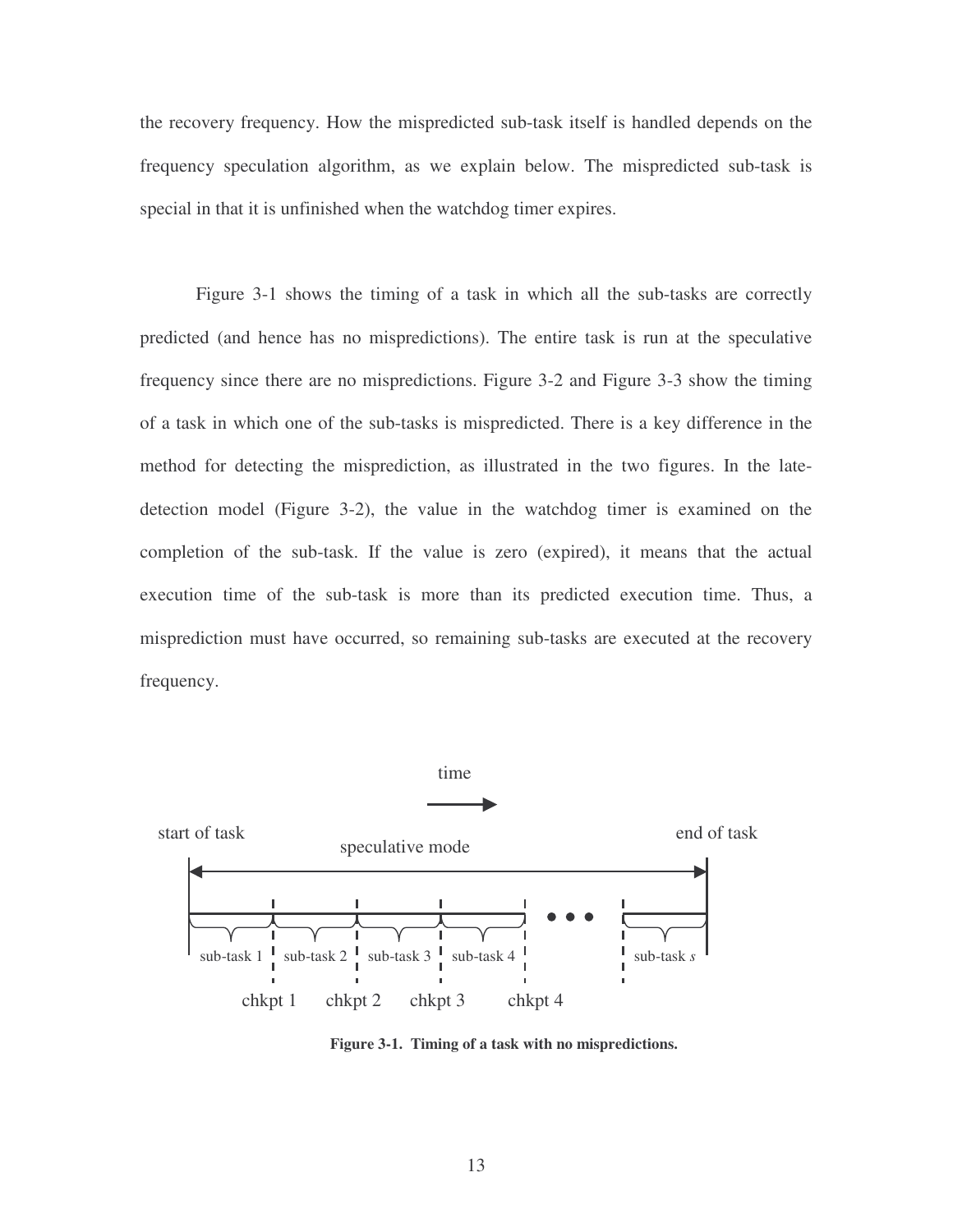the recovery frequency. How the mispredicted sub-task itself is handled depends on the frequency speculation algorithm, as we explain below. The mispredicted sub-task is special in that it is unfinished when the watchdog timer expires.

Figure 3-1 shows the timing of a task in which all the sub-tasks are correctly predicted (and hence has no mispredictions). The entire task is run at the speculative frequency since there are no mispredictions. Figure 3-2 and Figure 3-3 show the timing of a task in which one of the sub-tasks is mispredicted. There is a key difference in the method for detecting the misprediction, as illustrated in the two figures. In the late-detection model (Figure 3-2), the value in the watchdog timer is examined on the completion of the sub-task. If the value is zero (expired), it means that the actual execution time of the sub-task is more than its predicted execution time. Thus, a misprediction must have occurred, so remaining sub-tasks are executed at the recovery frequency.

time

start of task    speculative mode    end of task

sub-task 1 | sub-task 2 | sub-task 3 | sub-task 4 | ... | sub-task *s*

chkpt 1    chkpt 2    chkpt 3    chkpt 4

**Figure 3-1. Timing of a task with no mispredictions.**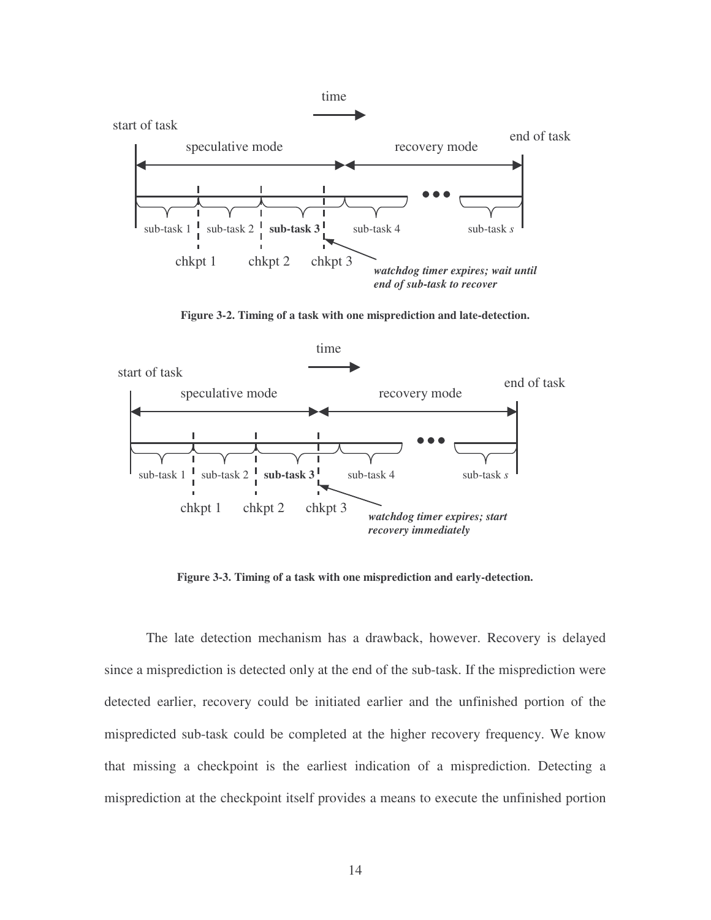Figure 3-2. Timing of a task with one misprediction and late-detection.

Figure 3-3. Timing of a task with one misprediction and early-detection.

The late detection mechanism has a drawback, however. Recovery is delayed since a misprediction is detected only at the end of the sub-task. If the misprediction were detected earlier, recovery could be initiated earlier and the unfinished portion of the mispredicted sub-task could be completed at the higher recovery frequency. We know that missing a checkpoint is the earliest indication of a misprediction. Detecting a misprediction at the checkpoint itself provides a means to execute the unfinished portion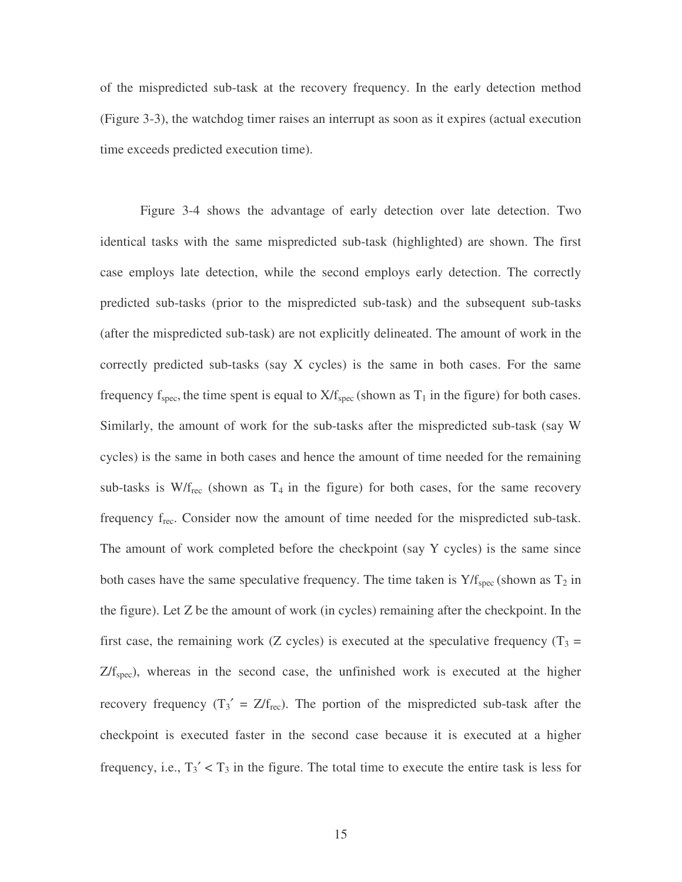of the mispredicted sub-task at the recovery frequency. In the early detection method (Figure 3-3), the watchdog timer raises an interrupt as soon as it expires (actual execution time exceeds predicted execution time).

Figure 3-4 shows the advantage of early detection over late detection. Two identical tasks with the same mispredicted sub-task (highlighted) are shown. The first case employs late detection, while the second employs early detection. The correctly predicted sub-tasks (prior to the mispredicted sub-task) and the subsequent sub-tasks (after the mispredicted sub-task) are not explicitly delineated. The amount of work in the correctly predicted sub-tasks (say X cycles) is the same in both cases. For the same frequency $f_{spec}$, the time spent is equal to $X/f_{spec}$ (shown as $T_1$ in the figure) for both cases. Similarly, the amount of work for the sub-tasks after the mispredicted sub-task (say W cycles) is the same in both cases and hence the amount of time needed for the remaining sub-tasks is $W/f_{rec}$ (shown as $T_4$ in the figure) for both cases, for the same recovery frequency $f_{rec}$. Consider now the amount of time needed for the mispredicted sub-task. The amount of work completed before the checkpoint (say Y cycles) is the same since both cases have the same speculative frequency. The time taken is $Y/f_{spec}$ (shown as $T_2$ in the figure). Let Z be the amount of work (in cycles) remaining after the checkpoint. In the first case, the remaining work (Z cycles) is executed at the speculative frequency ($T_3 = Z/f_{spec}$), whereas in the second case, the unfinished work is executed at the higher recovery frequency ($T_3' = Z/f_{rec}$). The portion of the mispredicted sub-task after the checkpoint is executed faster in the second case because it is executed at a higher frequency, i.e., $T_3' < T_3$ in the figure. The total time to execute the entire task is less for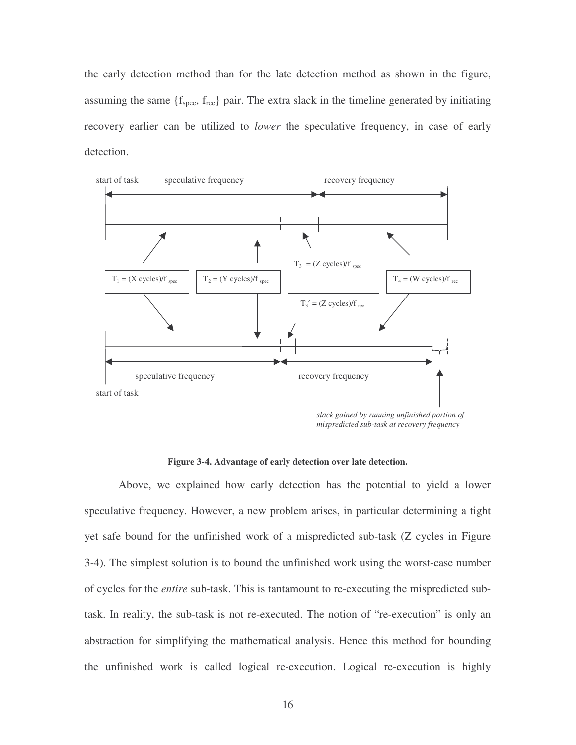the early detection method than for the late detection method as shown in the figure, assuming the same $\{f_{spec}, f_{rec}\}$ pair. The extra slack in the timeline generated by initiating recovery earlier can be utilized to *lower* the speculative frequency, in case of early detection.

**Figure 3-4. Advantage of early detection over late detection.**

Above, we explained how early detection has the potential to yield a lower speculative frequency. However, a new problem arises, in particular determining a tight yet safe bound for the unfinished work of a mispredicted sub-task (Z cycles in Figure 3-4). The simplest solution is to bound the unfinished work using the worst-case number of cycles for the *entire* sub-task. This is tantamount to re-executing the mispredicted sub-task. In reality, the sub-task is not re-executed. The notion of "re-execution" is only an abstraction for simplifying the mathematical analysis. Hence this method for bounding the unfinished work is called logical re-execution. Logical re-execution is highly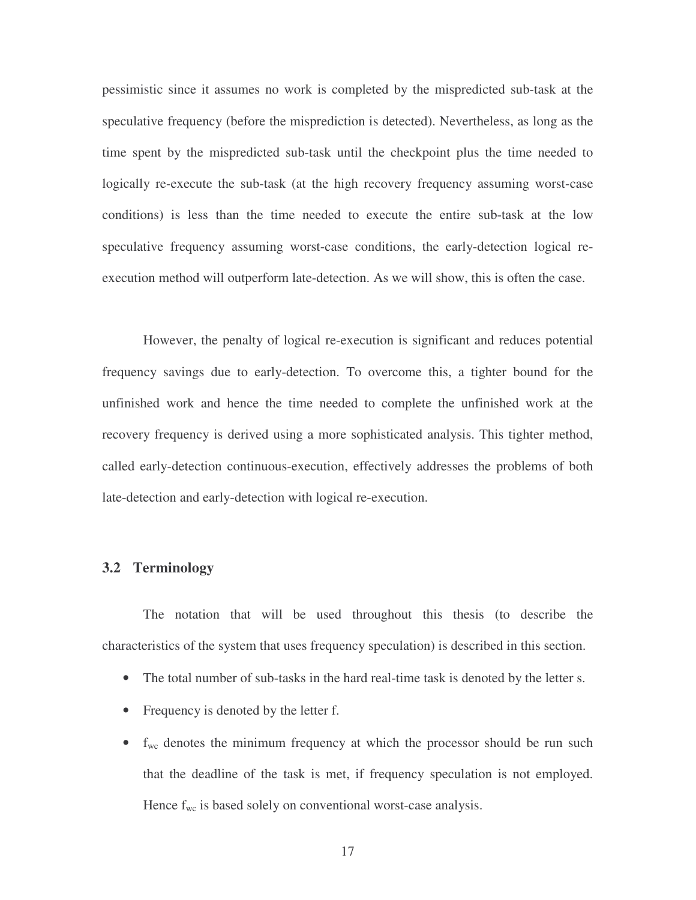pessimistic since it assumes no work is completed by the mispredicted sub-task at the speculative frequency (before the misprediction is detected). Nevertheless, as long as the time spent by the mispredicted sub-task until the checkpoint plus the time needed to logically re-execute the sub-task (at the high recovery frequency assuming worst-case conditions) is less than the time needed to execute the entire sub-task at the low speculative frequency assuming worst-case conditions, the early-detection logical re-execution method will outperform late-detection. As we will show, this is often the case.

However, the penalty of logical re-execution is significant and reduces potential frequency savings due to early-detection. To overcome this, a tighter bound for the unfinished work and hence the time needed to complete the unfinished work at the recovery frequency is derived using a more sophisticated analysis. This tighter method, called early-detection continuous-execution, effectively addresses the problems of both late-detection and early-detection with logical re-execution.

## 3.2 Terminology

The notation that will be used throughout this thesis (to describe the characteristics of the system that uses frequency speculation) is described in this section.

- The total number of sub-tasks in the hard real-time task is denoted by the letter s.
- Frequency is denoted by the letter f.
- $f_{wc}$ denotes the minimum frequency at which the processor should be run such that the deadline of the task is met, if frequency speculation is not employed. Hence $f_{wc}$ is based solely on conventional worst-case analysis.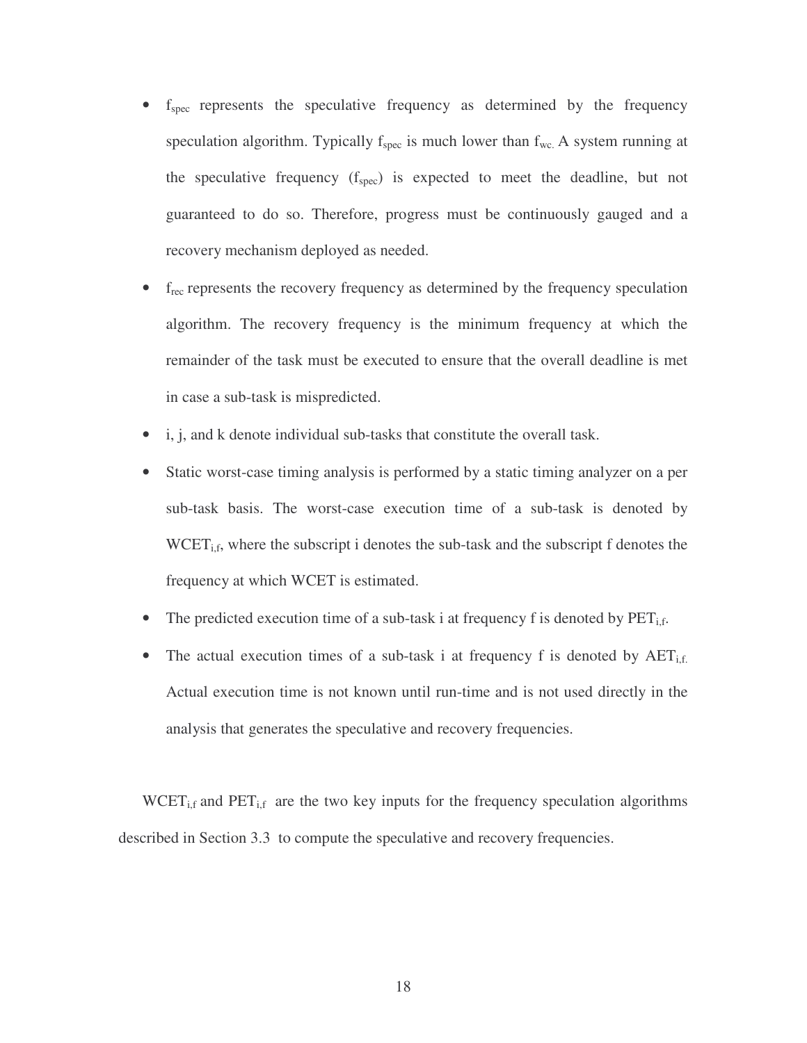- $f_{spec}$ represents the speculative frequency as determined by the frequency speculation algorithm. Typically $f_{spec}$ is much lower than $f_{wc}$. A system running at the speculative frequency ($f_{spec}$) is expected to meet the deadline, but not guaranteed to do so. Therefore, progress must be continuously gauged and a recovery mechanism deployed as needed.
- $f_{rec}$ represents the recovery frequency as determined by the frequency speculation algorithm. The recovery frequency is the minimum frequency at which the remainder of the task must be executed to ensure that the overall deadline is met in case a sub-task is mispredicted.
- i, j, and k denote individual sub-tasks that constitute the overall task.
- Static worst-case timing analysis is performed by a static timing analyzer on a per sub-task basis. The worst-case execution time of a sub-task is denoted by $WCET_{i,f}$, where the subscript i denotes the sub-task and the subscript f denotes the frequency at which WCET is estimated.
- The predicted execution time of a sub-task i at frequency f is denoted by $PET_{i,f}$.
- The actual execution times of a sub-task i at frequency f is denoted by $AET_{i,f}$. Actual execution time is not known until run-time and is not used directly in the analysis that generates the speculative and recovery frequencies.

$WCET_{i,f}$ and $PET_{i,f}$ are the two key inputs for the frequency speculation algorithms described in Section 3.3 to compute the speculative and recovery frequencies.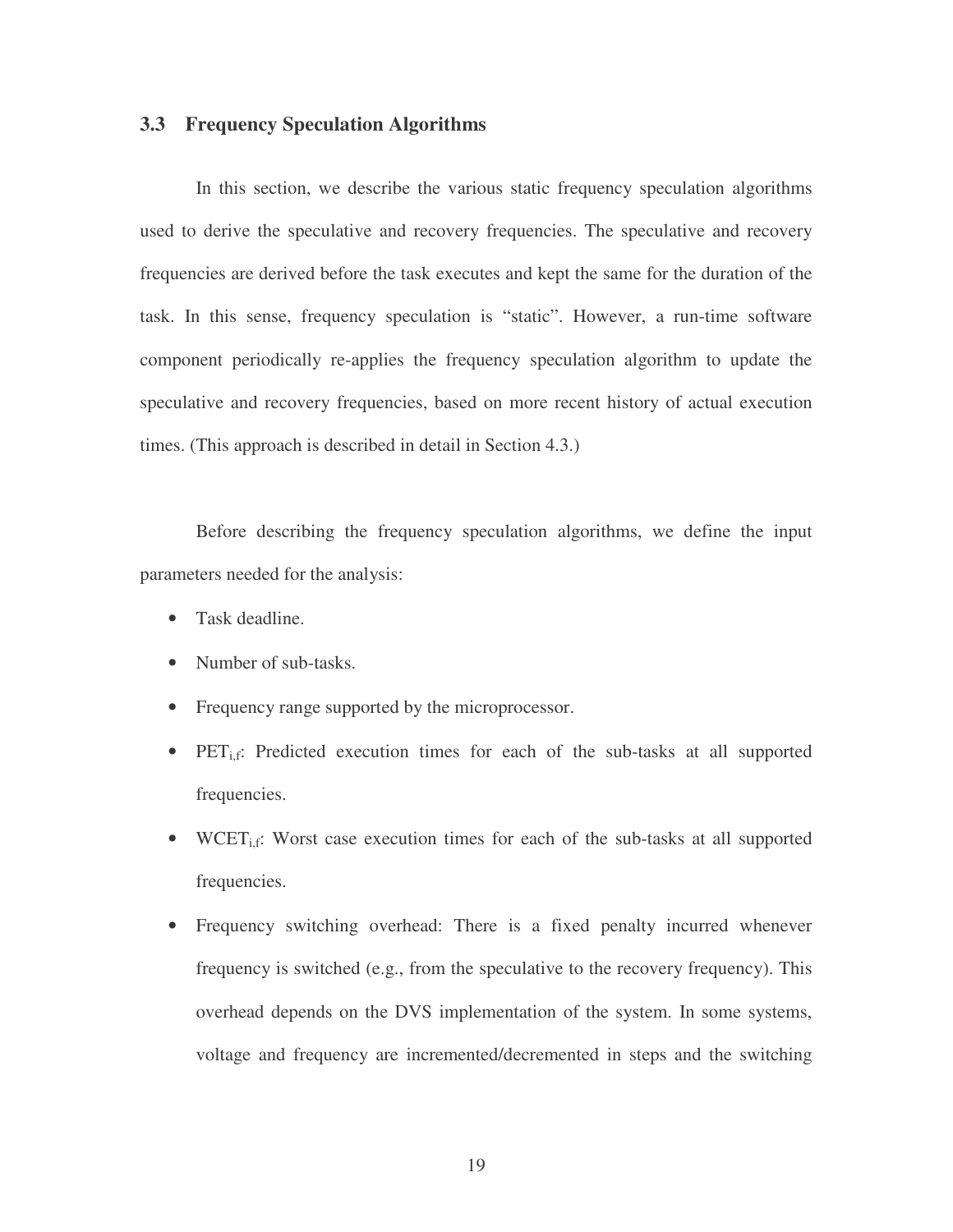## 3.3 Frequency Speculation Algorithms

In this section, we describe the various static frequency speculation algorithms used to derive the speculative and recovery frequencies. The speculative and recovery frequencies are derived before the task executes and kept the same for the duration of the task. In this sense, frequency speculation is "static". However, a run-time software component periodically re-applies the frequency speculation algorithm to update the speculative and recovery frequencies, based on more recent history of actual execution times. (This approach is described in detail in Section 4.3.)

Before describing the frequency speculation algorithms, we define the input parameters needed for the analysis:

- Task deadline.
- Number of sub-tasks.
- Frequency range supported by the microprocessor.
- $PET_{i,f}$: Predicted execution times for each of the sub-tasks at all supported frequencies.
- $WCET_{i,f}$: Worst case execution times for each of the sub-tasks at all supported frequencies.
- Frequency switching overhead: There is a fixed penalty incurred whenever frequency is switched (e.g., from the speculative to the recovery frequency). This overhead depends on the DVS implementation of the system. In some systems, voltage and frequency are incremented/decremented in steps and the switching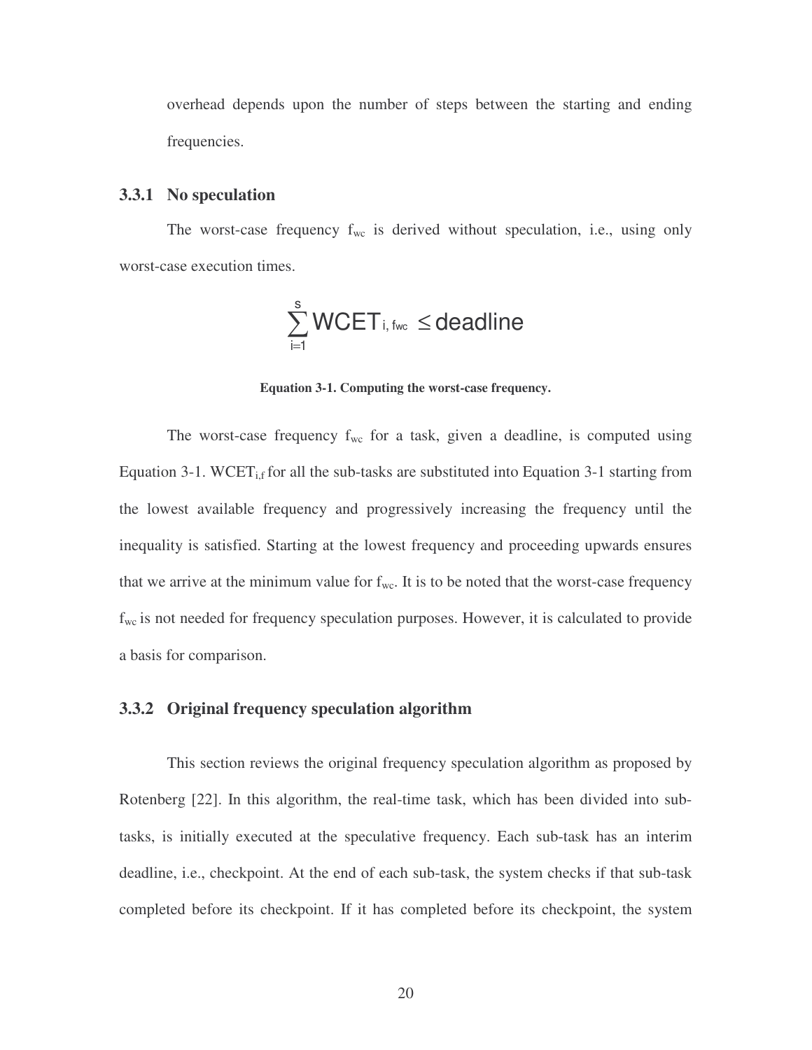overhead depends upon the number of steps between the starting and ending frequencies.

### 3.3.1 No speculation

The worst-case frequency $f_{wc}$ is derived without speculation, i.e., using only worst-case execution times.

$$\sum_{i=1}^{s} WCET_{i,\,fwc} \leq deadline$$

**Equation 3-1. Computing the worst-case frequency.**

The worst-case frequency $f_{wc}$ for a task, given a deadline, is computed using Equation 3-1. $WCET_{i,f}$ for all the sub-tasks are substituted into Equation 3-1 starting from the lowest available frequency and progressively increasing the frequency until the inequality is satisfied. Starting at the lowest frequency and proceeding upwards ensures that we arrive at the minimum value for $f_{wc}$. It is to be noted that the worst-case frequency $f_{wc}$ is not needed for frequency speculation purposes. However, it is calculated to provide a basis for comparison.

### 3.3.2 Original frequency speculation algorithm

This section reviews the original frequency speculation algorithm as proposed by Rotenberg [22]. In this algorithm, the real-time task, which has been divided into sub-tasks, is initially executed at the speculative frequency. Each sub-task has an interim deadline, i.e., checkpoint. At the end of each sub-task, the system checks if that sub-task completed before its checkpoint. If it has completed before its checkpoint, the system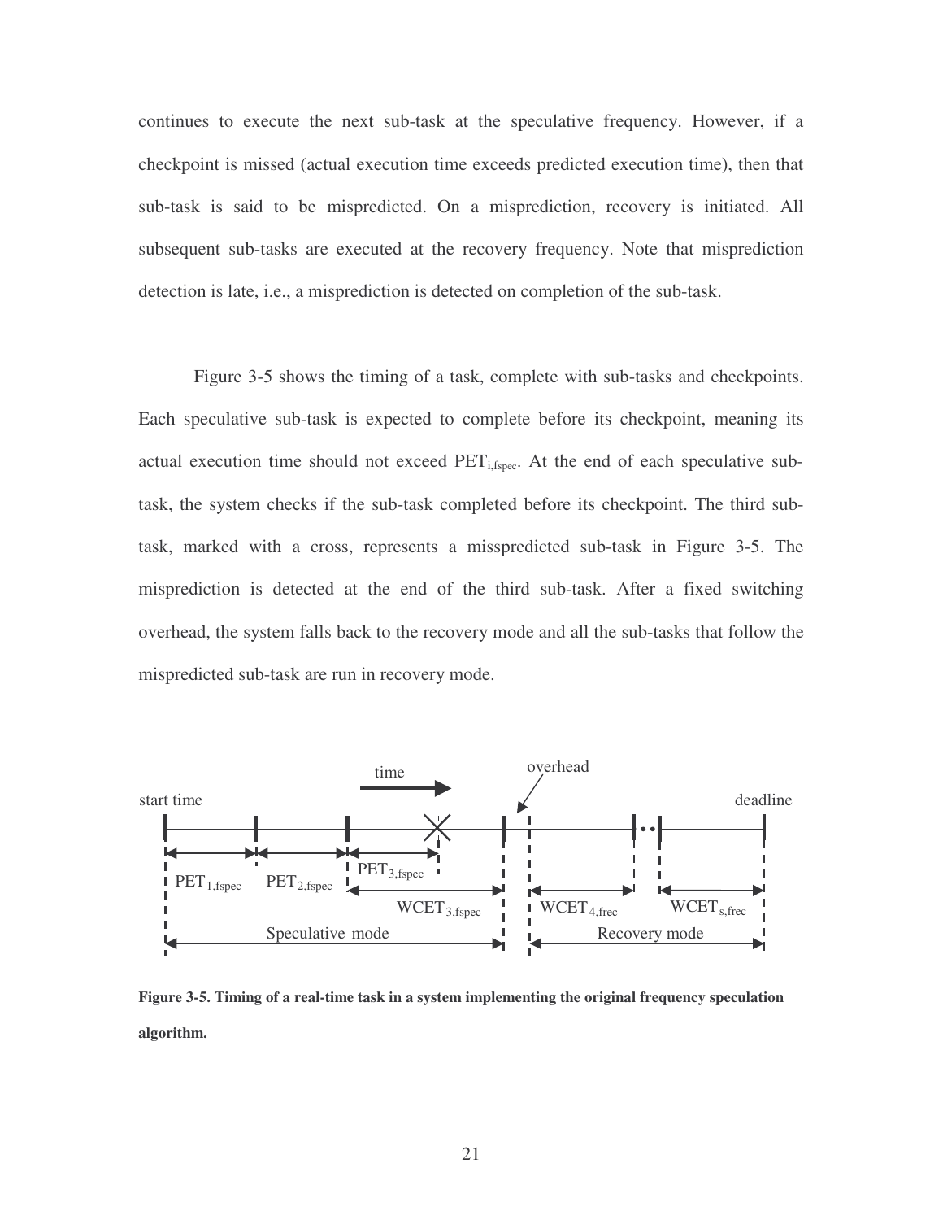continues to execute the next sub-task at the speculative frequency. However, if a checkpoint is missed (actual execution time exceeds predicted execution time), then that sub-task is said to be mispredicted. On a misprediction, recovery is initiated. All subsequent sub-tasks are executed at the recovery frequency. Note that misprediction detection is late, i.e., a misprediction is detected on completion of the sub-task.

Figure 3-5 shows the timing of a task, complete with sub-tasks and checkpoints. Each speculative sub-task is expected to complete before its checkpoint, meaning its actual execution time should not exceed $PET_{i,fspec}$. At the end of each speculative sub-task, the system checks if the sub-task completed before its checkpoint. The third sub-task, marked with a cross, represents a misspredicted sub-task in Figure 3-5. The misprediction is detected at the end of the third sub-task. After a fixed switching overhead, the system falls back to the recovery mode and all the sub-tasks that follow the mispredicted sub-task are run in recovery mode.

**Figure 3-5. Timing of a real-time task in a system implementing the original frequency speculation algorithm.**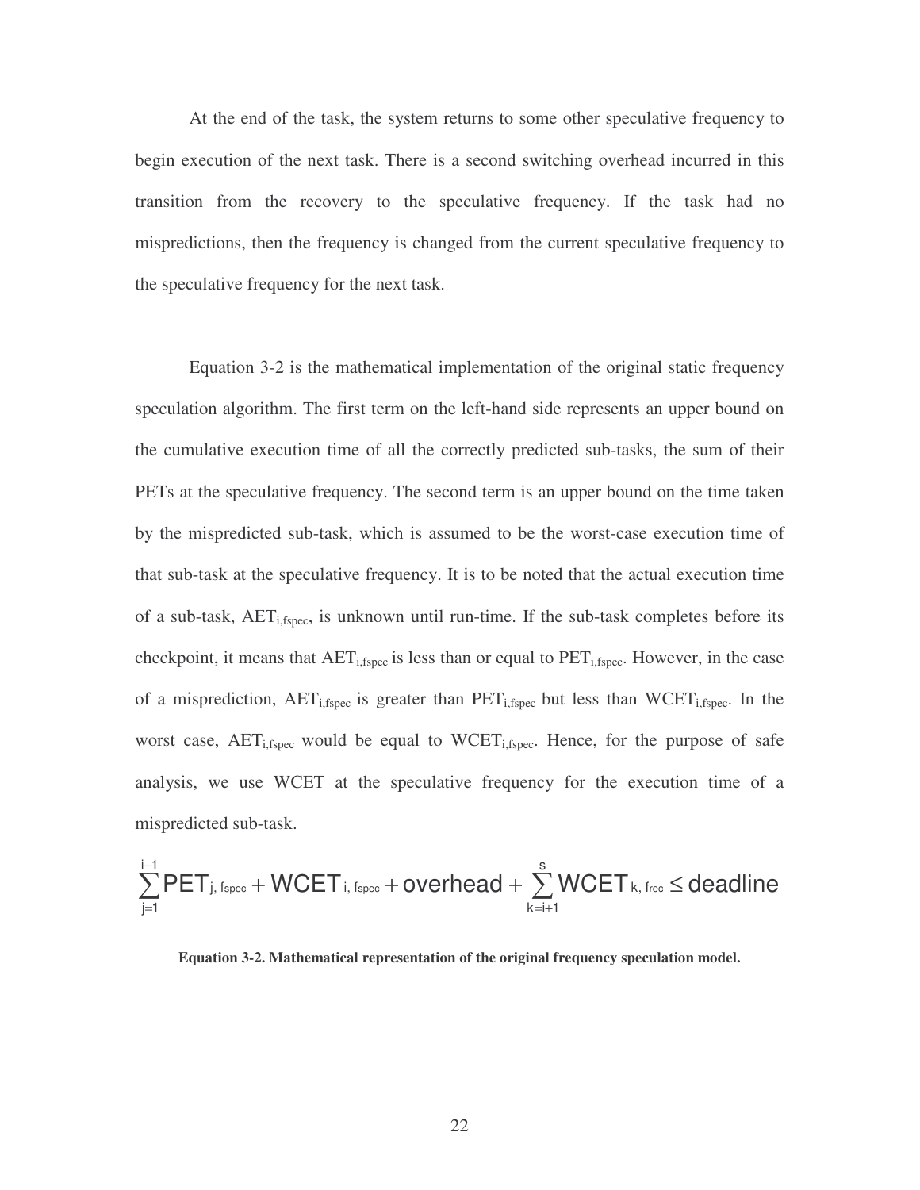At the end of the task, the system returns to some other speculative frequency to begin execution of the next task. There is a second switching overhead incurred in this transition from the recovery to the speculative frequency. If the task had no mispredictions, then the frequency is changed from the current speculative frequency to the speculative frequency for the next task.

Equation 3-2 is the mathematical implementation of the original static frequency speculation algorithm. The first term on the left-hand side represents an upper bound on the cumulative execution time of all the correctly predicted sub-tasks, the sum of their PETs at the speculative frequency. The second term is an upper bound on the time taken by the mispredicted sub-task, which is assumed to be the worst-case execution time of that sub-task at the speculative frequency. It is to be noted that the actual execution time of a sub-task, $AET_{i,fspec}$, is unknown until run-time. If the sub-task completes before its checkpoint, it means that $AET_{i,fspec}$ is less than or equal to $PET_{i,fspec}$. However, in the case of a misprediction, $AET_{i,fspec}$ is greater than $PET_{i,fspec}$ but less than $WCET_{i,fspec}$. In the worst case, $AET_{i,fspec}$ would be equal to $WCET_{i,fspec}$. Hence, for the purpose of safe analysis, we use WCET at the speculative frequency for the execution time of a mispredicted sub-task.

$$\sum_{j=1}^{i-1} PET_{j,\,fspec} + WCET_{i,\,fspec} + \text{overhead} + \sum_{k=i+1}^{s} WCET_{k,\,frec} \leq \text{deadline}$$

**Equation 3-2. Mathematical representation of the original frequency speculation model.**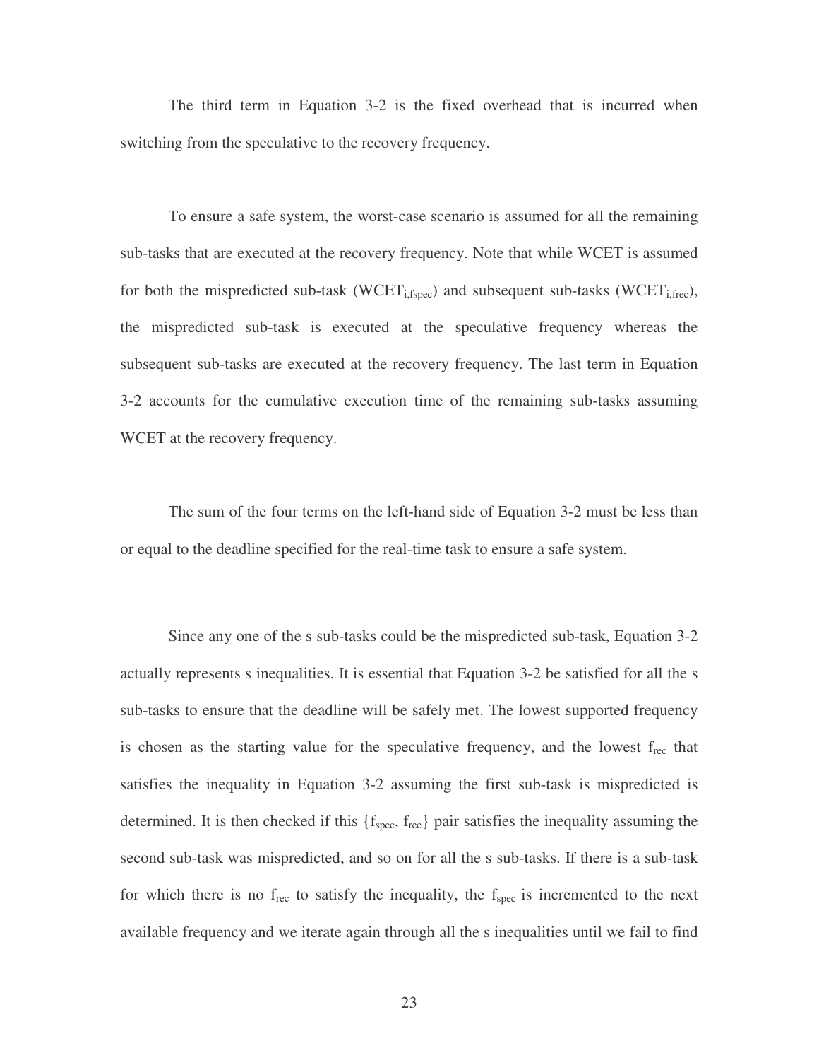The third term in Equation 3-2 is the fixed overhead that is incurred when switching from the speculative to the recovery frequency.

To ensure a safe system, the worst-case scenario is assumed for all the remaining sub-tasks that are executed at the recovery frequency. Note that while WCET is assumed for both the mispredicted sub-task ($WCET_{i,fspec}$) and subsequent sub-tasks ($WCET_{i,frec}$), the mispredicted sub-task is executed at the speculative frequency whereas the subsequent sub-tasks are executed at the recovery frequency. The last term in Equation 3-2 accounts for the cumulative execution time of the remaining sub-tasks assuming WCET at the recovery frequency.

The sum of the four terms on the left-hand side of Equation 3-2 must be less than or equal to the deadline specified for the real-time task to ensure a safe system.

Since any one of the s sub-tasks could be the mispredicted sub-task, Equation 3-2 actually represents s inequalities. It is essential that Equation 3-2 be satisfied for all the s sub-tasks to ensure that the deadline will be safely met. The lowest supported frequency is chosen as the starting value for the speculative frequency, and the lowest $f_{rec}$ that satisfies the inequality in Equation 3-2 assuming the first sub-task is mispredicted is determined. It is then checked if this $\{f_{spec}, f_{rec}\}$ pair satisfies the inequality assuming the second sub-task was mispredicted, and so on for all the s sub-tasks. If there is a sub-task for which there is no $f_{rec}$ to satisfy the inequality, the $f_{spec}$ is incremented to the next available frequency and we iterate again through all the s inequalities until we fail to find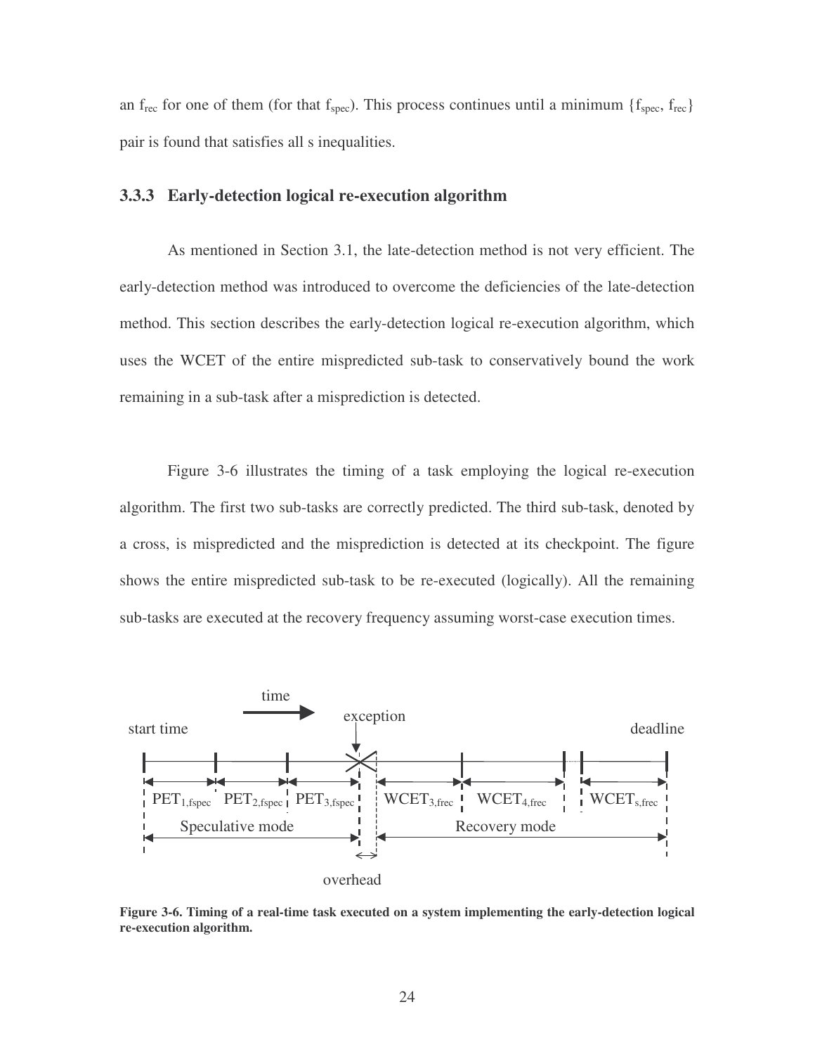an $f_{rec}$ for one of them (for that $f_{spec}$). This process continues until a minimum {$f_{spec}$, $f_{rec}$} pair is found that satisfies all s inequalities.

### 3.3.3 Early-detection logical re-execution algorithm

As mentioned in Section 3.1, the late-detection method is not very efficient. The early-detection method was introduced to overcome the deficiencies of the late-detection method. This section describes the early-detection logical re-execution algorithm, which uses the WCET of the entire mispredicted sub-task to conservatively bound the work remaining in a sub-task after a misprediction is detected.

Figure 3-6 illustrates the timing of a task employing the logical re-execution algorithm. The first two sub-tasks are correctly predicted. The third sub-task, denoted by a cross, is mispredicted and the misprediction is detected at its checkpoint. The figure shows the entire mispredicted sub-task to be re-executed (logically). All the remaining sub-tasks are executed at the recovery frequency assuming worst-case execution times.

time

start time — exception — deadline

$PET_{1,fspec}$ | $PET_{2,fspec}$ | $PET_{3,fspec}$ | $WCET_{3,frec}$ | $WCET_{4,frec}$ | $WCET_{s,frec}$

Speculative mode — Recovery mode

overhead

**Figure 3-6. Timing of a real-time task executed on a system implementing the early-detection logical re-execution algorithm.**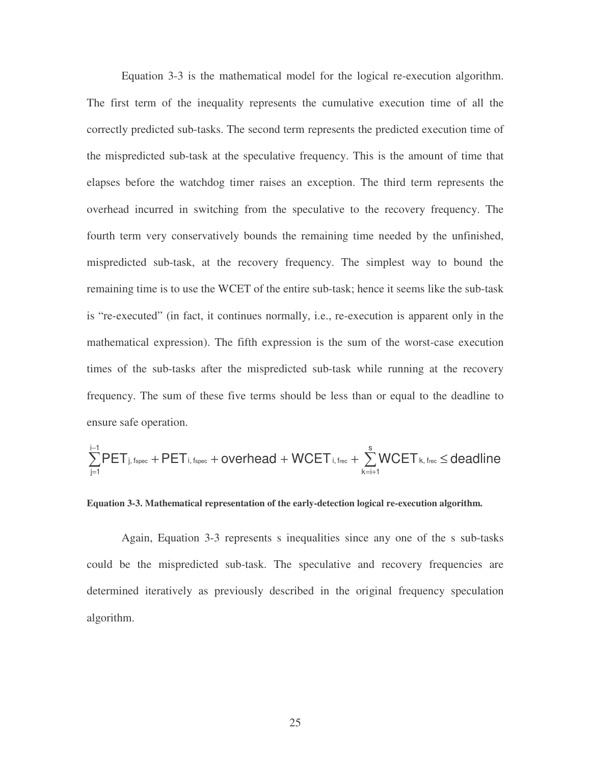Equation 3-3 is the mathematical model for the logical re-execution algorithm. The first term of the inequality represents the cumulative execution time of all the correctly predicted sub-tasks. The second term represents the predicted execution time of the mispredicted sub-task at the speculative frequency. This is the amount of time that elapses before the watchdog timer raises an exception. The third term represents the overhead incurred in switching from the speculative to the recovery frequency. The fourth term very conservatively bounds the remaining time needed by the unfinished, mispredicted sub-task, at the recovery frequency. The simplest way to bound the remaining time is to use the WCET of the entire sub-task; hence it seems like the sub-task is "re-executed" (in fact, it continues normally, i.e., re-execution is apparent only in the mathematical expression). The fifth expression is the sum of the worst-case execution times of the sub-tasks after the mispredicted sub-task while running at the recovery frequency. The sum of these five terms should be less than or equal to the deadline to ensure safe operation.

$$\sum_{j=1}^{i-1} \mathrm{PET}_{j,\,\mathrm{fspec}} + \mathrm{PET}_{i,\,\mathrm{fspec}} + \mathrm{overhead} + \mathrm{WCET}_{i,\,\mathrm{frec}} + \sum_{k=i+1}^{s} \mathrm{WCET}_{k,\,\mathrm{frec}} \leq \mathrm{deadline}$$

**Equation 3-3. Mathematical representation of the early-detection logical re-execution algorithm.**

Again, Equation 3-3 represents s inequalities since any one of the s sub-tasks could be the mispredicted sub-task. The speculative and recovery frequencies are determined iteratively as previously described in the original frequency speculation algorithm.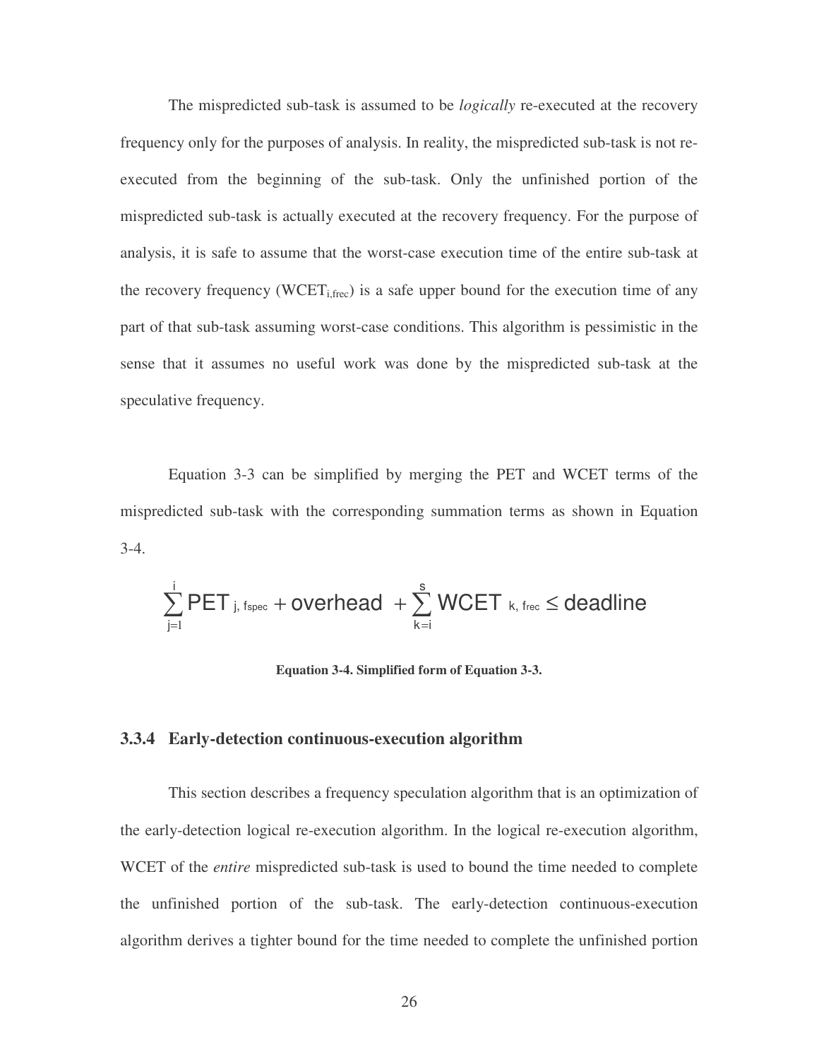The mispredicted sub-task is assumed to be *logically* re-executed at the recovery frequency only for the purposes of analysis. In reality, the mispredicted sub-task is not re-executed from the beginning of the sub-task. Only the unfinished portion of the mispredicted sub-task is actually executed at the recovery frequency. For the purpose of analysis, it is safe to assume that the worst-case execution time of the entire sub-task at the recovery frequency ($WCET_{i,frec}$) is a safe upper bound for the execution time of any part of that sub-task assuming worst-case conditions. This algorithm is pessimistic in the sense that it assumes no useful work was done by the mispredicted sub-task at the speculative frequency.

Equation 3-3 can be simplified by merging the PET and WCET terms of the mispredicted sub-task with the corresponding summation terms as shown in Equation 3-4.

$$\sum_{j=1}^{i} \text{PET}_{j,\, \text{fspec}} + \text{overhead} + \sum_{k=i}^{s} \text{WCET}_{k,\, \text{frec}} \leq \text{deadline}$$

**Equation 3-4. Simplified form of Equation 3-3.**

### 3.3.4 Early-detection continuous-execution algorithm

This section describes a frequency speculation algorithm that is an optimization of the early-detection logical re-execution algorithm. In the logical re-execution algorithm, WCET of the *entire* mispredicted sub-task is used to bound the time needed to complete the unfinished portion of the sub-task. The early-detection continuous-execution algorithm derives a tighter bound for the time needed to complete the unfinished portion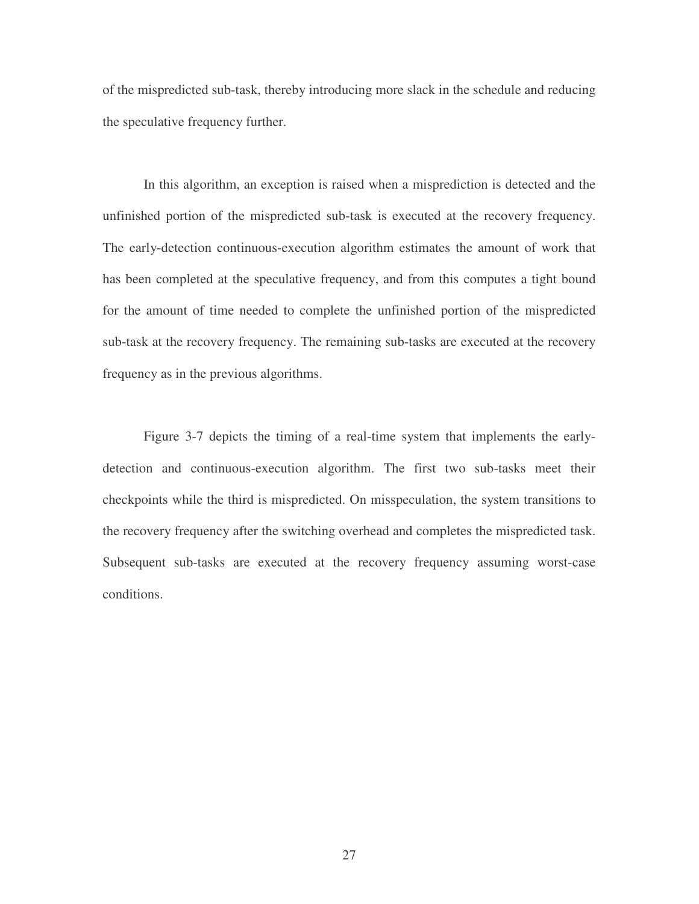of the mispredicted sub-task, thereby introducing more slack in the schedule and reducing the speculative frequency further.

In this algorithm, an exception is raised when a misprediction is detected and the unfinished portion of the mispredicted sub-task is executed at the recovery frequency. The early-detection continuous-execution algorithm estimates the amount of work that has been completed at the speculative frequency, and from this computes a tight bound for the amount of time needed to complete the unfinished portion of the mispredicted sub-task at the recovery frequency. The remaining sub-tasks are executed at the recovery frequency as in the previous algorithms.

Figure 3-7 depicts the timing of a real-time system that implements the early-detection and continuous-execution algorithm. The first two sub-tasks meet their checkpoints while the third is mispredicted. On misspeculation, the system transitions to the recovery frequency after the switching overhead and completes the mispredicted task. Subsequent sub-tasks are executed at the recovery frequency assuming worst-case conditions.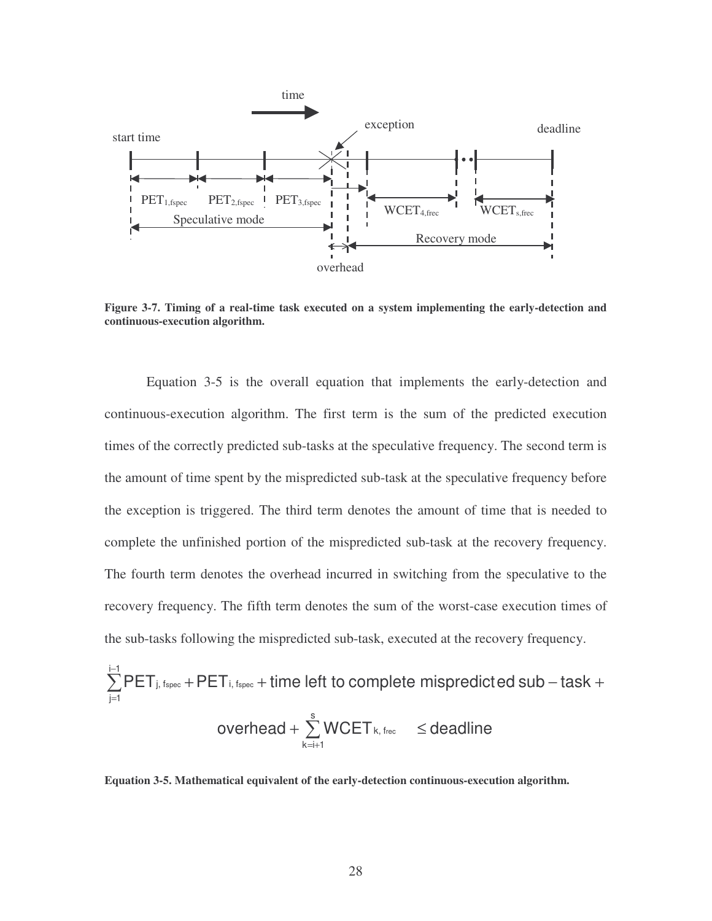Figure 3-7. Timing of a real-time task executed on a system implementing the early-detection and continuous-execution algorithm.

Equation 3-5 is the overall equation that implements the early-detection and continuous-execution algorithm. The first term is the sum of the predicted execution times of the correctly predicted sub-tasks at the speculative frequency. The second term is the amount of time spent by the mispredicted sub-task at the speculative frequency before the exception is triggered. The third term denotes the amount of time that is needed to complete the unfinished portion of the mispredicted sub-task at the recovery frequency. The fourth term denotes the overhead incurred in switching from the speculative to the recovery frequency. The fifth term denotes the sum of the worst-case execution times of the sub-tasks following the mispredicted sub-task, executed at the recovery frequency.

$$\sum_{j=1}^{i-1} \mathrm{PET}_{j,\,f_{spec}} + \mathrm{PET}_{i,\,f_{spec}} + \text{time left to complete mispredicted sub-task} + \text{overhead} + \sum_{k=i+1}^{s} \mathrm{WCET}_{k,\,f_{rec}} \leq \text{deadline}$$

**Equation 3-5. Mathematical equivalent of the early-detection continuous-execution algorithm.**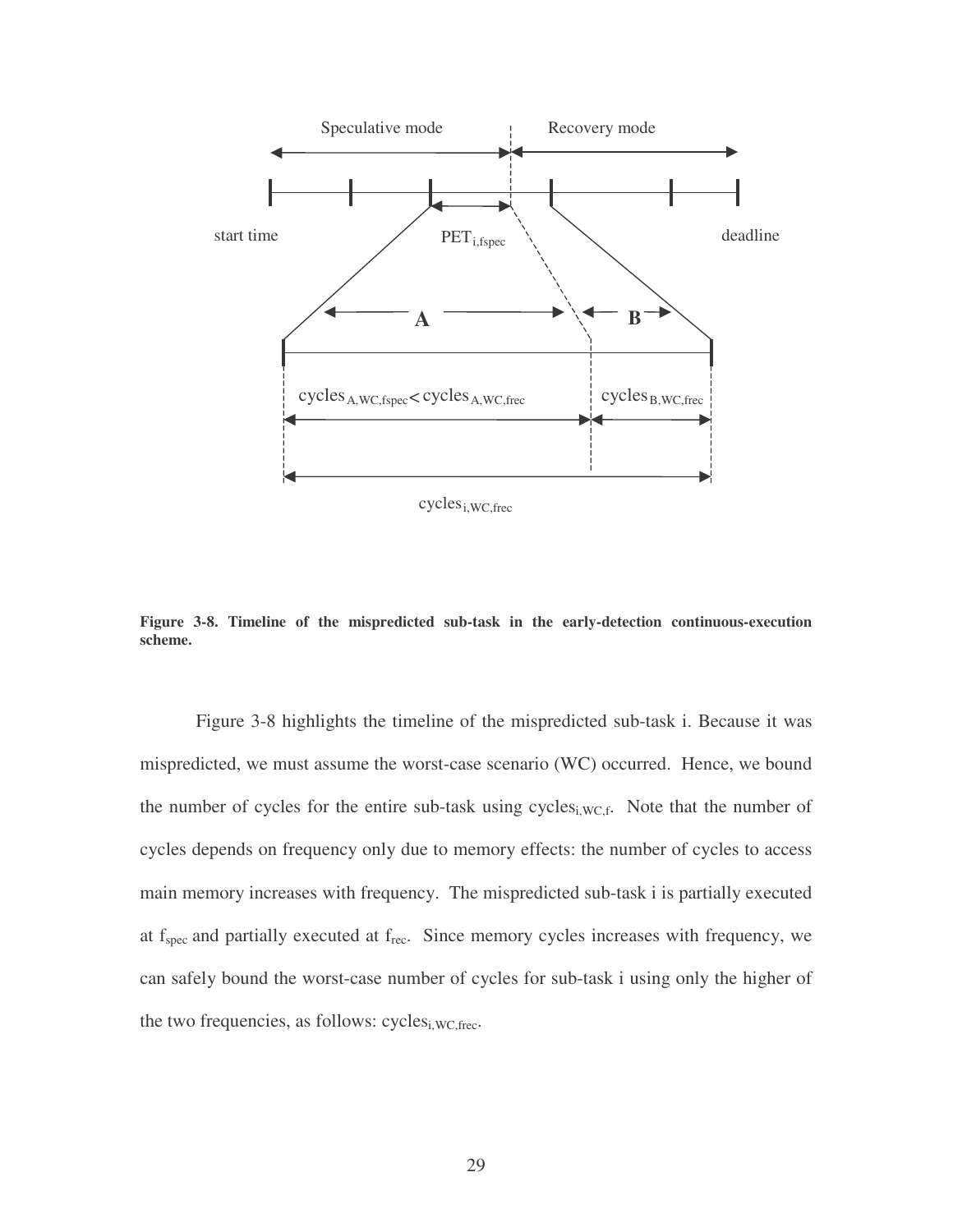Figure 3-8. Timeline of the mispredicted sub-task in the early-detection continuous-execution scheme.

Figure 3-8 highlights the timeline of the mispredicted sub-task i. Because it was mispredicted, we must assume the worst-case scenario (WC) occurred. Hence, we bound the number of cycles for the entire sub-task using $cycles_{i,WC,f}$. Note that the number of cycles depends on frequency only due to memory effects: the number of cycles to access main memory increases with frequency. The mispredicted sub-task i is partially executed at $f_{spec}$ and partially executed at $f_{rec}$. Since memory cycles increases with frequency, we can safely bound the worst-case number of cycles for sub-task i using only the higher of the two frequencies, as follows: $cycles_{i,WC,frec}$.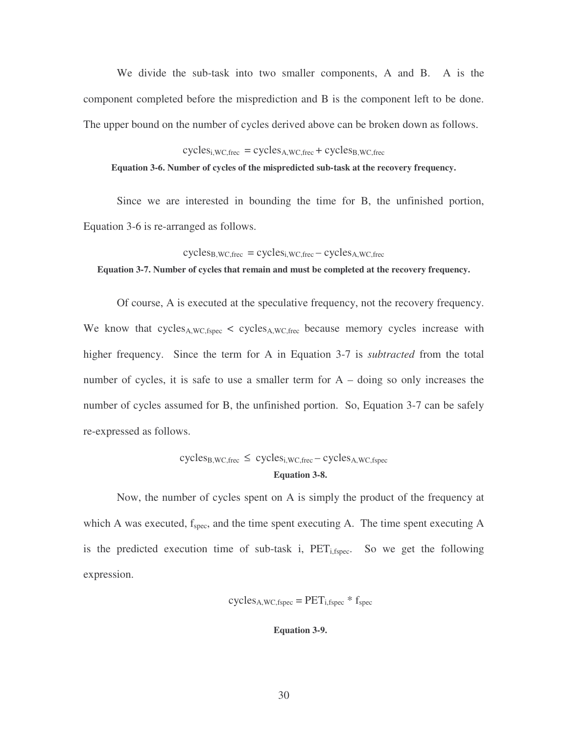We divide the sub-task into two smaller components, A and B. A is the component completed before the misprediction and B is the component left to be done. The upper bound on the number of cycles derived above can be broken down as follows.

$$cycles_{i,WC,frec} = cycles_{A,WC,frec} + cycles_{B,WC,frec}$$

**Equation 3-6. Number of cycles of the mispredicted sub-task at the recovery frequency.**

Since we are interested in bounding the time for B, the unfinished portion, Equation 3-6 is re-arranged as follows.

$$cycles_{B,WC,frec} = cycles_{i,WC,frec} - cycles_{A,WC,frec}$$

**Equation 3-7. Number of cycles that remain and must be completed at the recovery frequency.**

Of course, A is executed at the speculative frequency, not the recovery frequency. We know that $cycles_{A,WC,fspec} < cycles_{A,WC,frec}$ because memory cycles increase with higher frequency. Since the term for A in Equation 3-7 is *subtracted* from the total number of cycles, it is safe to use a smaller term for A – doing so only increases the number of cycles assumed for B, the unfinished portion. So, Equation 3-7 can be safely re-expressed as follows.

$$cycles_{B,WC,frec} \leq cycles_{i,WC,frec} - cycles_{A,WC,fspec}$$

**Equation 3-8.**

Now, the number of cycles spent on A is simply the product of the frequency at which A was executed, $f_{spec}$, and the time spent executing A. The time spent executing A is the predicted execution time of sub-task i, $PET_{i,fspec}$. So we get the following expression.

$$cycles_{A,WC,fspec} = PET_{i,fspec} * f_{spec}$$

**Equation 3-9.**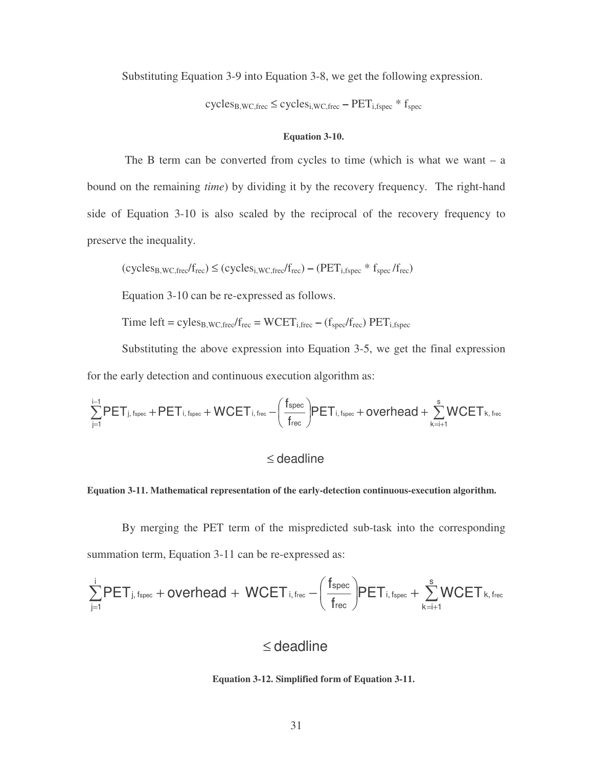Substituting Equation 3-9 into Equation 3-8, we get the following expression.

$$\text{cycles}_{B,WC,frec} \leq \text{cycles}_{i,WC,frec} - \text{PET}_{i,fspec} * f_{spec}$$

**Equation 3-10.**

The B term can be converted from cycles to time (which is what we want – a bound on the remaining *time*) by dividing it by the recovery frequency. The right-hand side of Equation 3-10 is also scaled by the reciprocal of the recovery frequency to preserve the inequality.

$$(\text{cycles}_{B,WC,frec}/f_{rec}) \leq (\text{cycles}_{i,WC,frec}/f_{rec}) - (\text{PET}_{i,fspec} * f_{spec}/f_{rec})$$

Equation 3-10 can be re-expressed as follows.

$$\text{Time left} = \text{cyles}_{B,WC,frec}/f_{rec} = \text{WCET}_{i,frec} - (f_{spec}/f_{rec})\, \text{PET}_{i,fspec}$$

Substituting the above expression into Equation 3-5, we get the final expression for the early detection and continuous execution algorithm as:

$$\sum_{j=1}^{i-1} \text{PET}_{j,\,fspec} + \text{PET}_{i,\,fspec} + \text{WCET}_{i,\,frec} - \left(\frac{f_{spec}}{f_{rec}}\right)\text{PET}_{i,\,fspec} + \text{overhead} + \sum_{k=i+1}^{s} \text{WCET}_{k,\,frec} \leq \text{deadline}$$

**Equation 3-11. Mathematical representation of the early-detection continuous-execution algorithm.**

By merging the PET term of the mispredicted sub-task into the corresponding summation term, Equation 3-11 can be re-expressed as:

$$\sum_{j=1}^{i} \text{PET}_{j,\,fspec} + \text{overhead} + \text{WCET}_{i,\,frec} - \left(\frac{f_{spec}}{f_{rec}}\right)\text{PET}_{i,\,fspec} + \sum_{k=i+1}^{s} \text{WCET}_{k,\,frec} \leq \text{deadline}$$

**Equation 3-12. Simplified form of Equation 3-11.**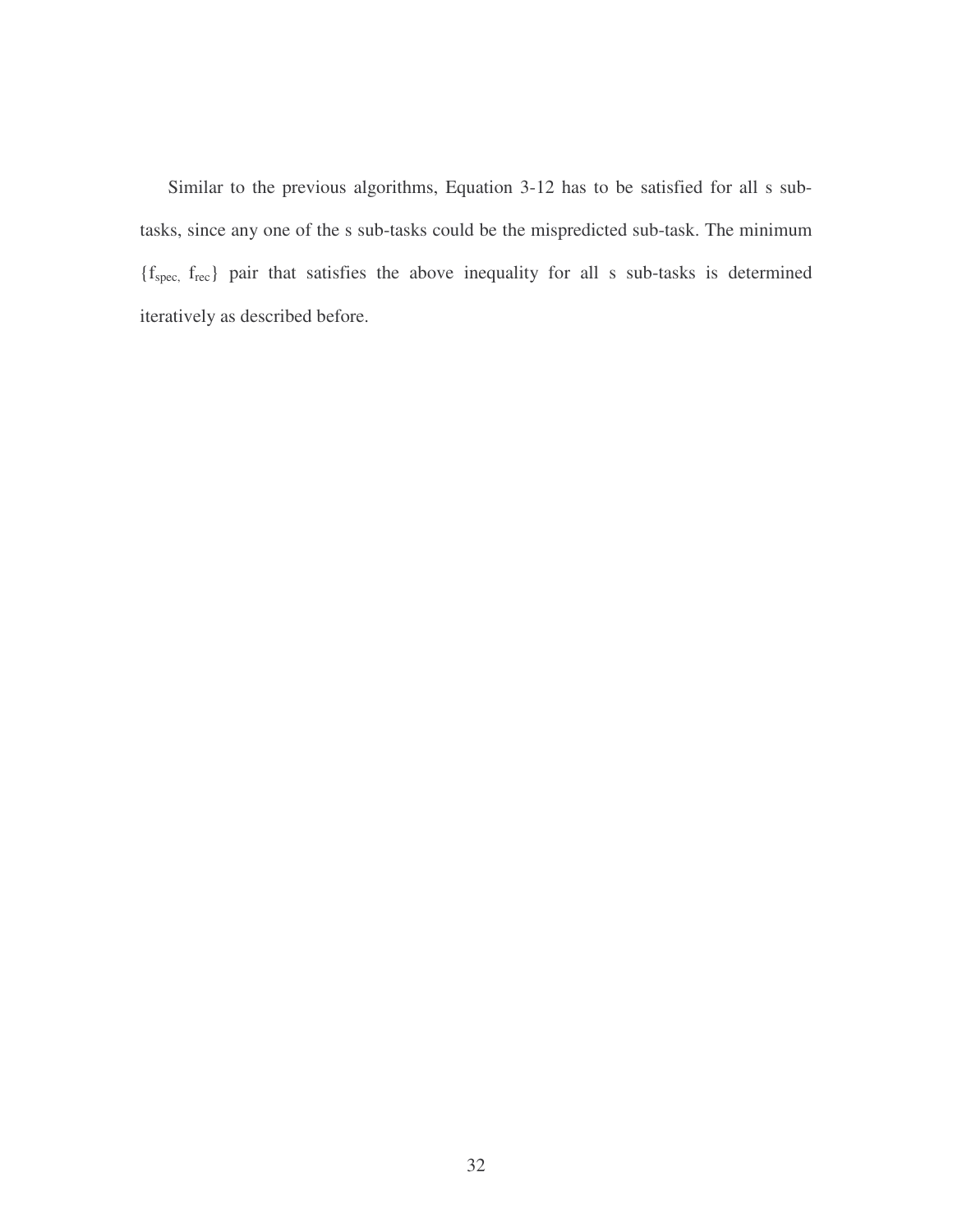Similar to the previous algorithms, Equation 3-12 has to be satisfied for all s sub-tasks, since any one of the s sub-tasks could be the mispredicted sub-task. The minimum $\{f_{spec,}\ f_{rec}\}$ pair that satisfies the above inequality for all s sub-tasks is determined iteratively as described before.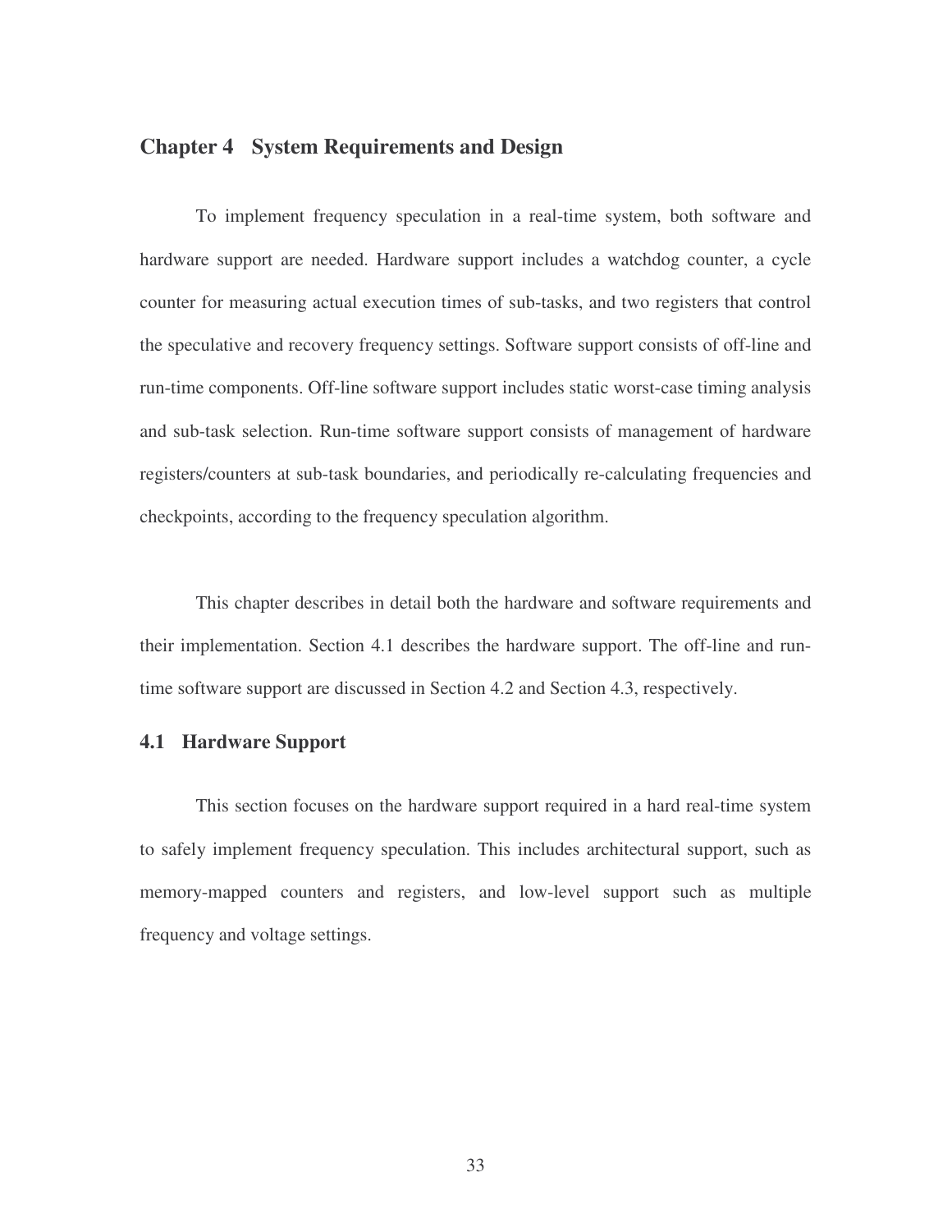# Chapter 4 System Requirements and Design

To implement frequency speculation in a real-time system, both software and hardware support are needed. Hardware support includes a watchdog counter, a cycle counter for measuring actual execution times of sub-tasks, and two registers that control the speculative and recovery frequency settings. Software support consists of off-line and run-time components. Off-line software support includes static worst-case timing analysis and sub-task selection. Run-time software support consists of management of hardware registers/counters at sub-task boundaries, and periodically re-calculating frequencies and checkpoints, according to the frequency speculation algorithm.

This chapter describes in detail both the hardware and software requirements and their implementation. Section 4.1 describes the hardware support. The off-line and run-time software support are discussed in Section 4.2 and Section 4.3, respectively.

## 4.1 Hardware Support

This section focuses on the hardware support required in a hard real-time system to safely implement frequency speculation. This includes architectural support, such as memory-mapped counters and registers, and low-level support such as multiple frequency and voltage settings.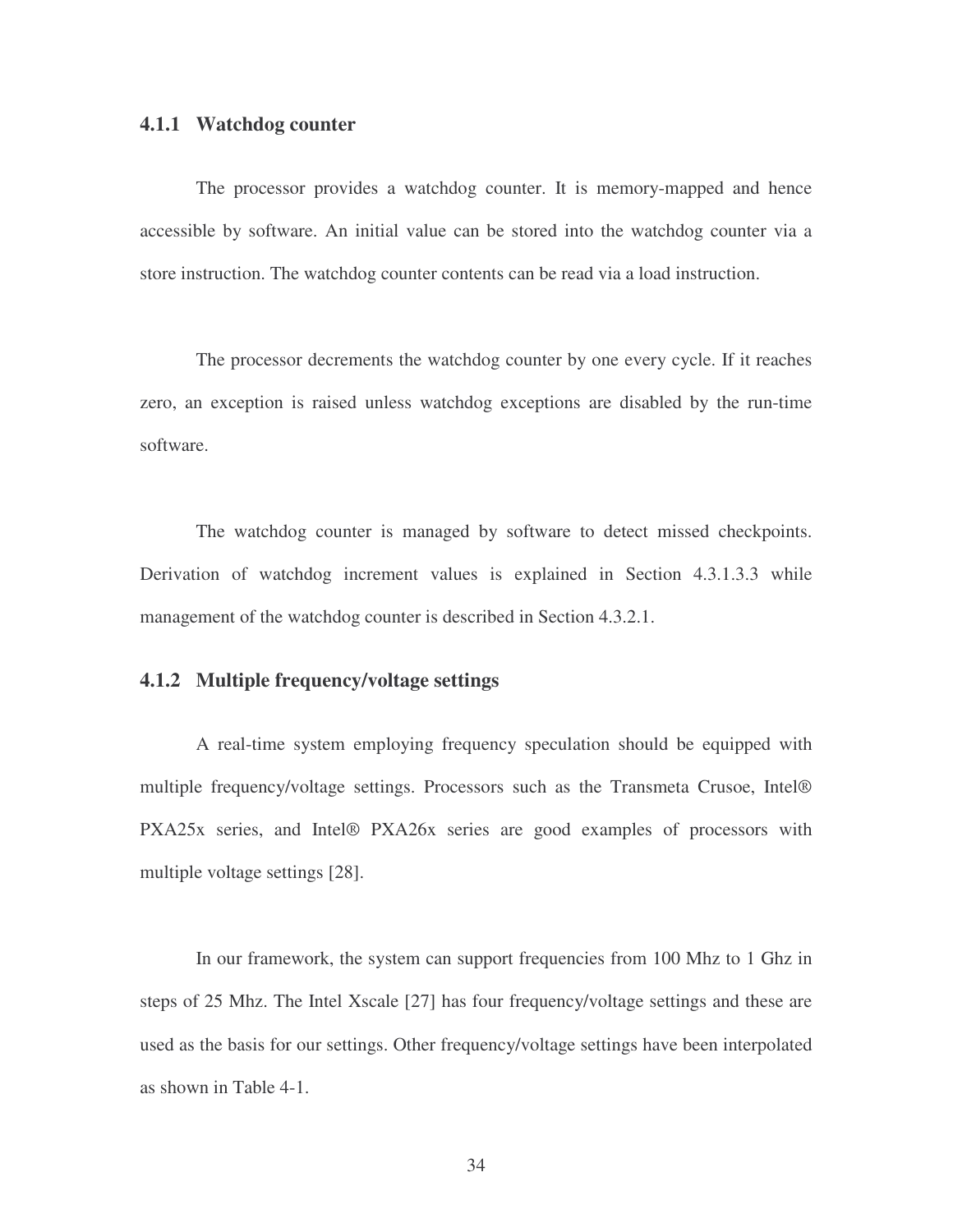### 4.1.1 Watchdog counter

The processor provides a watchdog counter. It is memory-mapped and hence accessible by software. An initial value can be stored into the watchdog counter via a store instruction. The watchdog counter contents can be read via a load instruction.

The processor decrements the watchdog counter by one every cycle. If it reaches zero, an exception is raised unless watchdog exceptions are disabled by the run-time software.

The watchdog counter is managed by software to detect missed checkpoints. Derivation of watchdog increment values is explained in Section 4.3.1.3.3 while management of the watchdog counter is described in Section 4.3.2.1.

### 4.1.2 Multiple frequency/voltage settings

A real-time system employing frequency speculation should be equipped with multiple frequency/voltage settings. Processors such as the Transmeta Crusoe, Intel® PXA25x series, and Intel® PXA26x series are good examples of processors with multiple voltage settings [28].

In our framework, the system can support frequencies from 100 Mhz to 1 Ghz in steps of 25 Mhz. The Intel Xscale [27] has four frequency/voltage settings and these are used as the basis for our settings. Other frequency/voltage settings have been interpolated as shown in Table 4-1.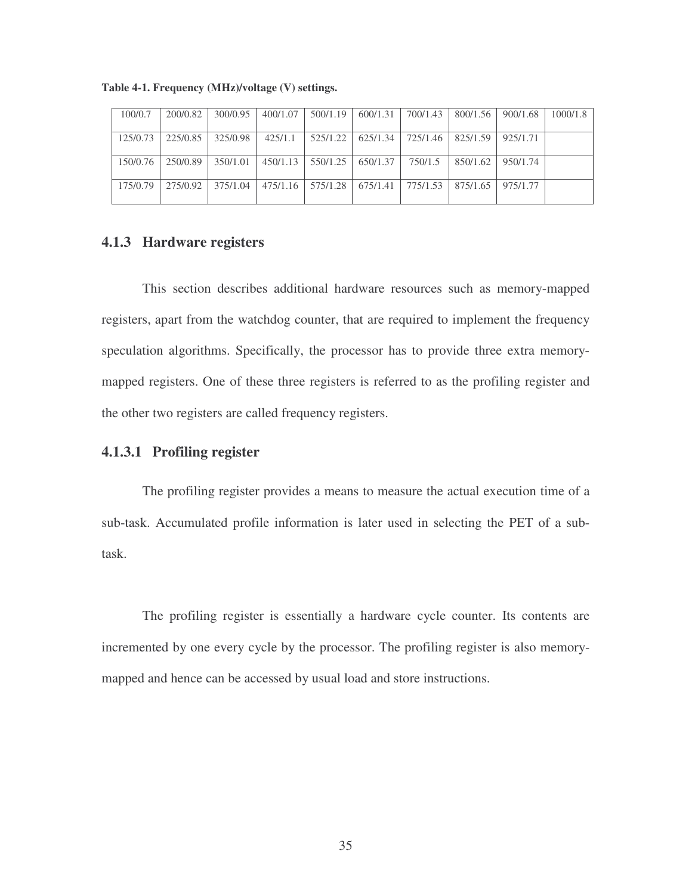**Table 4-1. Frequency (MHz)/voltage (V) settings.**

| | | | | | | | | | |
|---|---|---|---|---|---|---|---|---|---|
| 100/0.7 | 200/0.82 | 300/0.95 | 400/1.07 | 500/1.19 | 600/1.31 | 700/1.43 | 800/1.56 | 900/1.68 | 1000/1.8 |
| 125/0.73 | 225/0.85 | 325/0.98 | 425/1.1 | 525/1.22 | 625/1.34 | 725/1.46 | 825/1.59 | 925/1.71 | |
| 150/0.76 | 250/0.89 | 350/1.01 | 450/1.13 | 550/1.25 | 650/1.37 | 750/1.5 | 850/1.62 | 950/1.74 | |
| 175/0.79 | 275/0.92 | 375/1.04 | 475/1.16 | 575/1.28 | 675/1.41 | 775/1.53 | 875/1.65 | 975/1.77 | |

### 4.1.3 Hardware registers

This section describes additional hardware resources such as memory-mapped registers, apart from the watchdog counter, that are required to implement the frequency speculation algorithms. Specifically, the processor has to provide three extra memory-mapped registers. One of these three registers is referred to as the profiling register and the other two registers are called frequency registers.

#### 4.1.3.1 Profiling register

The profiling register provides a means to measure the actual execution time of a sub-task. Accumulated profile information is later used in selecting the PET of a sub-task.

The profiling register is essentially a hardware cycle counter. Its contents are incremented by one every cycle by the processor. The profiling register is also memory-mapped and hence can be accessed by usual load and store instructions.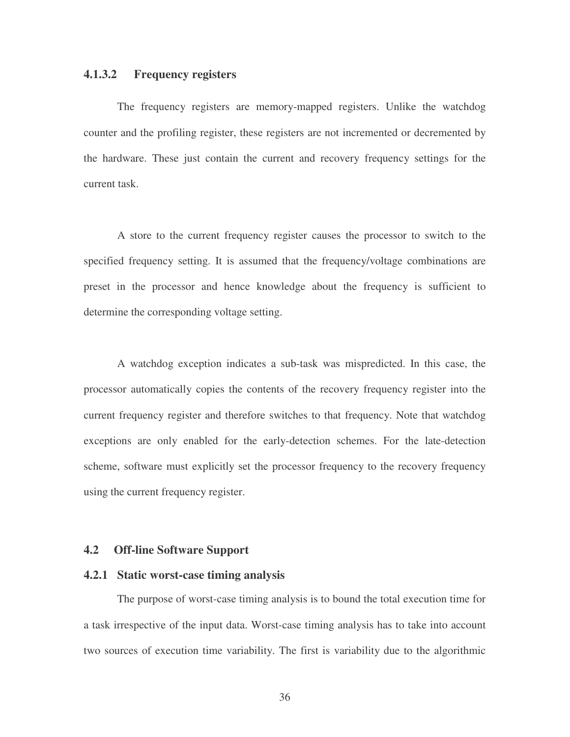#### 4.1.3.2 Frequency registers

The frequency registers are memory-mapped registers. Unlike the watchdog counter and the profiling register, these registers are not incremented or decremented by the hardware. These just contain the current and recovery frequency settings for the current task.

A store to the current frequency register causes the processor to switch to the specified frequency setting. It is assumed that the frequency/voltage combinations are preset in the processor and hence knowledge about the frequency is sufficient to determine the corresponding voltage setting.

A watchdog exception indicates a sub-task was mispredicted. In this case, the processor automatically copies the contents of the recovery frequency register into the current frequency register and therefore switches to that frequency. Note that watchdog exceptions are only enabled for the early-detection schemes. For the late-detection scheme, software must explicitly set the processor frequency to the recovery frequency using the current frequency register.

## 4.2 Off-line Software Support

### 4.2.1 Static worst-case timing analysis

The purpose of worst-case timing analysis is to bound the total execution time for a task irrespective of the input data. Worst-case timing analysis has to take into account two sources of execution time variability. The first is variability due to the algorithmic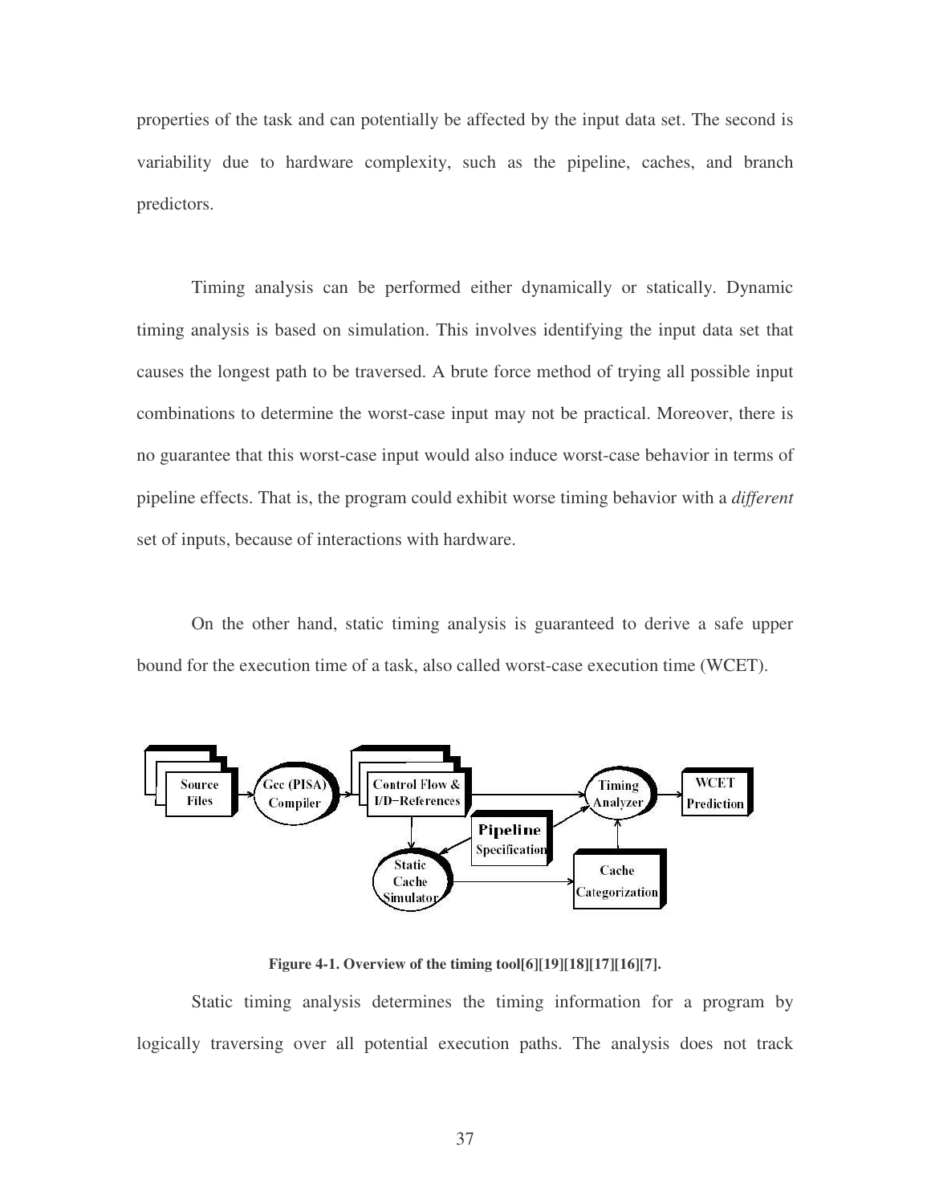properties of the task and can potentially be affected by the input data set. The second is variability due to hardware complexity, such as the pipeline, caches, and branch predictors.

Timing analysis can be performed either dynamically or statically. Dynamic timing analysis is based on simulation. This involves identifying the input data set that causes the longest path to be traversed. A brute force method of trying all possible input combinations to determine the worst-case input may not be practical. Moreover, there is no guarantee that this worst-case input would also induce worst-case behavior in terms of pipeline effects. That is, the program could exhibit worse timing behavior with a *different* set of inputs, because of interactions with hardware.

On the other hand, static timing analysis is guaranteed to derive a safe upper bound for the execution time of a task, also called worst-case execution time (WCET).

**Figure 4-1. Overview of the timing tool[6][19][18][17][16][7].**

Static timing analysis determines the timing information for a program by logically traversing over all potential execution paths. The analysis does not track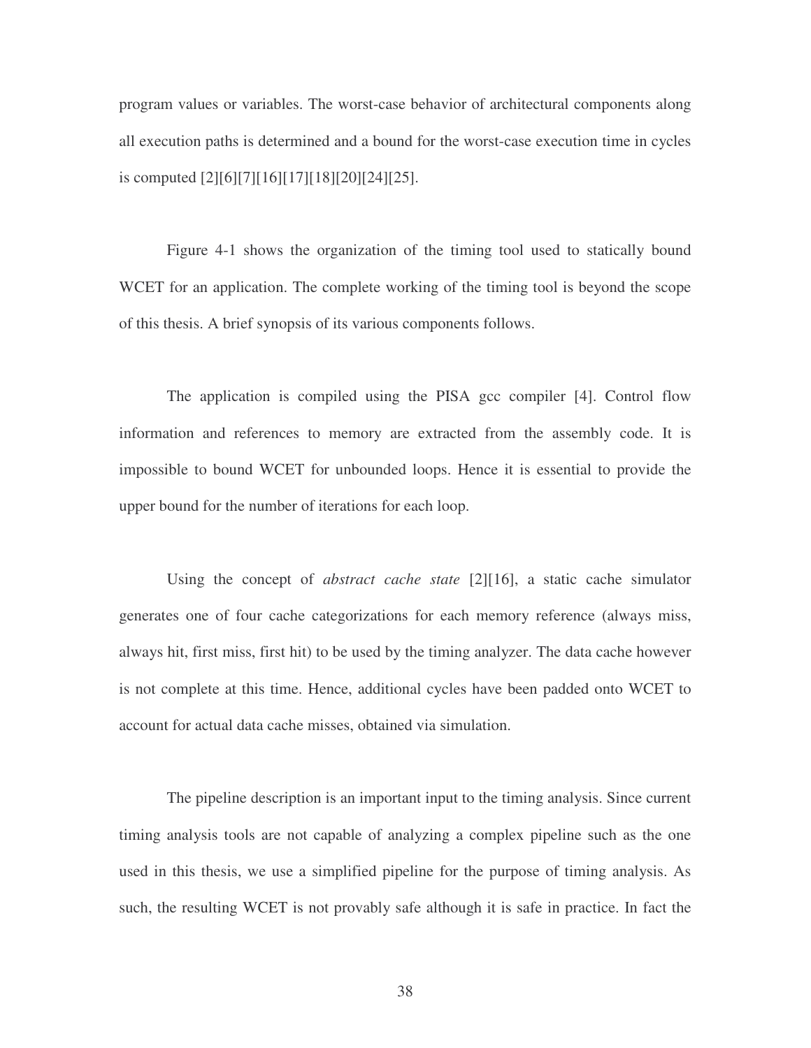program values or variables. The worst-case behavior of architectural components along all execution paths is determined and a bound for the worst-case execution time in cycles is computed [2][6][7][16][17][18][20][24][25].

Figure 4-1 shows the organization of the timing tool used to statically bound WCET for an application. The complete working of the timing tool is beyond the scope of this thesis. A brief synopsis of its various components follows.

The application is compiled using the PISA gcc compiler [4]. Control flow information and references to memory are extracted from the assembly code. It is impossible to bound WCET for unbounded loops. Hence it is essential to provide the upper bound for the number of iterations for each loop.

Using the concept of *abstract cache state* [2][16], a static cache simulator generates one of four cache categorizations for each memory reference (always miss, always hit, first miss, first hit) to be used by the timing analyzer. The data cache however is not complete at this time. Hence, additional cycles have been padded onto WCET to account for actual data cache misses, obtained via simulation.

The pipeline description is an important input to the timing analysis. Since current timing analysis tools are not capable of analyzing a complex pipeline such as the one used in this thesis, we use a simplified pipeline for the purpose of timing analysis. As such, the resulting WCET is not provably safe although it is safe in practice. In fact the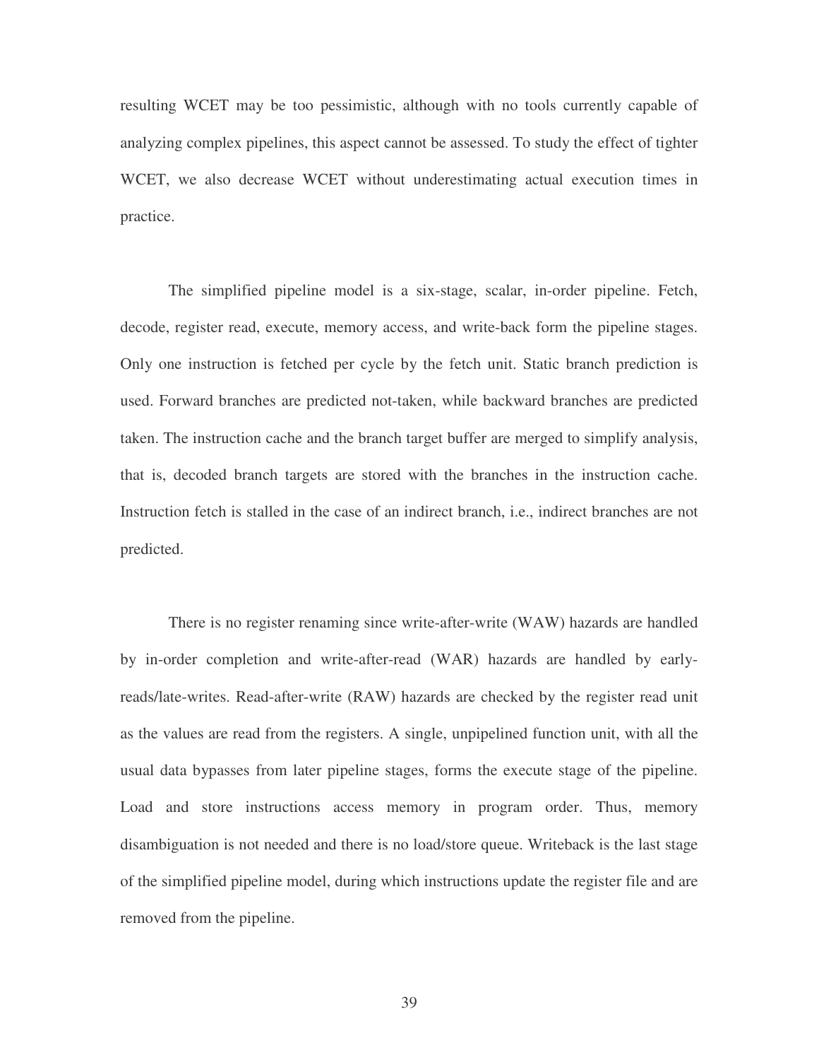resulting WCET may be too pessimistic, although with no tools currently capable of analyzing complex pipelines, this aspect cannot be assessed. To study the effect of tighter WCET, we also decrease WCET without underestimating actual execution times in practice.

The simplified pipeline model is a six-stage, scalar, in-order pipeline. Fetch, decode, register read, execute, memory access, and write-back form the pipeline stages. Only one instruction is fetched per cycle by the fetch unit. Static branch prediction is used. Forward branches are predicted not-taken, while backward branches are predicted taken. The instruction cache and the branch target buffer are merged to simplify analysis, that is, decoded branch targets are stored with the branches in the instruction cache. Instruction fetch is stalled in the case of an indirect branch, i.e., indirect branches are not predicted.

There is no register renaming since write-after-write (WAW) hazards are handled by in-order completion and write-after-read (WAR) hazards are handled by early-reads/late-writes. Read-after-write (RAW) hazards are checked by the register read unit as the values are read from the registers. A single, unpipelined function unit, with all the usual data bypasses from later pipeline stages, forms the execute stage of the pipeline. Load and store instructions access memory in program order. Thus, memory disambiguation is not needed and there is no load/store queue. Writeback is the last stage of the simplified pipeline model, during which instructions update the register file and are removed from the pipeline.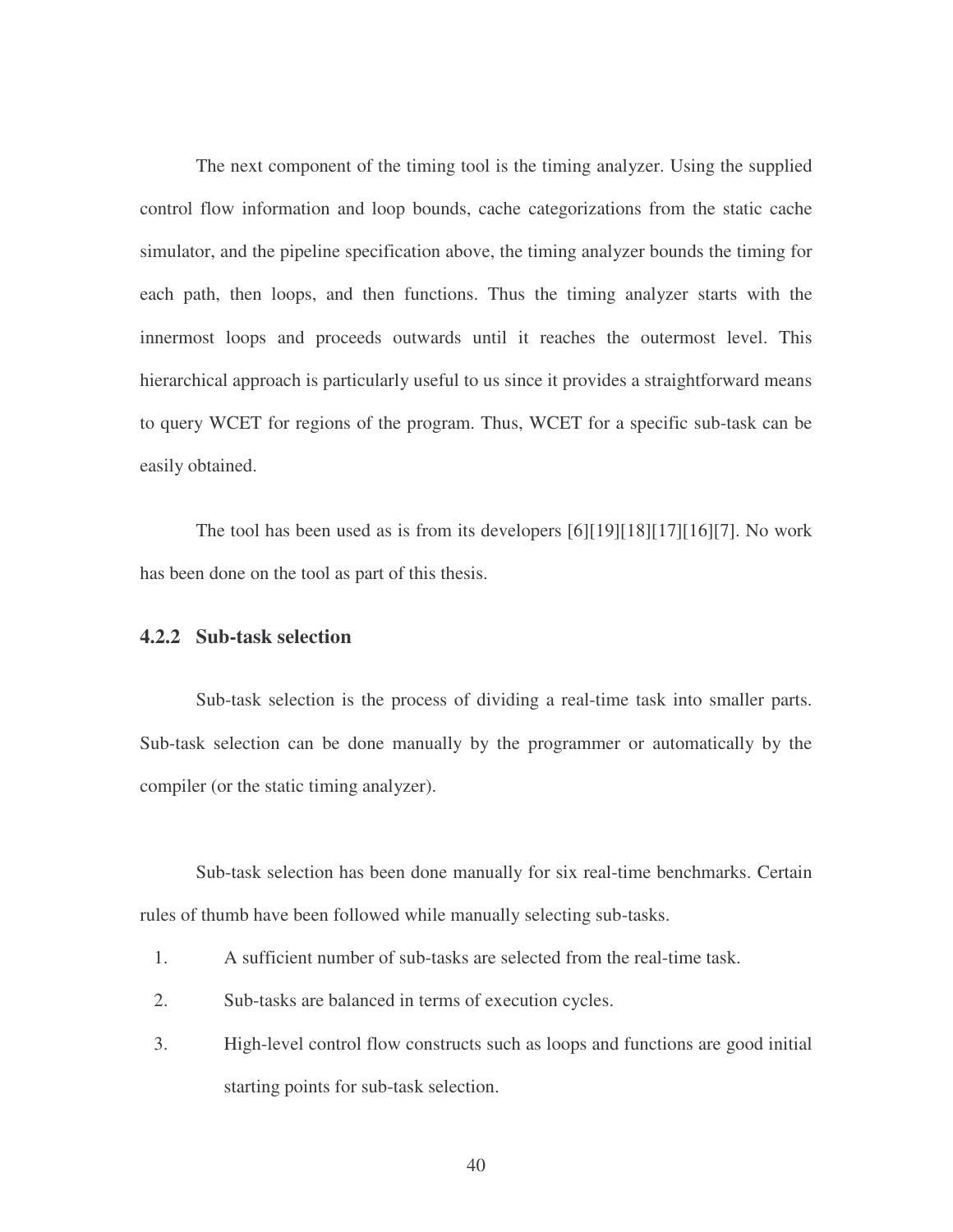The next component of the timing tool is the timing analyzer. Using the supplied control flow information and loop bounds, cache categorizations from the static cache simulator, and the pipeline specification above, the timing analyzer bounds the timing for each path, then loops, and then functions. Thus the timing analyzer starts with the innermost loops and proceeds outwards until it reaches the outermost level. This hierarchical approach is particularly useful to us since it provides a straightforward means to query WCET for regions of the program. Thus, WCET for a specific sub-task can be easily obtained.

The tool has been used as is from its developers [6][19][18][17][16][7]. No work has been done on the tool as part of this thesis.

### 4.2.2 Sub-task selection

Sub-task selection is the process of dividing a real-time task into smaller parts. Sub-task selection can be done manually by the programmer or automatically by the compiler (or the static timing analyzer).

Sub-task selection has been done manually for six real-time benchmarks. Certain rules of thumb have been followed while manually selecting sub-tasks.

1. A sufficient number of sub-tasks are selected from the real-time task.
2. Sub-tasks are balanced in terms of execution cycles.
3. High-level control flow constructs such as loops and functions are good initial starting points for sub-task selection.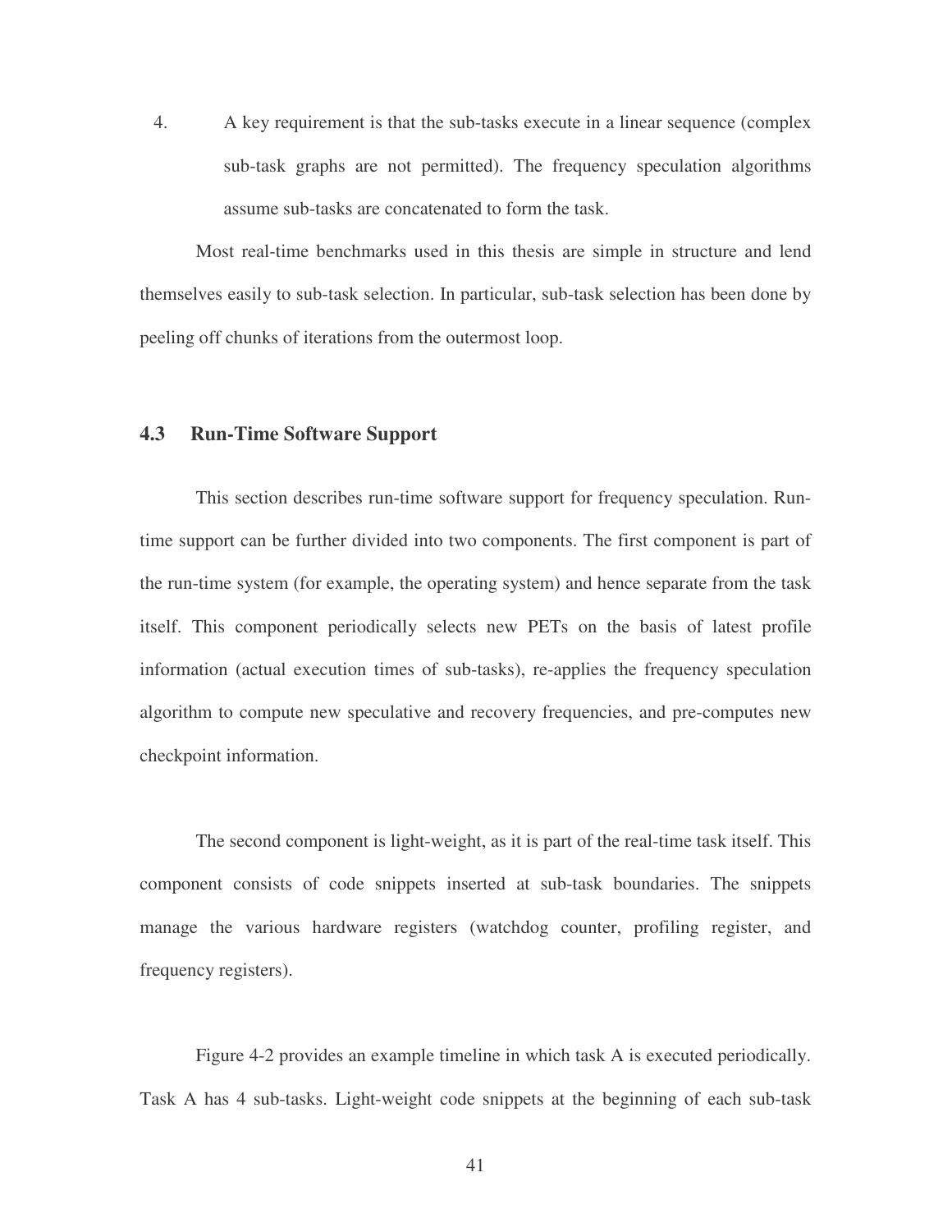4. A key requirement is that the sub-tasks execute in a linear sequence (complex sub-task graphs are not permitted). The frequency speculation algorithms assume sub-tasks are concatenated to form the task.

Most real-time benchmarks used in this thesis are simple in structure and lend themselves easily to sub-task selection. In particular, sub-task selection has been done by peeling off chunks of iterations from the outermost loop.

## 4.3 Run-Time Software Support

This section describes run-time software support for frequency speculation. Run-time support can be further divided into two components. The first component is part of the run-time system (for example, the operating system) and hence separate from the task itself. This component periodically selects new PETs on the basis of latest profile information (actual execution times of sub-tasks), re-applies the frequency speculation algorithm to compute new speculative and recovery frequencies, and pre-computes new checkpoint information.

The second component is light-weight, as it is part of the real-time task itself. This component consists of code snippets inserted at sub-task boundaries. The snippets manage the various hardware registers (watchdog counter, profiling register, and frequency registers).

Figure 4-2 provides an example timeline in which task A is executed periodically. Task A has 4 sub-tasks. Light-weight code snippets at the beginning of each sub-task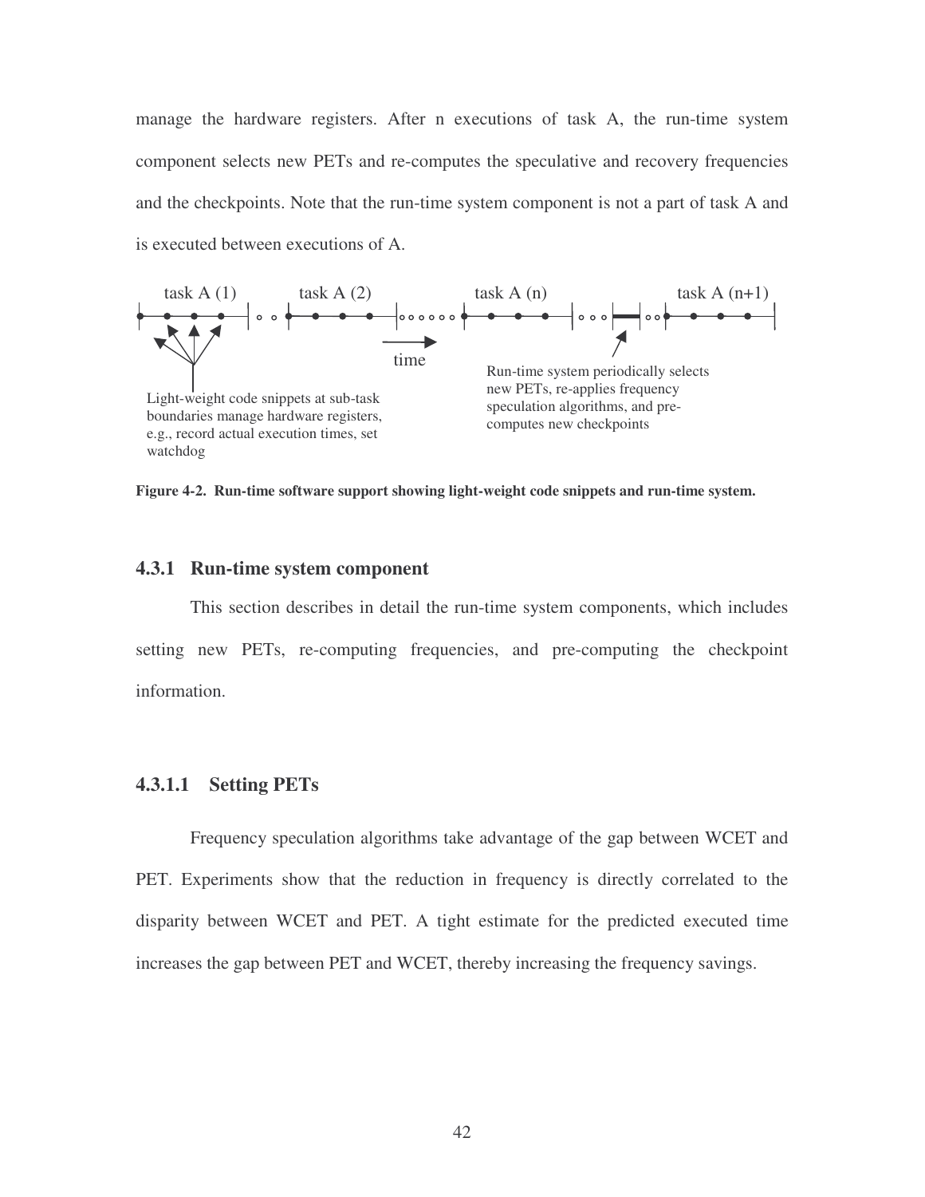manage the hardware registers. After n executions of task A, the run-time system component selects new PETs and re-computes the speculative and recovery frequencies and the checkpoints. Note that the run-time system component is not a part of task A and is executed between executions of A.

task A (1) task A (2) task A (n) task A (n+1)

time

Light-weight code snippets at sub-task boundaries manage hardware registers, e.g., record actual execution times, set watchdog

Run-time system periodically selects new PETs, re-applies frequency speculation algorithms, and pre-computes new checkpoints

**Figure 4-2. Run-time software support showing light-weight code snippets and run-time system.**

### 4.3.1 Run-time system component

This section describes in detail the run-time system components, which includes setting new PETs, re-computing frequencies, and pre-computing the checkpoint information.

#### 4.3.1.1 Setting PETs

Frequency speculation algorithms take advantage of the gap between WCET and PET. Experiments show that the reduction in frequency is directly correlated to the disparity between WCET and PET. A tight estimate for the predicted executed time increases the gap between PET and WCET, thereby increasing the frequency savings.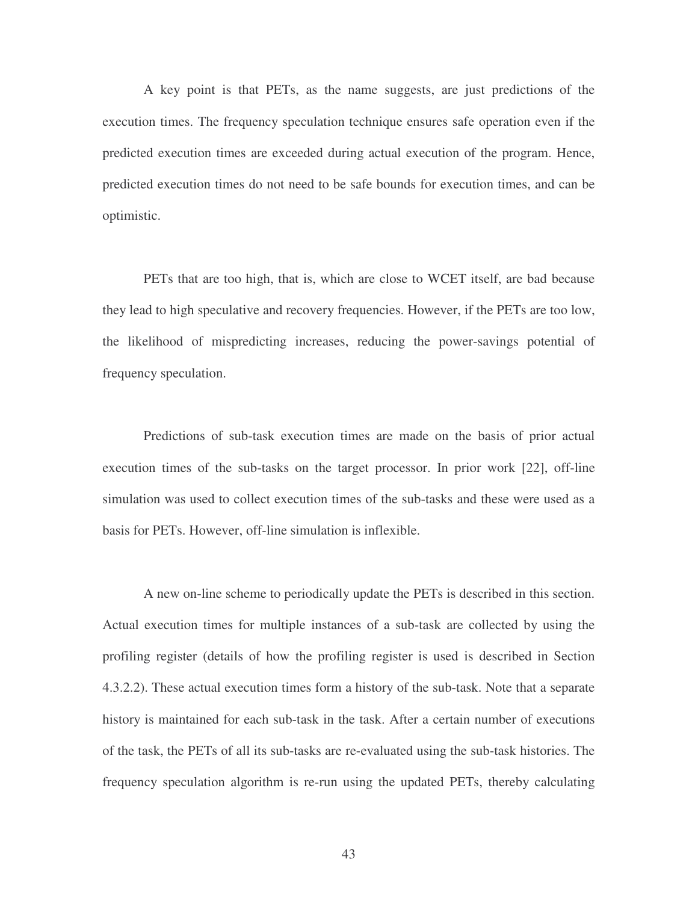A key point is that PETs, as the name suggests, are just predictions of the execution times. The frequency speculation technique ensures safe operation even if the predicted execution times are exceeded during actual execution of the program. Hence, predicted execution times do not need to be safe bounds for execution times, and can be optimistic.

PETs that are too high, that is, which are close to WCET itself, are bad because they lead to high speculative and recovery frequencies. However, if the PETs are too low, the likelihood of mispredicting increases, reducing the power-savings potential of frequency speculation.

Predictions of sub-task execution times are made on the basis of prior actual execution times of the sub-tasks on the target processor. In prior work [22], off-line simulation was used to collect execution times of the sub-tasks and these were used as a basis for PETs. However, off-line simulation is inflexible.

A new on-line scheme to periodically update the PETs is described in this section. Actual execution times for multiple instances of a sub-task are collected by using the profiling register (details of how the profiling register is used is described in Section 4.3.2.2). These actual execution times form a history of the sub-task. Note that a separate history is maintained for each sub-task in the task. After a certain number of executions of the task, the PETs of all its sub-tasks are re-evaluated using the sub-task histories. The frequency speculation algorithm is re-run using the updated PETs, thereby calculating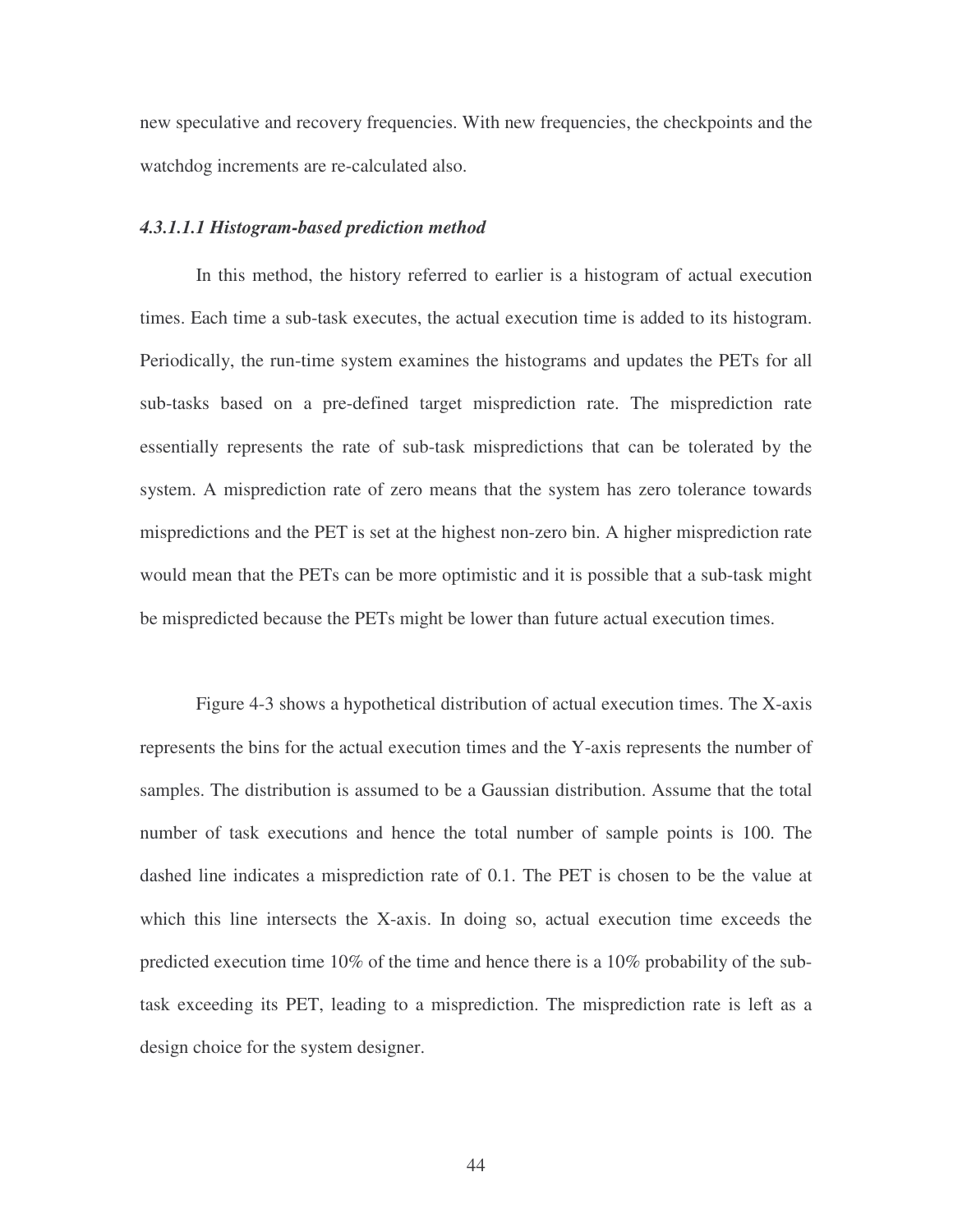new speculative and recovery frequencies. With new frequencies, the checkpoints and the watchdog increments are re-calculated also.

#### *4.3.1.1.1 Histogram-based prediction method*

In this method, the history referred to earlier is a histogram of actual execution times. Each time a sub-task executes, the actual execution time is added to its histogram. Periodically, the run-time system examines the histograms and updates the PETs for all sub-tasks based on a pre-defined target misprediction rate. The misprediction rate essentially represents the rate of sub-task mispredictions that can be tolerated by the system. A misprediction rate of zero means that the system has zero tolerance towards mispredictions and the PET is set at the highest non-zero bin. A higher misprediction rate would mean that the PETs can be more optimistic and it is possible that a sub-task might be mispredicted because the PETs might be lower than future actual execution times.

Figure 4-3 shows a hypothetical distribution of actual execution times. The X-axis represents the bins for the actual execution times and the Y-axis represents the number of samples. The distribution is assumed to be a Gaussian distribution. Assume that the total number of task executions and hence the total number of sample points is 100. The dashed line indicates a misprediction rate of 0.1. The PET is chosen to be the value at which this line intersects the X-axis. In doing so, actual execution time exceeds the predicted execution time 10% of the time and hence there is a 10% probability of the sub-task exceeding its PET, leading to a misprediction. The misprediction rate is left as a design choice for the system designer.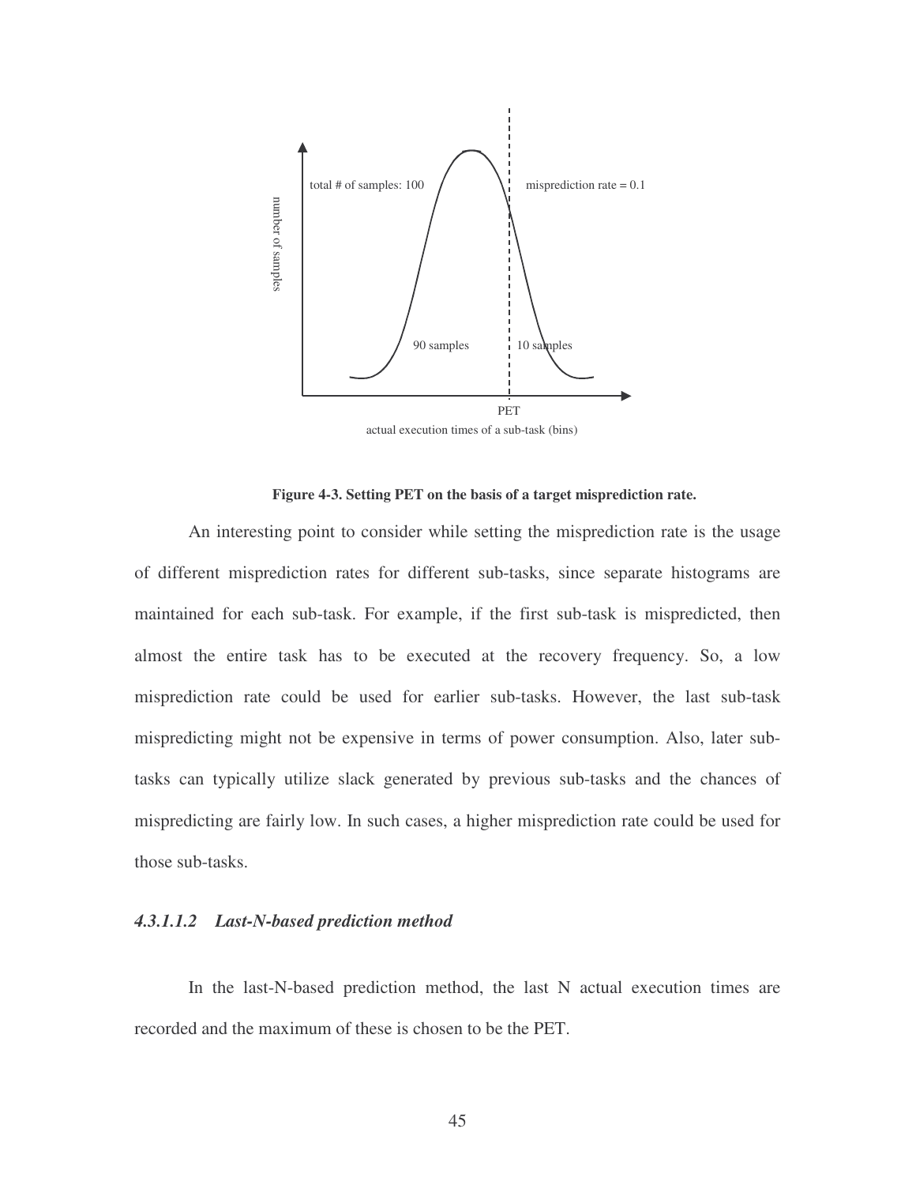Figure 4-3. Setting PET on the basis of a target misprediction rate.

An interesting point to consider while setting the misprediction rate is the usage of different misprediction rates for different sub-tasks, since separate histograms are maintained for each sub-task. For example, if the first sub-task is mispredicted, then almost the entire task has to be executed at the recovery frequency. So, a low misprediction rate could be used for earlier sub-tasks. However, the last sub-task mispredicting might not be expensive in terms of power consumption. Also, later sub-tasks can typically utilize slack generated by previous sub-tasks and the chances of mispredicting are fairly low. In such cases, a higher misprediction rate could be used for those sub-tasks.

#### *4.3.1.1.2 Last-N-based prediction method*

In the last-N-based prediction method, the last N actual execution times are recorded and the maximum of these is chosen to be the PET.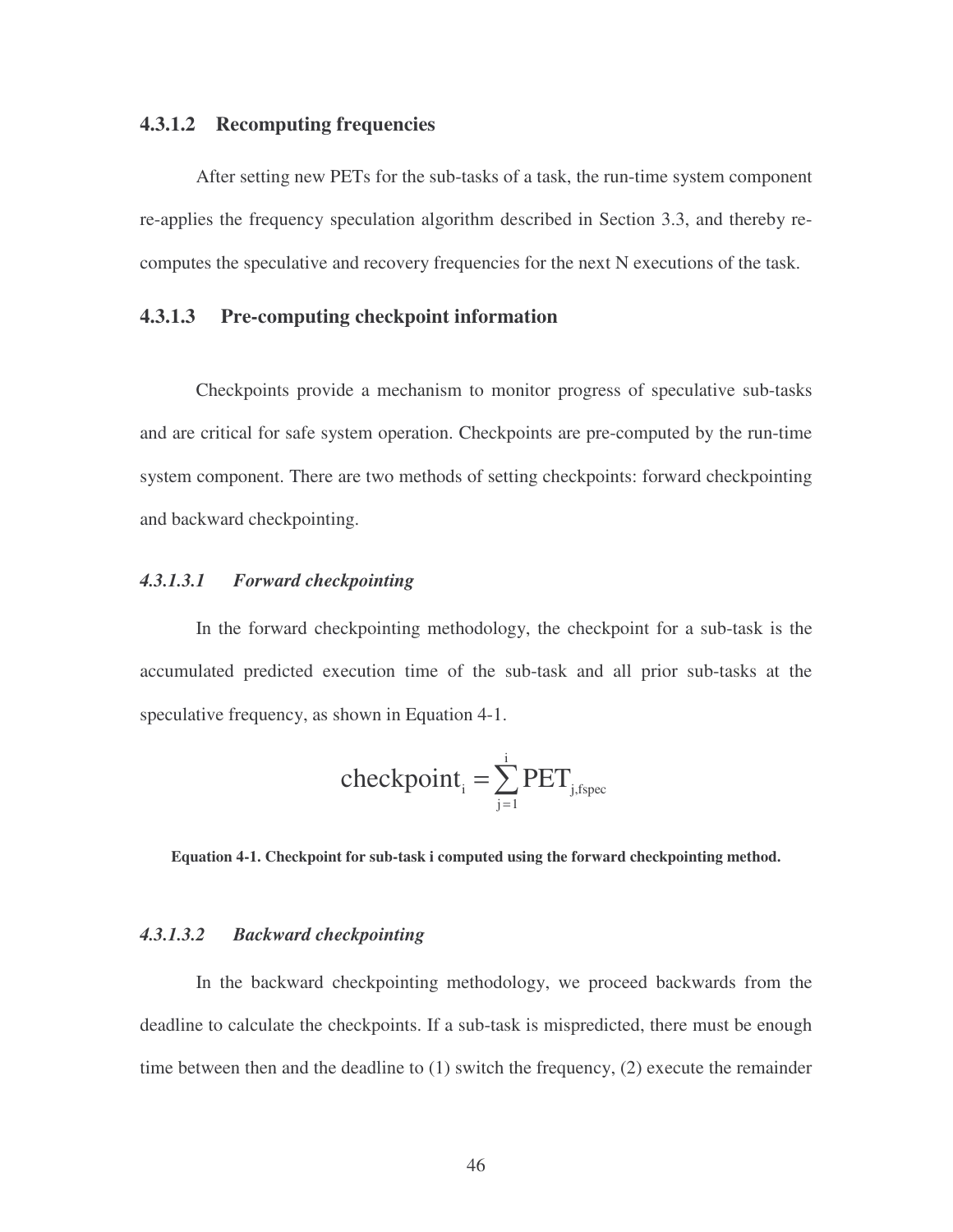#### 4.3.1.2 Recomputing frequencies

After setting new PETs for the sub-tasks of a task, the run-time system component re-applies the frequency speculation algorithm described in Section 3.3, and thereby re-computes the speculative and recovery frequencies for the next N executions of the task.

#### 4.3.1.3 Pre-computing checkpoint information

Checkpoints provide a mechanism to monitor progress of speculative sub-tasks and are critical for safe system operation. Checkpoints are pre-computed by the run-time system component. There are two methods of setting checkpoints: forward checkpointing and backward checkpointing.

##### *4.3.1.3.1 Forward checkpointing*

In the forward checkpointing methodology, the checkpoint for a sub-task is the accumulated predicted execution time of the sub-task and all prior sub-tasks at the speculative frequency, as shown in Equation 4-1.

$$\text{checkpoint}_i = \sum_{j=1}^{i} \text{PET}_{j,\text{fspec}}$$

**Equation 4-1. Checkpoint for sub-task i computed using the forward checkpointing method.**

##### *4.3.1.3.2 Backward checkpointing*

In the backward checkpointing methodology, we proceed backwards from the deadline to calculate the checkpoints. If a sub-task is mispredicted, there must be enough time between then and the deadline to (1) switch the frequency, (2) execute the remainder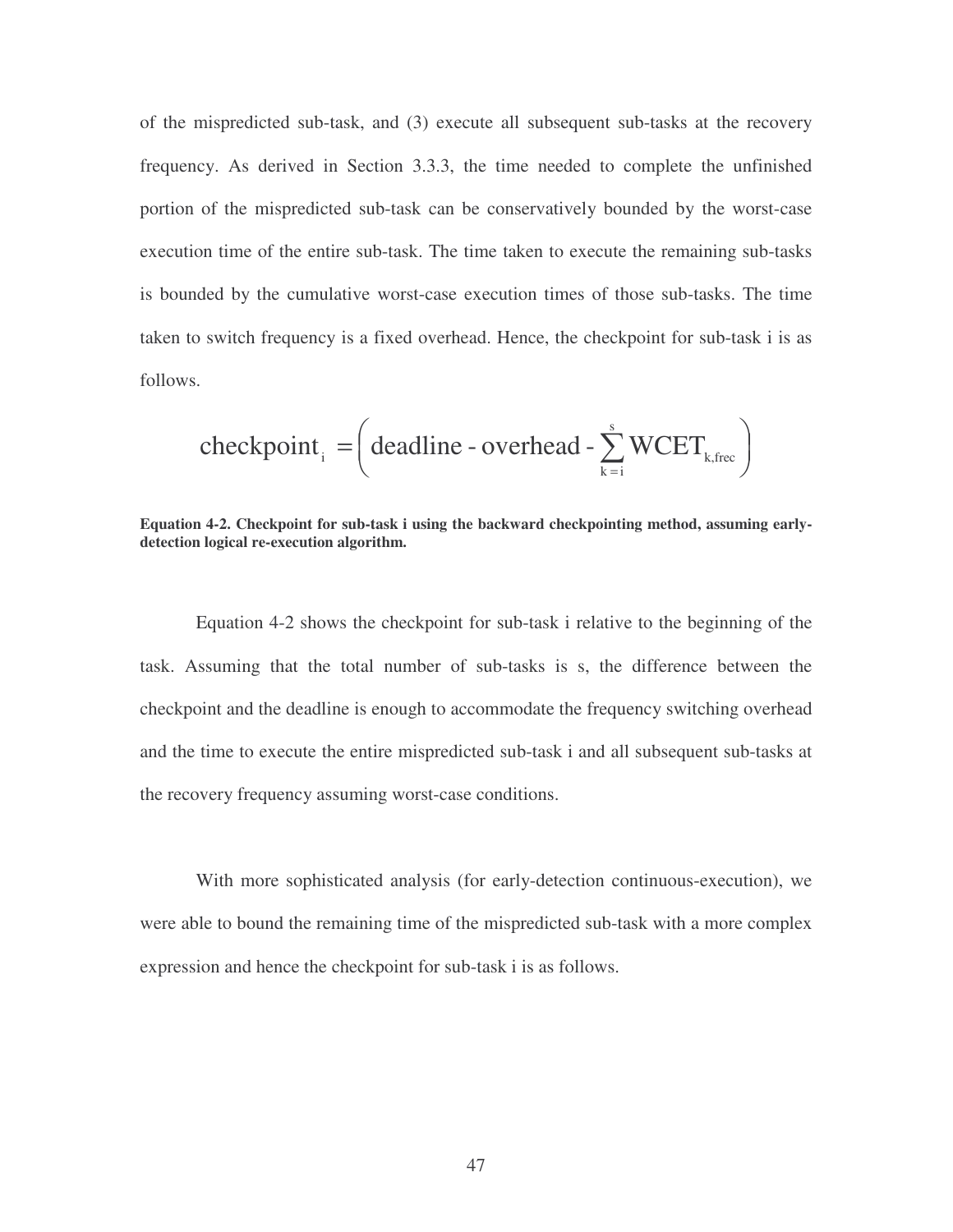of the mispredicted sub-task, and (3) execute all subsequent sub-tasks at the recovery frequency. As derived in Section 3.3.3, the time needed to complete the unfinished portion of the mispredicted sub-task can be conservatively bounded by the worst-case execution time of the entire sub-task. The time taken to execute the remaining sub-tasks is bounded by the cumulative worst-case execution times of those sub-tasks. The time taken to switch frequency is a fixed overhead. Hence, the checkpoint for sub-task i is as follows.

$$\text{checkpoint}_i = \left( \text{deadline - overhead - } \sum_{k=i}^{s} \text{WCET}_{k,\text{frec}} \right)$$

**Equation 4-2. Checkpoint for sub-task i using the backward checkpointing method, assuming early-detection logical re-execution algorithm.**

Equation 4-2 shows the checkpoint for sub-task i relative to the beginning of the task. Assuming that the total number of sub-tasks is s, the difference between the checkpoint and the deadline is enough to accommodate the frequency switching overhead and the time to execute the entire mispredicted sub-task i and all subsequent sub-tasks at the recovery frequency assuming worst-case conditions.

With more sophisticated analysis (for early-detection continuous-execution), we were able to bound the remaining time of the mispredicted sub-task with a more complex expression and hence the checkpoint for sub-task i is as follows.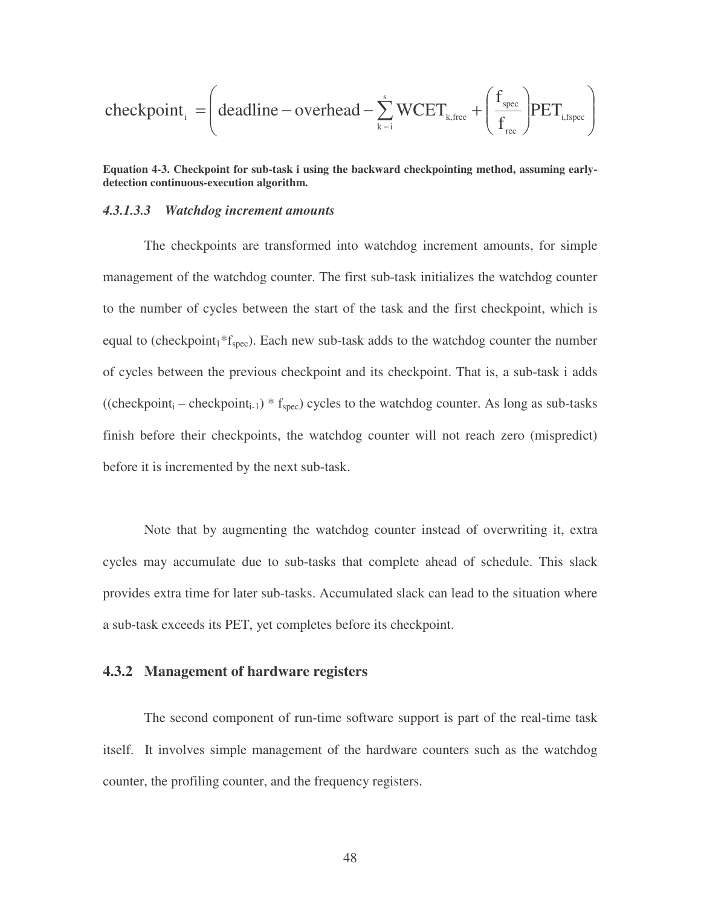$$\text{checkpoint}_i = \left( \text{deadline} - \text{overhead} - \sum_{k=i}^{s} \text{WCET}_{k,\text{frec}} + \left( \frac{f_{\text{spec}}}{f_{\text{rec}}} \right) \text{PET}_{i,\text{fspec}} \right)$$

**Equation 4-3. Checkpoint for sub-task i using the backward checkpointing method, assuming early-detection continuous-execution algorithm.**

#### *4.3.1.3.3 Watchdog increment amounts*

The checkpoints are transformed into watchdog increment amounts, for simple management of the watchdog counter. The first sub-task initializes the watchdog counter to the number of cycles between the start of the task and the first checkpoint, which is equal to ($\text{checkpoint}_1 * f_{spec}$). Each new sub-task adds to the watchdog counter the number of cycles between the previous checkpoint and its checkpoint. That is, a sub-task i adds (($\text{checkpoint}_i - \text{checkpoint}_{i-1}$) * $f_{spec}$) cycles to the watchdog counter. As long as sub-tasks finish before their checkpoints, the watchdog counter will not reach zero (mispredict) before it is incremented by the next sub-task.

Note that by augmenting the watchdog counter instead of overwriting it, extra cycles may accumulate due to sub-tasks that complete ahead of schedule. This slack provides extra time for later sub-tasks. Accumulated slack can lead to the situation where a sub-task exceeds its PET, yet completes before its checkpoint.

### 4.3.2 Management of hardware registers

The second component of run-time software support is part of the real-time task itself. It involves simple management of the hardware counters such as the watchdog counter, the profiling counter, and the frequency registers.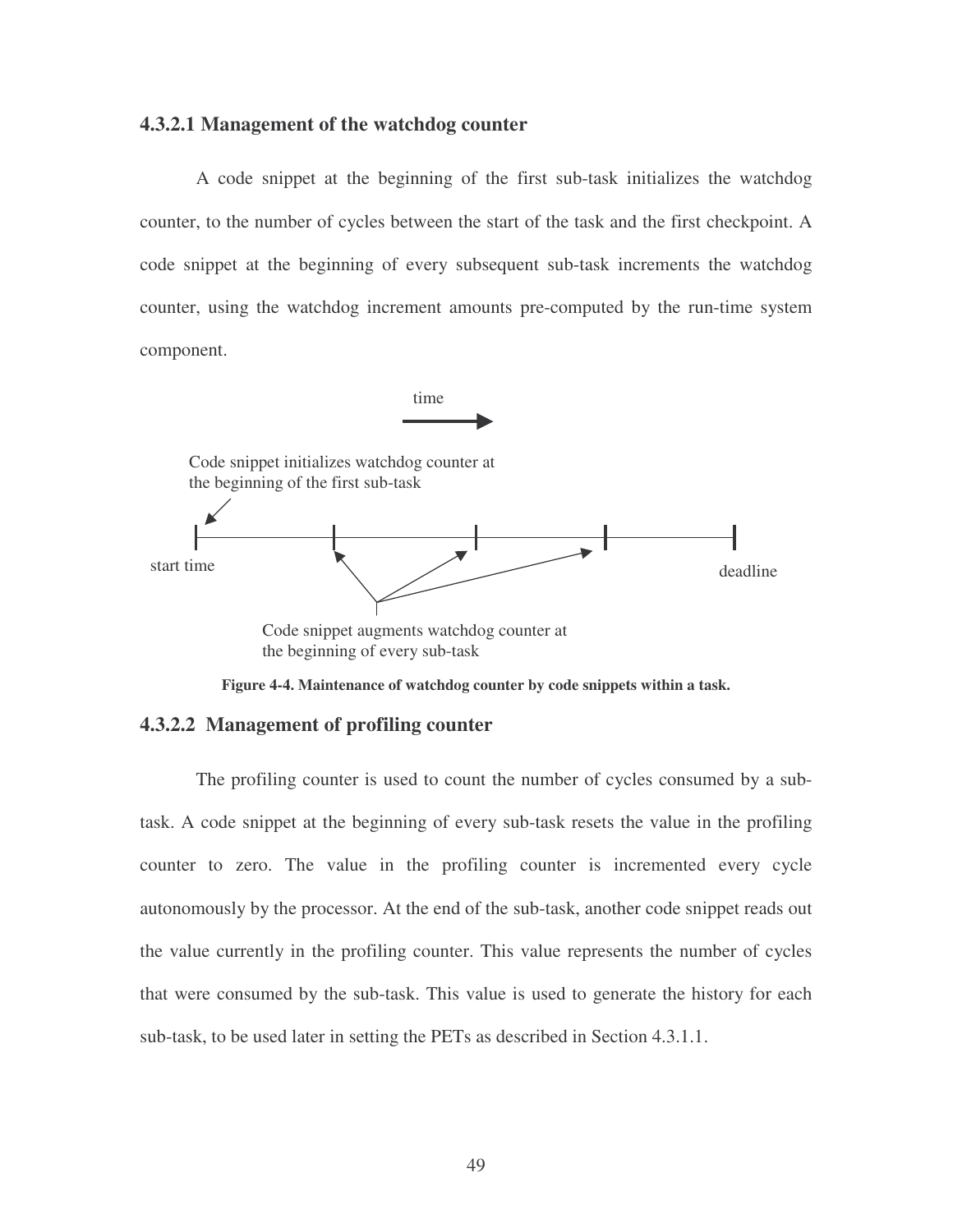#### 4.3.2.1 Management of the watchdog counter

A code snippet at the beginning of the first sub-task initializes the watchdog counter, to the number of cycles between the start of the task and the first checkpoint. A code snippet at the beginning of every subsequent sub-task increments the watchdog counter, using the watchdog increment amounts pre-computed by the run-time system component.

time

Code snippet initializes watchdog counter at the beginning of the first sub-task

start time

deadline

Code snippet augments watchdog counter at the beginning of every sub-task

**Figure 4-4. Maintenance of watchdog counter by code snippets within a task.**

#### 4.3.2.2 Management of profiling counter

The profiling counter is used to count the number of cycles consumed by a sub-task. A code snippet at the beginning of every sub-task resets the value in the profiling counter to zero. The value in the profiling counter is incremented every cycle autonomously by the processor. At the end of the sub-task, another code snippet reads out the value currently in the profiling counter. This value represents the number of cycles that were consumed by the sub-task. This value is used to generate the history for each sub-task, to be used later in setting the PETs as described in Section 4.3.1.1.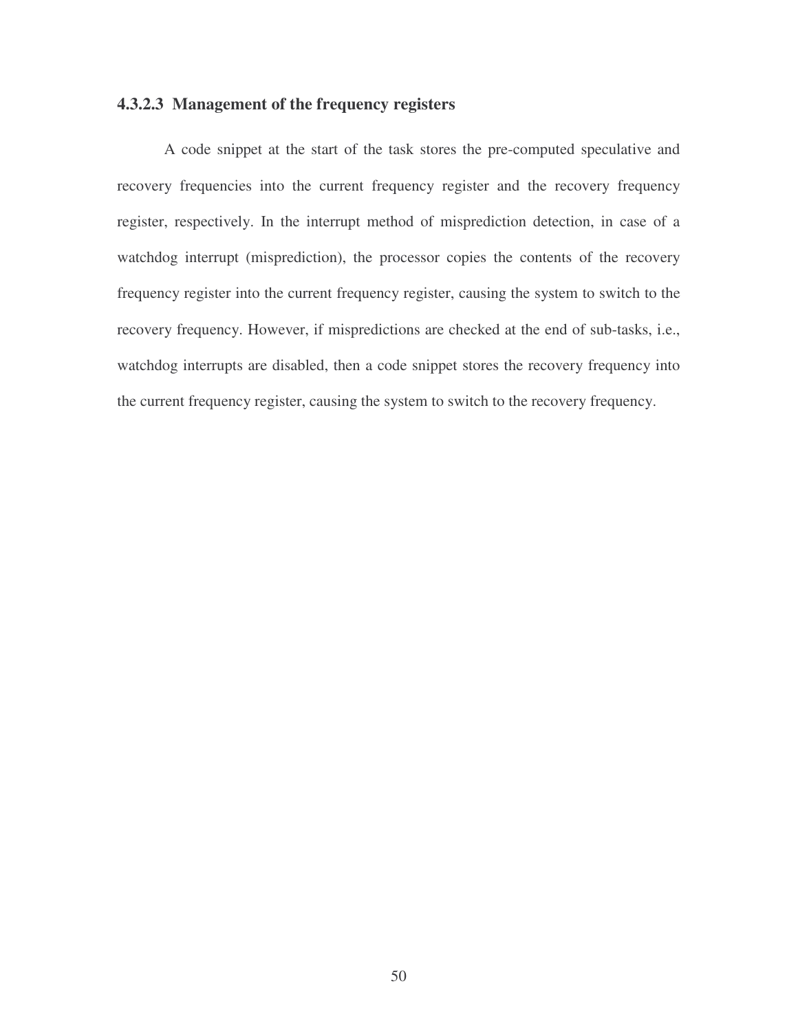#### 4.3.2.3 Management of the frequency registers

A code snippet at the start of the task stores the pre-computed speculative and recovery frequencies into the current frequency register and the recovery frequency register, respectively. In the interrupt method of misprediction detection, in case of a watchdog interrupt (misprediction), the processor copies the contents of the recovery frequency register into the current frequency register, causing the system to switch to the recovery frequency. However, if mispredictions are checked at the end of sub-tasks, i.e., watchdog interrupts are disabled, then a code snippet stores the recovery frequency into the current frequency register, causing the system to switch to the recovery frequency.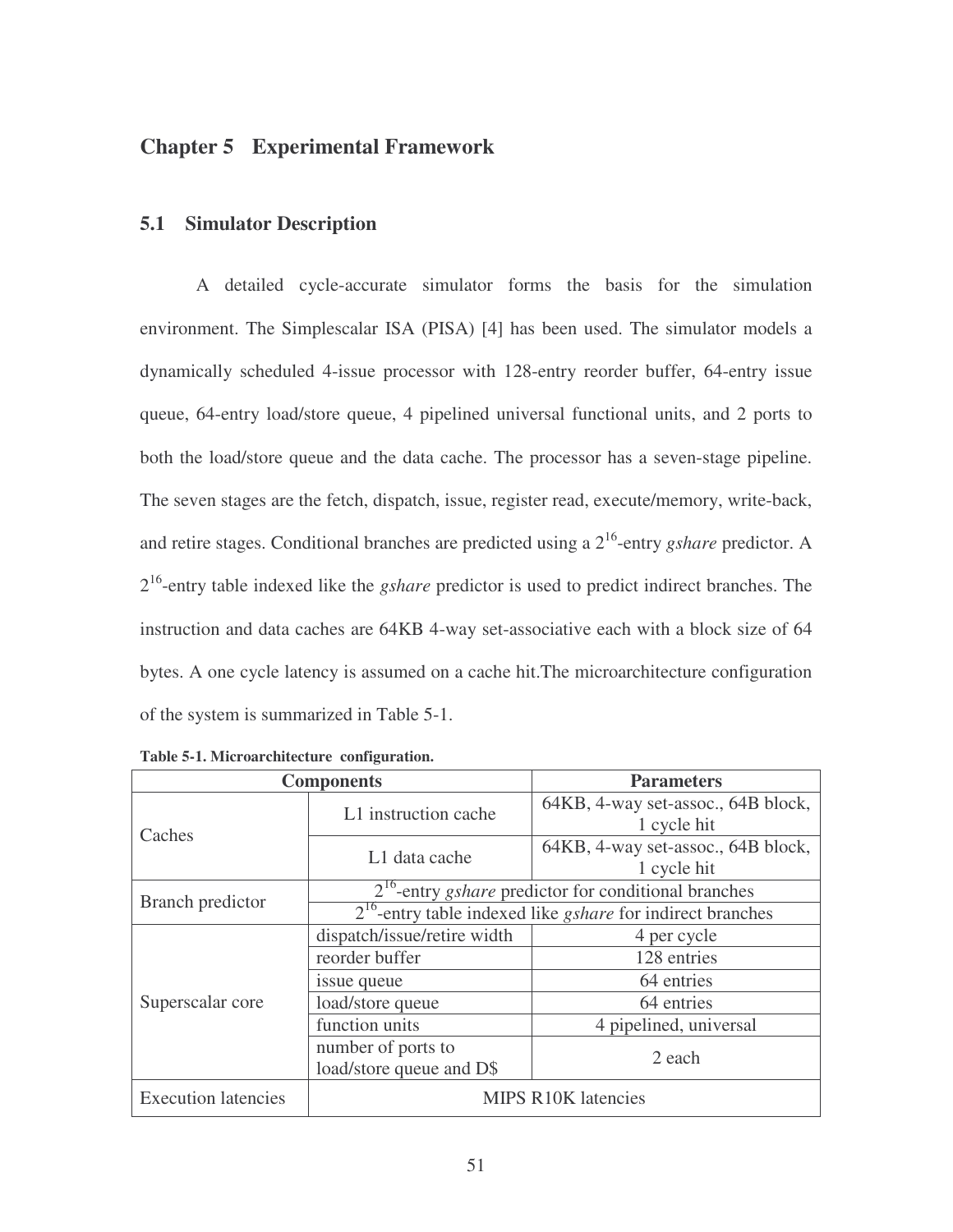# Chapter 5 Experimental Framework

## 5.1 Simulator Description

A detailed cycle-accurate simulator forms the basis for the simulation environment. The Simplescalar ISA (PISA) [4] has been used. The simulator models a dynamically scheduled 4-issue processor with 128-entry reorder buffer, 64-entry issue queue, 64-entry load/store queue, 4 pipelined universal functional units, and 2 ports to both the load/store queue and the data cache. The processor has a seven-stage pipeline. The seven stages are the fetch, dispatch, issue, register read, execute/memory, write-back, and retire stages. Conditional branches are predicted using a $2^{16}$-entry *gshare* predictor. A $2^{16}$-entry table indexed like the *gshare* predictor is used to predict indirect branches. The instruction and data caches are 64KB 4-way set-associative each with a block size of 64 bytes. A one cycle latency is assumed on a cache hit.The microarchitecture configuration of the system is summarized in Table 5-1.

**Table 5-1. Microarchitecture configuration.**

| Components | | Parameters |
|---|---|---|
| Caches | L1 instruction cache | 64KB, 4-way set-assoc., 64B block, 1 cycle hit |
| | L1 data cache | 64KB, 4-way set-assoc., 64B block, 1 cycle hit |
| Branch predictor | $2^{16}$-entry *gshare* predictor for conditional branches | |
| | $2^{16}$-entry table indexed like *gshare* for indirect branches | |
| Superscalar core | dispatch/issue/retire width | 4 per cycle |
| | reorder buffer | 128 entries |
| | issue queue | 64 entries |
| | load/store queue | 64 entries |
| | function units | 4 pipelined, universal |
| | number of ports to load/store queue and D$ | 2 each |
| Execution latencies | MIPS R10K latencies | |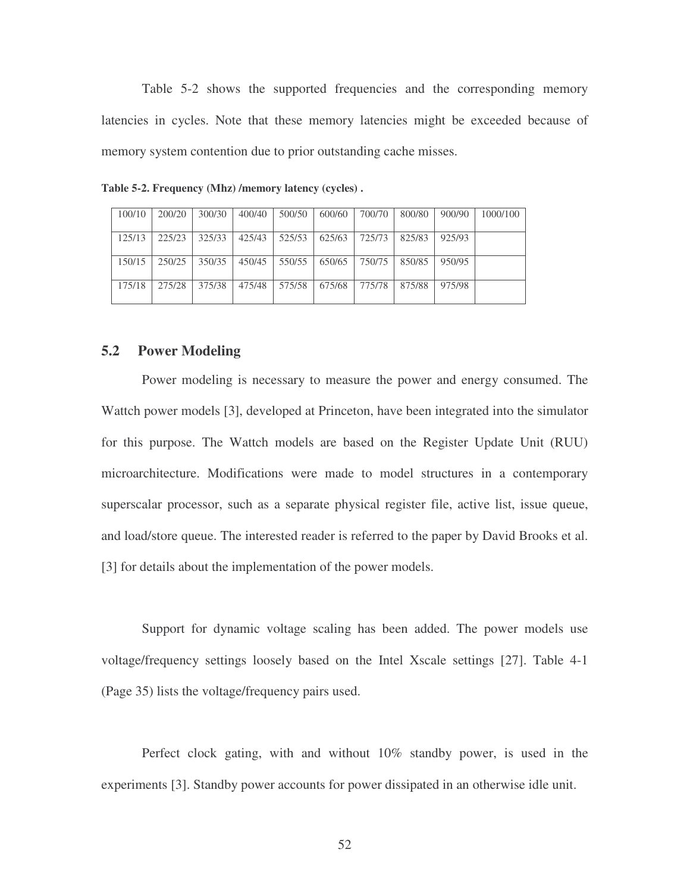Table 5-2 shows the supported frequencies and the corresponding memory latencies in cycles. Note that these memory latencies might be exceeded because of memory system contention due to prior outstanding cache misses.

**Table 5-2. Frequency (Mhz) /memory latency (cycles) .**

| | | | | | | | | | |
|---|---|---|---|---|---|---|---|---|---|
| 100/10 | 200/20 | 300/30 | 400/40 | 500/50 | 600/60 | 700/70 | 800/80 | 900/90 | 1000/100 |
| 125/13 | 225/23 | 325/33 | 425/43 | 525/53 | 625/63 | 725/73 | 825/83 | 925/93 | |
| 150/15 | 250/25 | 350/35 | 450/45 | 550/55 | 650/65 | 750/75 | 850/85 | 950/95 | |
| 175/18 | 275/28 | 375/38 | 475/48 | 575/58 | 675/68 | 775/78 | 875/88 | 975/98 | |

## 5.2 Power Modeling

Power modeling is necessary to measure the power and energy consumed. The Wattch power models [3], developed at Princeton, have been integrated into the simulator for this purpose. The Wattch models are based on the Register Update Unit (RUU) microarchitecture. Modifications were made to model structures in a contemporary superscalar processor, such as a separate physical register file, active list, issue queue, and load/store queue. The interested reader is referred to the paper by David Brooks et al. [3] for details about the implementation of the power models.

Support for dynamic voltage scaling has been added. The power models use voltage/frequency settings loosely based on the Intel Xscale settings [27]. Table 4-1 (Page 35) lists the voltage/frequency pairs used.

Perfect clock gating, with and without 10% standby power, is used in the experiments [3]. Standby power accounts for power dissipated in an otherwise idle unit.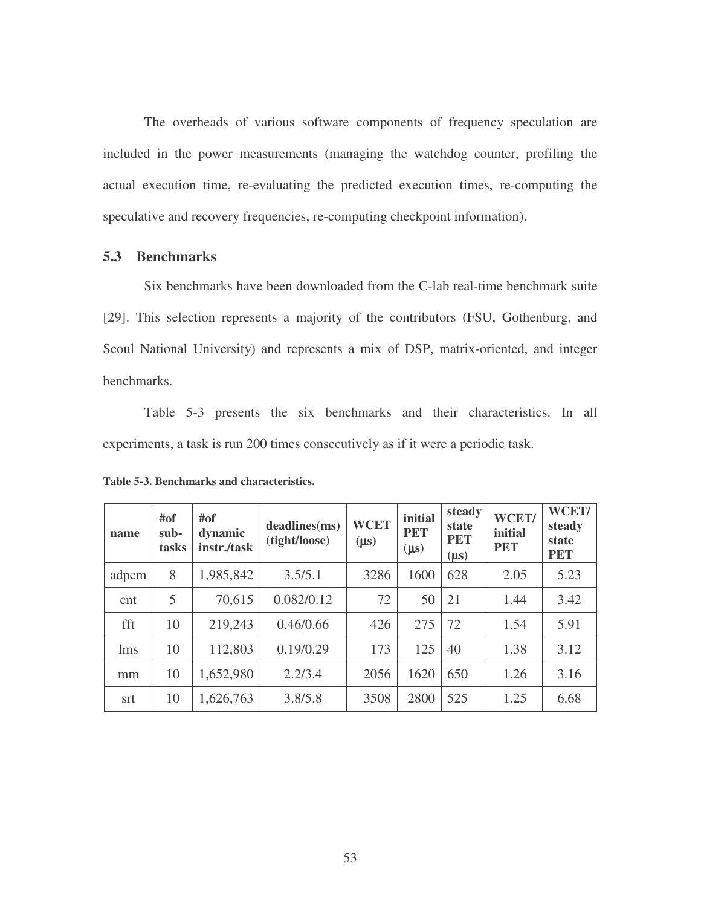The overheads of various software components of frequency speculation are included in the power measurements (managing the watchdog counter, profiling the actual execution time, re-evaluating the predicted execution times, re-computing the speculative and recovery frequencies, re-computing checkpoint information).

## 5.3 Benchmarks

Six benchmarks have been downloaded from the C-lab real-time benchmark suite [29]. This selection represents a majority of the contributors (FSU, Gothenburg, and Seoul National University) and represents a mix of DSP, matrix-oriented, and integer benchmarks.

Table 5-3 presents the six benchmarks and their characteristics. In all experiments, a task is run 200 times consecutively as if it were a periodic task.

**Table 5-3. Benchmarks and characteristics.**

| name | #of sub-tasks | #of dynamic instr./task | deadlines(ms) (tight/loose) | WCET (μs) | initial PET (μs) | steady state PET (μs) | WCET/ initial PET | WCET/ steady state PET |
|---|---|---|---|---|---|---|---|---|
| adpcm | 8 | 1,985,842 | 3.5/5.1 | 3286 | 1600 | 628 | 2.05 | 5.23 |
| cnt | 5 | 70,615 | 0.082/0.12 | 72 | 50 | 21 | 1.44 | 3.42 |
| fft | 10 | 219,243 | 0.46/0.66 | 426 | 275 | 72 | 1.54 | 5.91 |
| lms | 10 | 112,803 | 0.19/0.29 | 173 | 125 | 40 | 1.38 | 3.12 |
| mm | 10 | 1,652,980 | 2.2/3.4 | 2056 | 1620 | 650 | 1.26 | 3.16 |
| srt | 10 | 1,626,763 | 3.8/5.8 | 3508 | 2800 | 525 | 1.25 | 6.68 |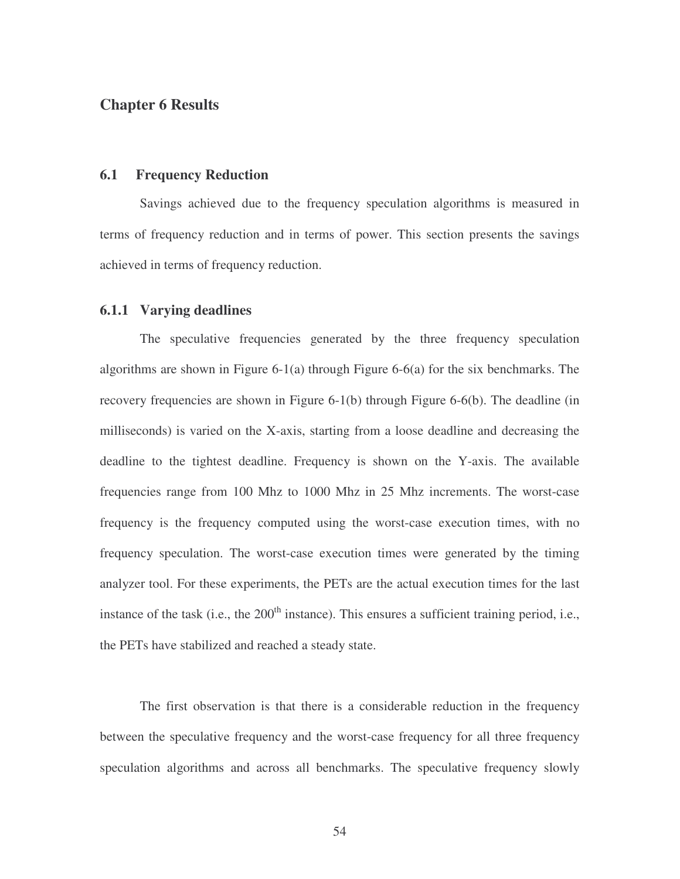# Chapter 6 Results

## 6.1 Frequency Reduction

Savings achieved due to the frequency speculation algorithms is measured in terms of frequency reduction and in terms of power. This section presents the savings achieved in terms of frequency reduction.

### 6.1.1 Varying deadlines

The speculative frequencies generated by the three frequency speculation algorithms are shown in Figure 6-1(a) through Figure 6-6(a) for the six benchmarks. The recovery frequencies are shown in Figure 6-1(b) through Figure 6-6(b). The deadline (in milliseconds) is varied on the X-axis, starting from a loose deadline and decreasing the deadline to the tightest deadline. Frequency is shown on the Y-axis. The available frequencies range from 100 Mhz to 1000 Mhz in 25 Mhz increments. The worst-case frequency is the frequency computed using the worst-case execution times, with no frequency speculation. The worst-case execution times were generated by the timing analyzer tool. For these experiments, the PETs are the actual execution times for the last instance of the task (i.e., the 200$^{th}$ instance). This ensures a sufficient training period, i.e., the PETs have stabilized and reached a steady state.

The first observation is that there is a considerable reduction in the frequency between the speculative frequency and the worst-case frequency for all three frequency speculation algorithms and across all benchmarks. The speculative frequency slowly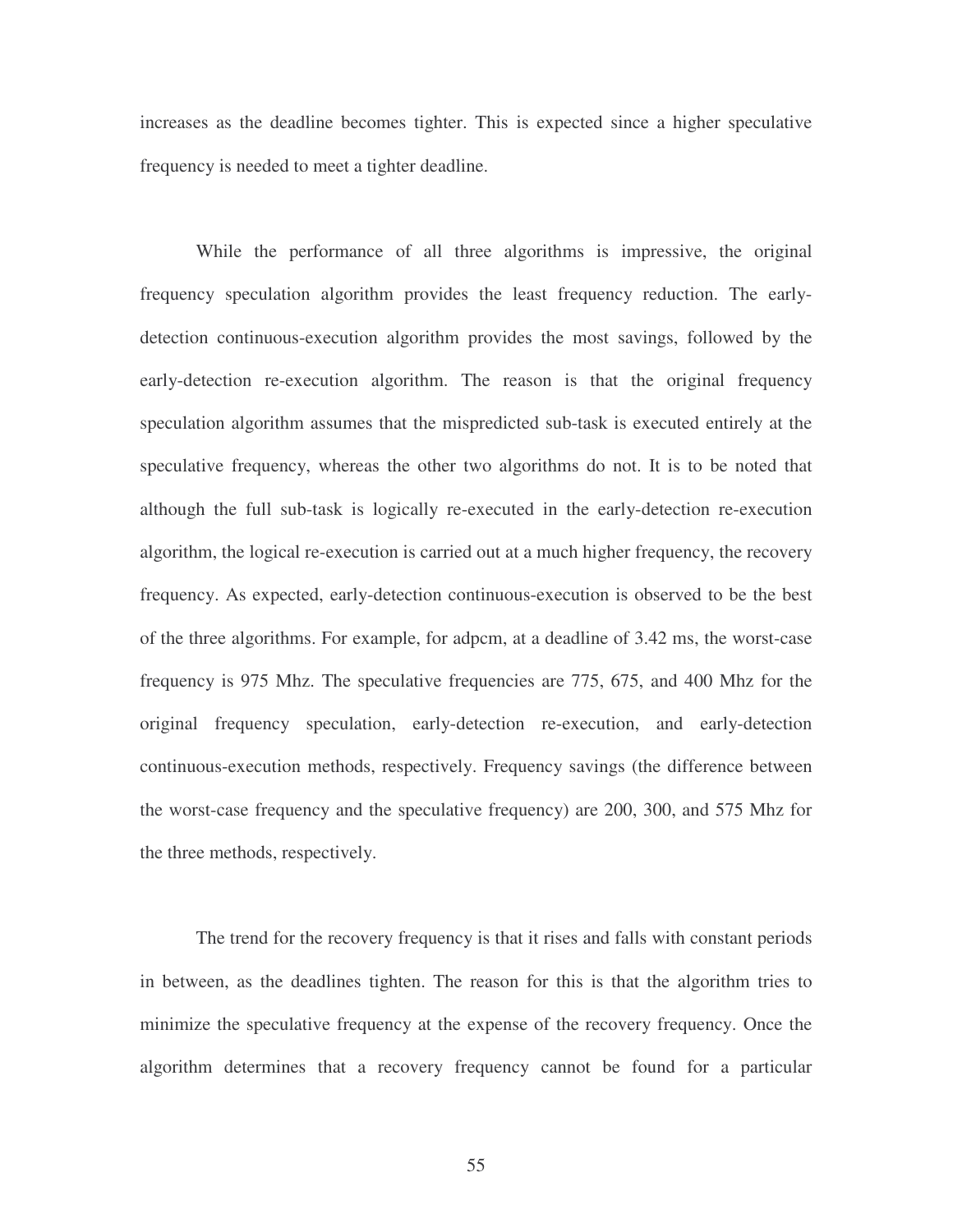increases as the deadline becomes tighter. This is expected since a higher speculative frequency is needed to meet a tighter deadline.

While the performance of all three algorithms is impressive, the original frequency speculation algorithm provides the least frequency reduction. The early-detection continuous-execution algorithm provides the most savings, followed by the early-detection re-execution algorithm. The reason is that the original frequency speculation algorithm assumes that the mispredicted sub-task is executed entirely at the speculative frequency, whereas the other two algorithms do not. It is to be noted that although the full sub-task is logically re-executed in the early-detection re-execution algorithm, the logical re-execution is carried out at a much higher frequency, the recovery frequency. As expected, early-detection continuous-execution is observed to be the best of the three algorithms. For example, for adpcm, at a deadline of 3.42 ms, the worst-case frequency is 975 Mhz. The speculative frequencies are 775, 675, and 400 Mhz for the original frequency speculation, early-detection re-execution, and early-detection continuous-execution methods, respectively. Frequency savings (the difference between the worst-case frequency and the speculative frequency) are 200, 300, and 575 Mhz for the three methods, respectively.

The trend for the recovery frequency is that it rises and falls with constant periods in between, as the deadlines tighten. The reason for this is that the algorithm tries to minimize the speculative frequency at the expense of the recovery frequency. Once the algorithm determines that a recovery frequency cannot be found for a particular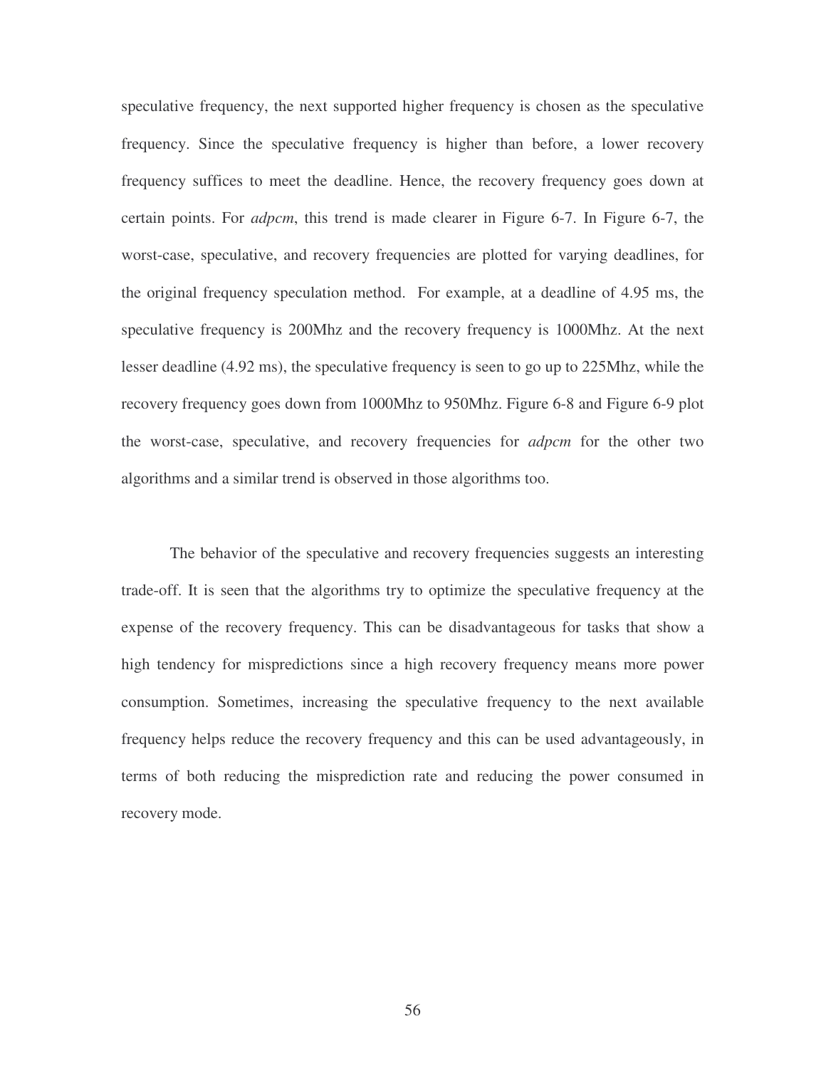speculative frequency, the next supported higher frequency is chosen as the speculative frequency. Since the speculative frequency is higher than before, a lower recovery frequency suffices to meet the deadline. Hence, the recovery frequency goes down at certain points. For *adpcm*, this trend is made clearer in Figure 6-7. In Figure 6-7, the worst-case, speculative, and recovery frequencies are plotted for varying deadlines, for the original frequency speculation method. For example, at a deadline of 4.95 ms, the speculative frequency is 200Mhz and the recovery frequency is 1000Mhz. At the next lesser deadline (4.92 ms), the speculative frequency is seen to go up to 225Mhz, while the recovery frequency goes down from 1000Mhz to 950Mhz. Figure 6-8 and Figure 6-9 plot the worst-case, speculative, and recovery frequencies for *adpcm* for the other two algorithms and a similar trend is observed in those algorithms too.

The behavior of the speculative and recovery frequencies suggests an interesting trade-off. It is seen that the algorithms try to optimize the speculative frequency at the expense of the recovery frequency. This can be disadvantageous for tasks that show a high tendency for mispredictions since a high recovery frequency means more power consumption. Sometimes, increasing the speculative frequency to the next available frequency helps reduce the recovery frequency and this can be used advantageously, in terms of both reducing the misprediction rate and reducing the power consumed in recovery mode.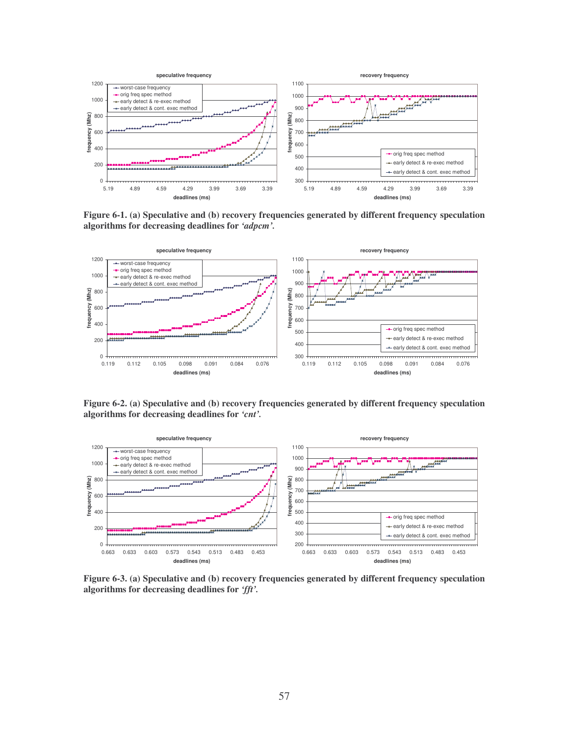Figure 6-1. (a) Speculative and (b) recovery frequencies generated by different frequency speculation algorithms for decreasing deadlines for *'adpcm'*.

Figure 6-2. (a) Speculative and (b) recovery frequencies generated by different frequency speculation algorithms for decreasing deadlines for *'cnt'*.

Figure 6-3. (a) Speculative and (b) recovery frequencies generated by different frequency speculation algorithms for decreasing deadlines for *'fft'*.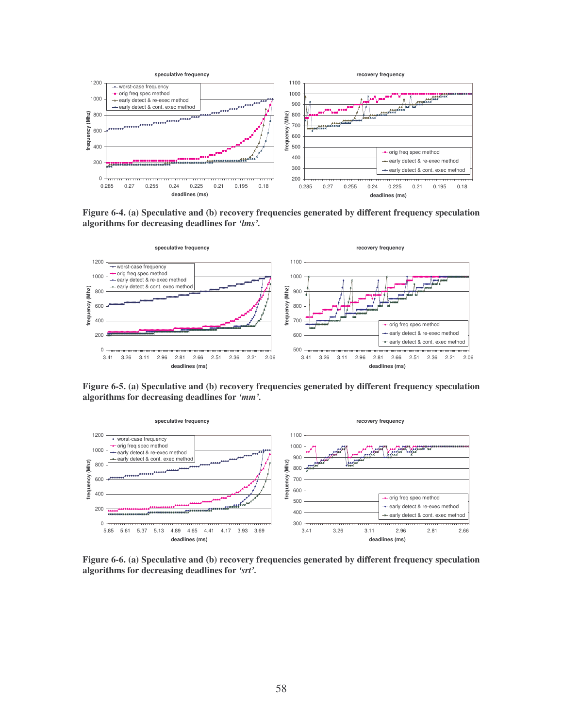**Figure 6-4. (a) Speculative and (b) recovery frequencies generated by different frequency speculation algorithms for decreasing deadlines for *'lms'*.**

**Figure 6-5. (a) Speculative and (b) recovery frequencies generated by different frequency speculation algorithms for decreasing deadlines for *'mm'*.**

**Figure 6-6. (a) Speculative and (b) recovery frequencies generated by different frequency speculation algorithms for decreasing deadlines for *'srt'*.**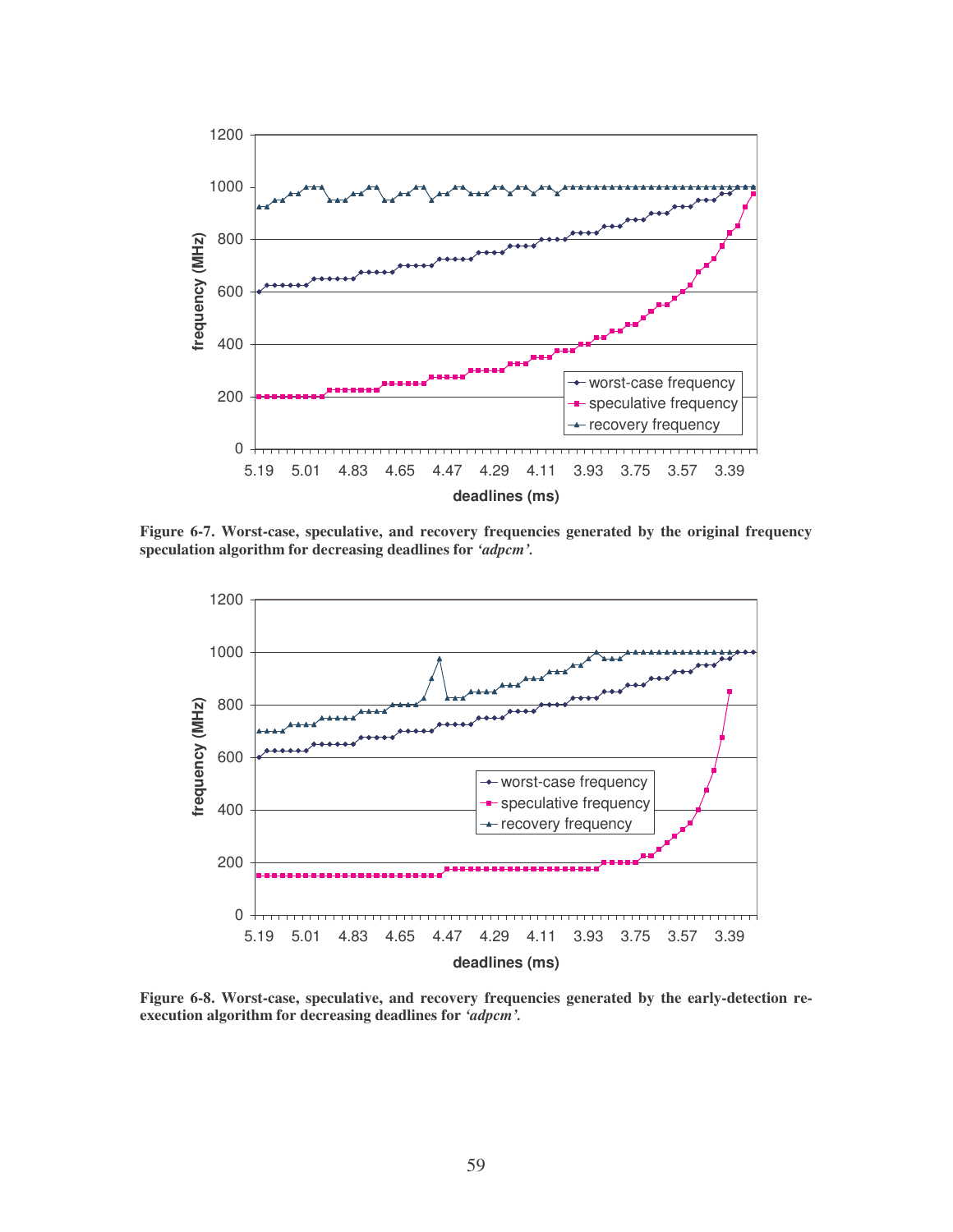Figure 6-7. Worst-case, speculative, and recovery frequencies generated by the original frequency speculation algorithm for decreasing deadlines for *'adpcm'*.

Figure 6-8. Worst-case, speculative, and recovery frequencies generated by the early-detection re-execution algorithm for decreasing deadlines for *'adpcm'*.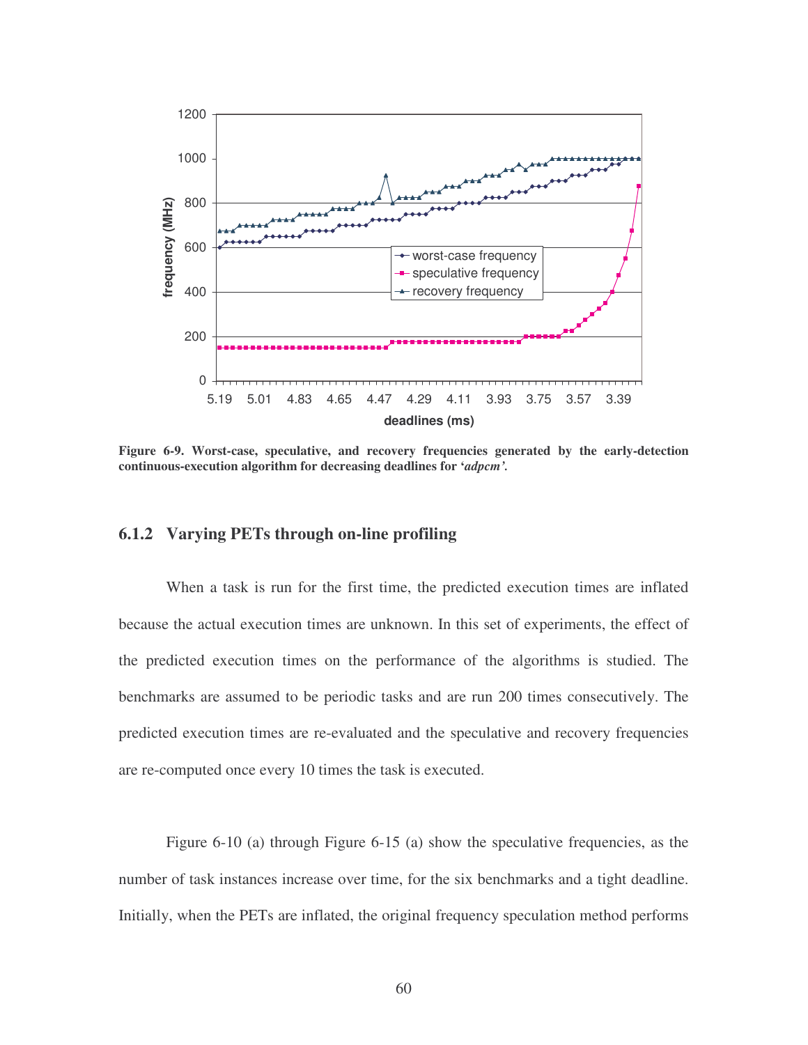Figure 6-9. Worst-case, speculative, and recovery frequencies generated by the early-detection continuous-execution algorithm for decreasing deadlines for '*adpcm*'.

### 6.1.2 Varying PETs through on-line profiling

When a task is run for the first time, the predicted execution times are inflated because the actual execution times are unknown. In this set of experiments, the effect of the predicted execution times on the performance of the algorithms is studied. The benchmarks are assumed to be periodic tasks and are run 200 times consecutively. The predicted execution times are re-evaluated and the speculative and recovery frequencies are re-computed once every 10 times the task is executed.

Figure 6-10 (a) through Figure 6-15 (a) show the speculative frequencies, as the number of task instances increase over time, for the six benchmarks and a tight deadline. Initially, when the PETs are inflated, the original frequency speculation method performs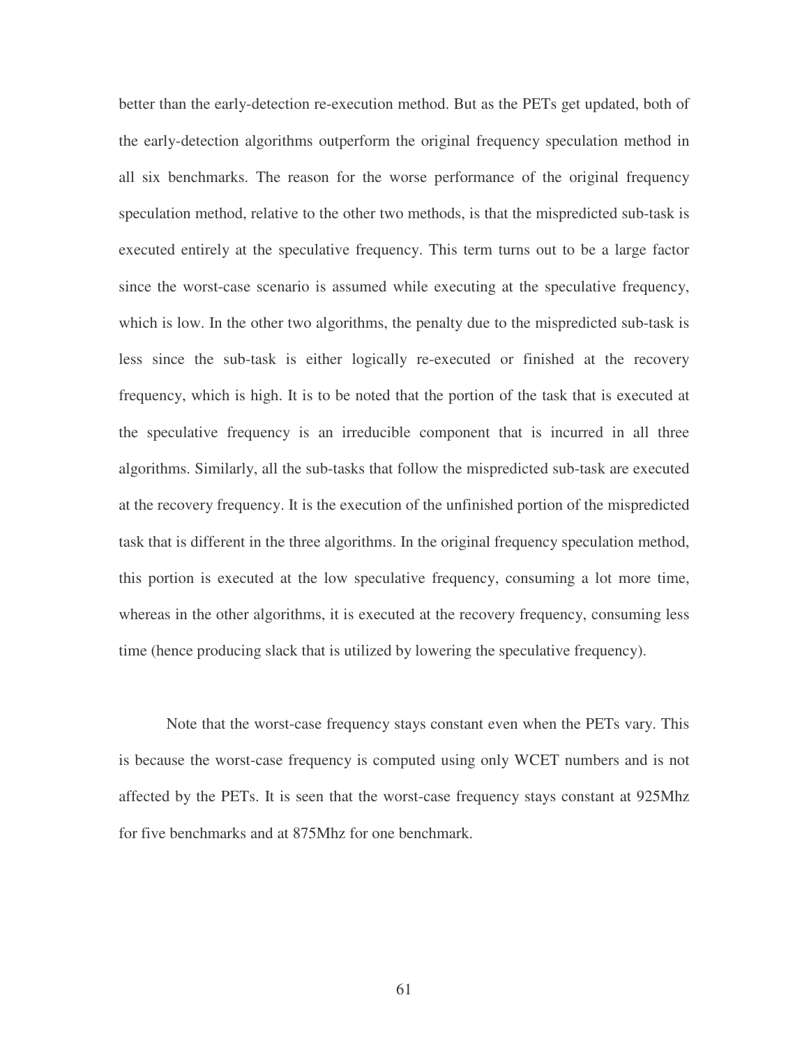better than the early-detection re-execution method. But as the PETs get updated, both of the early-detection algorithms outperform the original frequency speculation method in all six benchmarks. The reason for the worse performance of the original frequency speculation method, relative to the other two methods, is that the mispredicted sub-task is executed entirely at the speculative frequency. This term turns out to be a large factor since the worst-case scenario is assumed while executing at the speculative frequency, which is low. In the other two algorithms, the penalty due to the mispredicted sub-task is less since the sub-task is either logically re-executed or finished at the recovery frequency, which is high. It is to be noted that the portion of the task that is executed at the speculative frequency is an irreducible component that is incurred in all three algorithms. Similarly, all the sub-tasks that follow the mispredicted sub-task are executed at the recovery frequency. It is the execution of the unfinished portion of the mispredicted task that is different in the three algorithms. In the original frequency speculation method, this portion is executed at the low speculative frequency, consuming a lot more time, whereas in the other algorithms, it is executed at the recovery frequency, consuming less time (hence producing slack that is utilized by lowering the speculative frequency).

Note that the worst-case frequency stays constant even when the PETs vary. This is because the worst-case frequency is computed using only WCET numbers and is not affected by the PETs. It is seen that the worst-case frequency stays constant at 925Mhz for five benchmarks and at 875Mhz for one benchmark.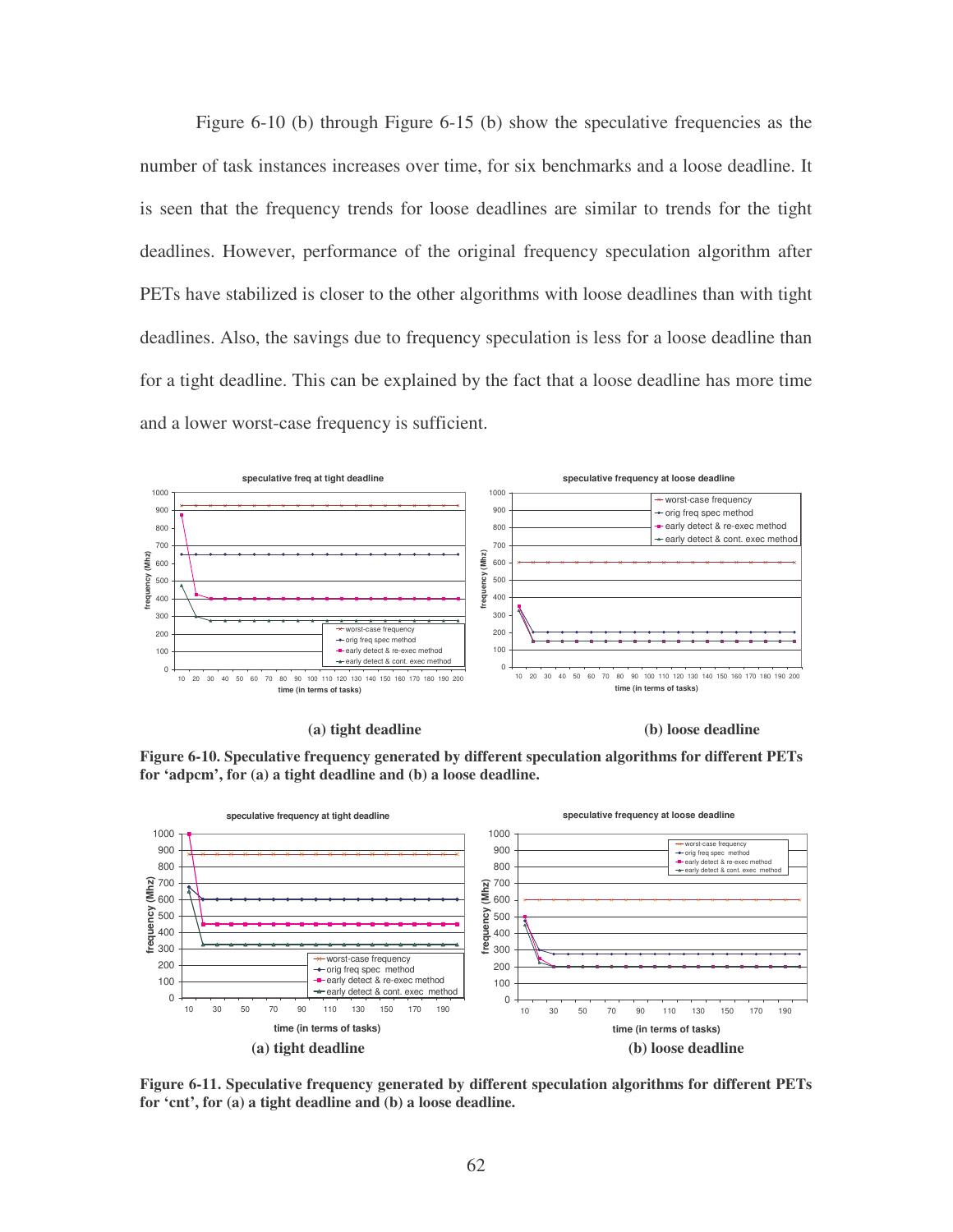Figure 6-10 (b) through Figure 6-15 (b) show the speculative frequencies as the number of task instances increases over time, for six benchmarks and a loose deadline. It is seen that the frequency trends for loose deadlines are similar to trends for the tight deadlines. However, performance of the original frequency speculation algorithm after PETs have stabilized is closer to the other algorithms with loose deadlines than with tight deadlines. Also, the savings due to frequency speculation is less for a loose deadline than for a tight deadline. This can be explained by the fact that a loose deadline has more time and a lower worst-case frequency is sufficient.

**(a) tight deadline** **(b) loose deadline**

**Figure 6-10. Speculative frequency generated by different speculation algorithms for different PETs for 'adpcm', for (a) a tight deadline and (b) a loose deadline.**

**(a) tight deadline** **(b) loose deadline**

**Figure 6-11. Speculative frequency generated by different speculation algorithms for different PETs for 'cnt', for (a) a tight deadline and (b) a loose deadline.**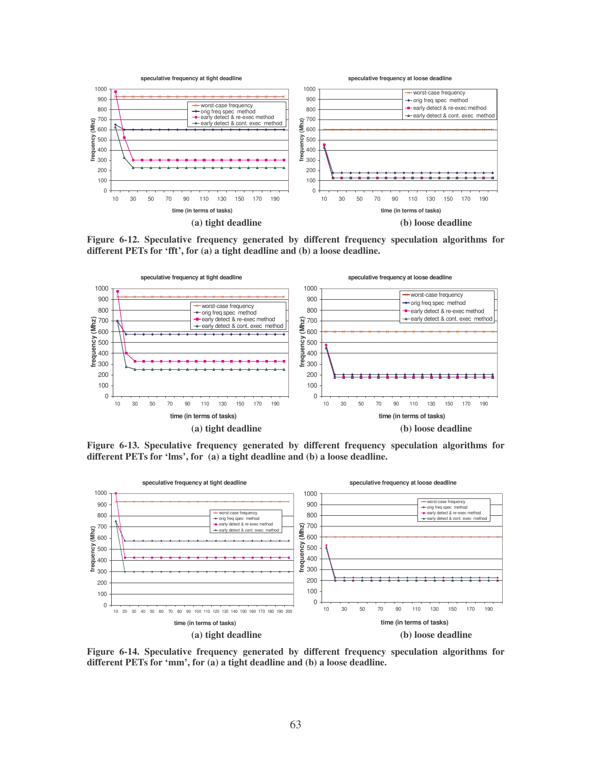**(a) tight deadline** **(b) loose deadline**

**Figure 6-12. Speculative frequency generated by different frequency speculation algorithms for different PETs for 'fft', for (a) a tight deadline and (b) a loose deadline.**

**(a) tight deadline** **(b) loose deadline**

**Figure 6-13. Speculative frequency generated by different frequency speculation algorithms for different PETs for 'lms', for (a) a tight deadline and (b) a loose deadline.**

**(a) tight deadline** **(b) loose deadline**

**Figure 6-14. Speculative frequency generated by different frequency speculation algorithms for different PETs for 'mm', for (a) a tight deadline and (b) a loose deadline.**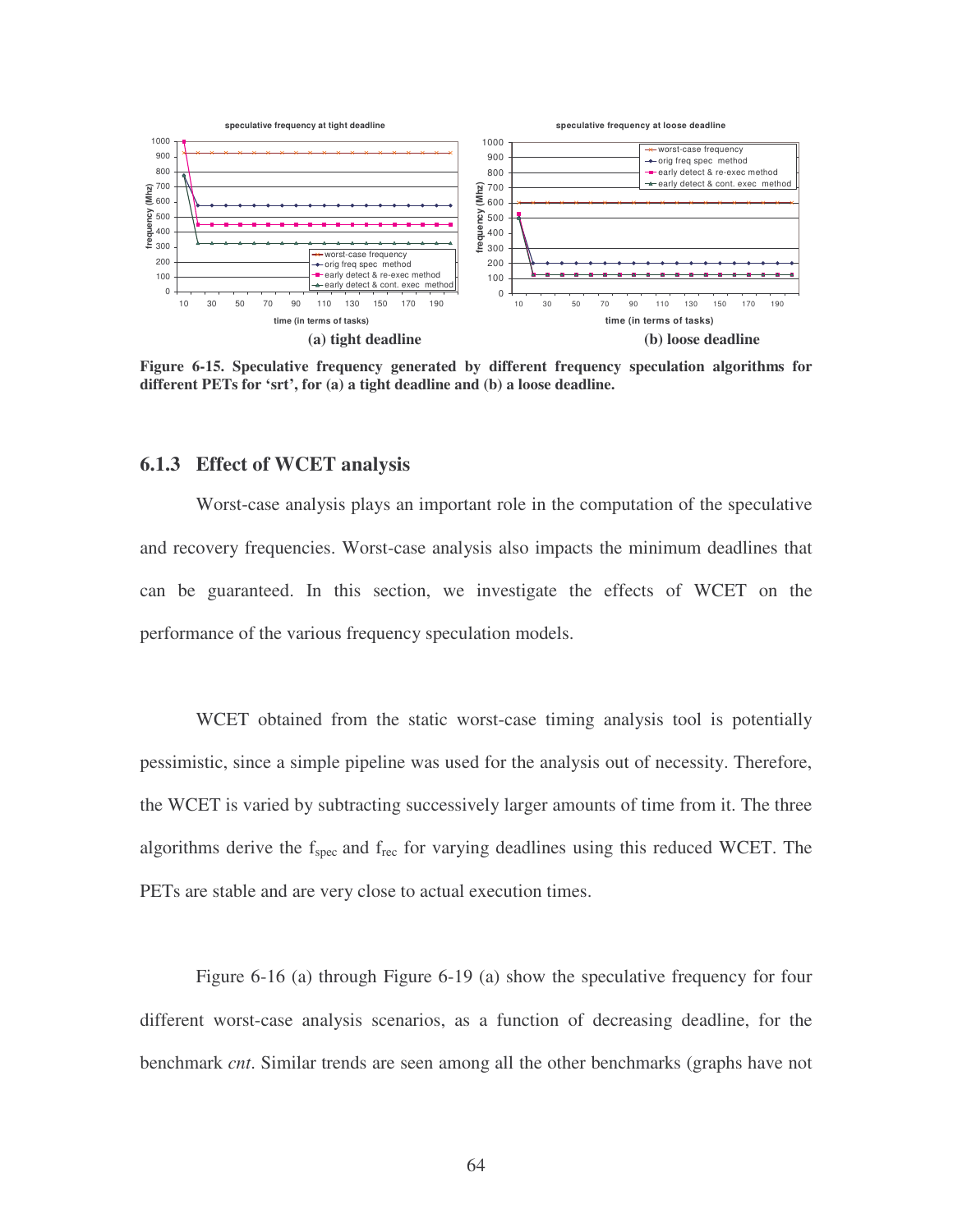**(a) tight deadline** **(b) loose deadline**

**Figure 6-15. Speculative frequency generated by different frequency speculation algorithms for different PETs for 'srt', for (a) a tight deadline and (b) a loose deadline.**

### 6.1.3 Effect of WCET analysis

Worst-case analysis plays an important role in the computation of the speculative and recovery frequencies. Worst-case analysis also impacts the minimum deadlines that can be guaranteed. In this section, we investigate the effects of WCET on the performance of the various frequency speculation models.

WCET obtained from the static worst-case timing analysis tool is potentially pessimistic, since a simple pipeline was used for the analysis out of necessity. Therefore, the WCET is varied by subtracting successively larger amounts of time from it. The three algorithms derive the $f_{spec}$ and $f_{rec}$ for varying deadlines using this reduced WCET. The PETs are stable and are very close to actual execution times.

Figure 6-16 (a) through Figure 6-19 (a) show the speculative frequency for four different worst-case analysis scenarios, as a function of decreasing deadline, for the benchmark *cnt*. Similar trends are seen among all the other benchmarks (graphs have not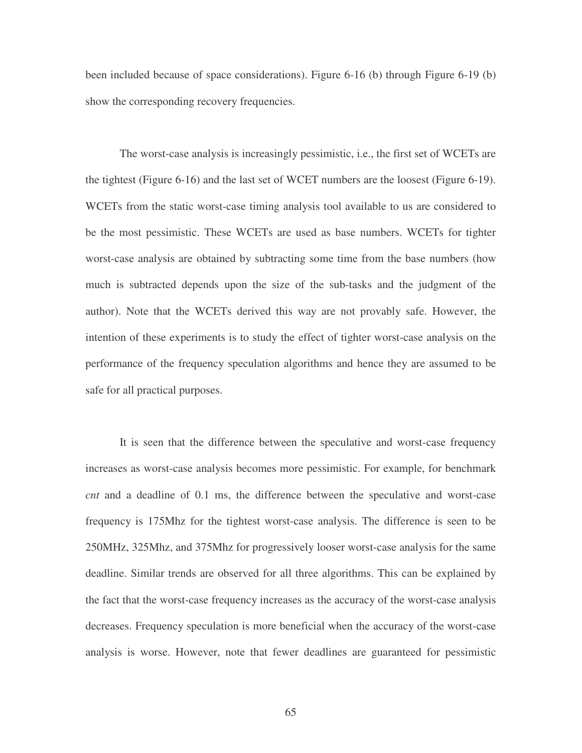been included because of space considerations). Figure 6-16 (b) through Figure 6-19 (b) show the corresponding recovery frequencies.

The worst-case analysis is increasingly pessimistic, i.e., the first set of WCETs are the tightest (Figure 6-16) and the last set of WCET numbers are the loosest (Figure 6-19). WCETs from the static worst-case timing analysis tool available to us are considered to be the most pessimistic. These WCETs are used as base numbers. WCETs for tighter worst-case analysis are obtained by subtracting some time from the base numbers (how much is subtracted depends upon the size of the sub-tasks and the judgment of the author). Note that the WCETs derived this way are not provably safe. However, the intention of these experiments is to study the effect of tighter worst-case analysis on the performance of the frequency speculation algorithms and hence they are assumed to be safe for all practical purposes.

It is seen that the difference between the speculative and worst-case frequency increases as worst-case analysis becomes more pessimistic. For example, for benchmark *cnt* and a deadline of 0.1 ms, the difference between the speculative and worst-case frequency is 175Mhz for the tightest worst-case analysis. The difference is seen to be 250MHz, 325Mhz, and 375Mhz for progressively looser worst-case analysis for the same deadline. Similar trends are observed for all three algorithms. This can be explained by the fact that the worst-case frequency increases as the accuracy of the worst-case analysis decreases. Frequency speculation is more beneficial when the accuracy of the worst-case analysis is worse. However, note that fewer deadlines are guaranteed for pessimistic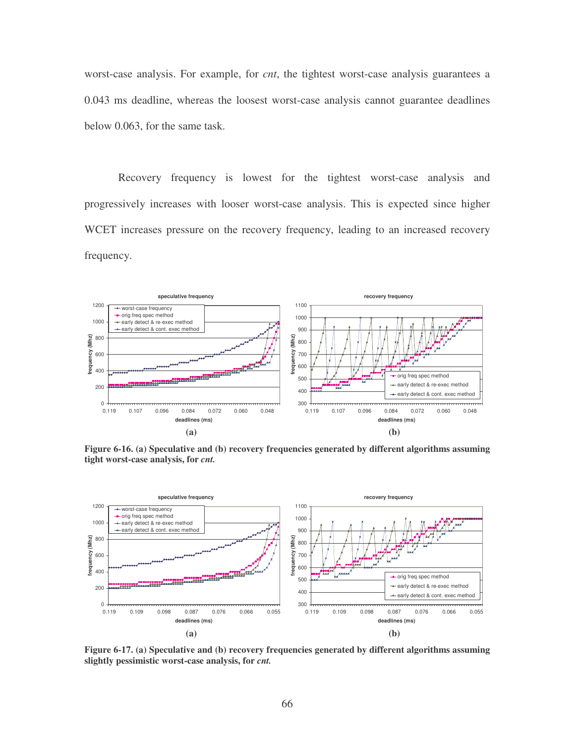worst-case analysis. For example, for *cnt*, the tightest worst-case analysis guarantees a 0.043 ms deadline, whereas the loosest worst-case analysis cannot guarantee deadlines below 0.063, for the same task.

Recovery frequency is lowest for the tightest worst-case analysis and progressively increases with looser worst-case analysis. This is expected since higher WCET increases pressure on the recovery frequency, leading to an increased recovery frequency.

**Figure 6-16. (a) Speculative and (b) recovery frequencies generated by different algorithms assuming tight worst-case analysis, for *cnt*.**

**Figure 6-17. (a) Speculative and (b) recovery frequencies generated by different algorithms assuming slightly pessimistic worst-case analysis, for *cnt*.**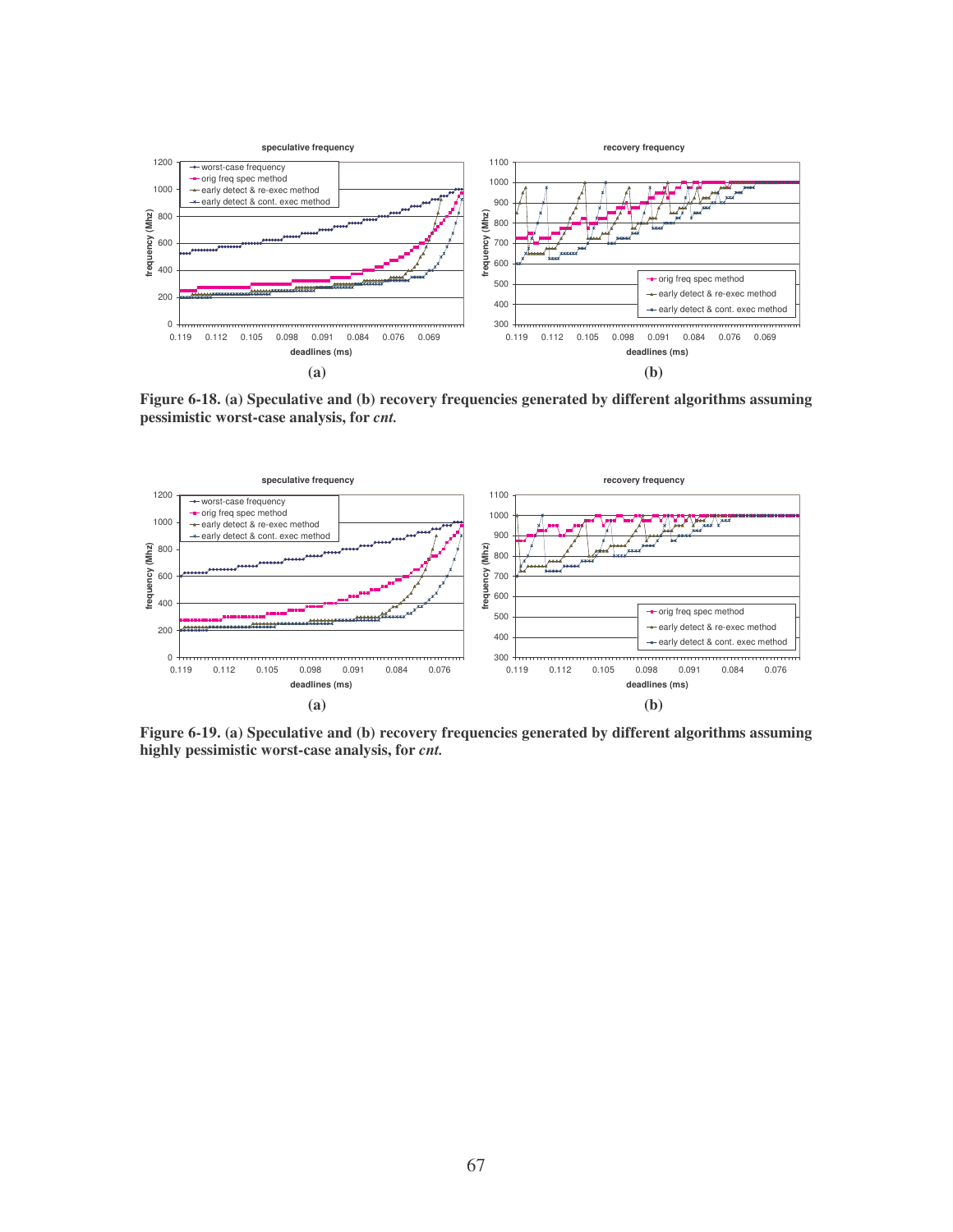**Figure 6-18. (a) Speculative and (b) recovery frequencies generated by different algorithms assuming pessimistic worst-case analysis, for *cnt.***

**Figure 6-19. (a) Speculative and (b) recovery frequencies generated by different algorithms assuming highly pessimistic worst-case analysis, for *cnt.***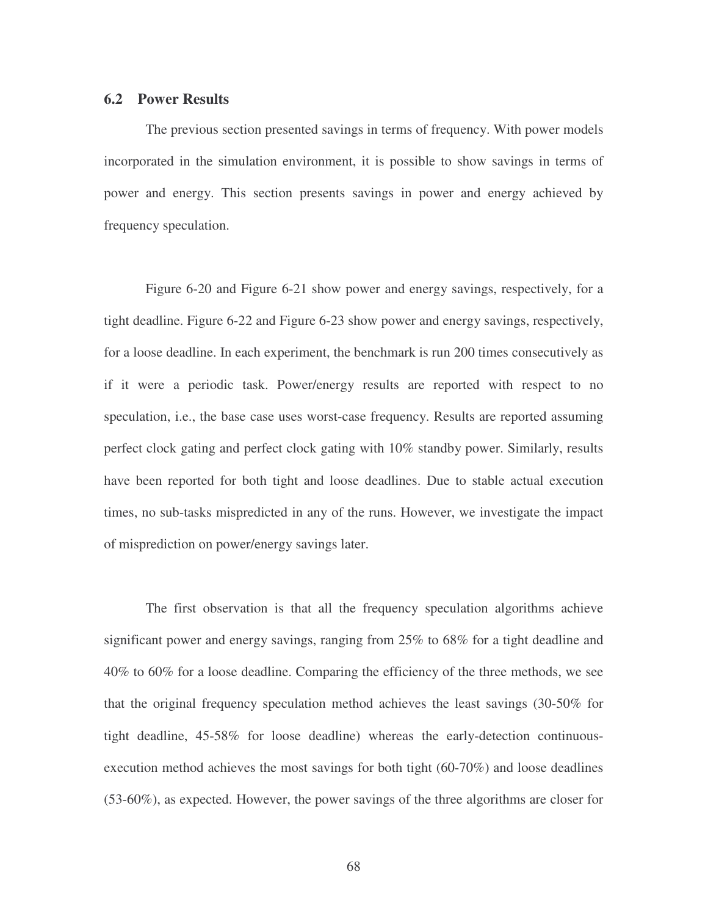### 6.2 Power Results

The previous section presented savings in terms of frequency. With power models incorporated in the simulation environment, it is possible to show savings in terms of power and energy. This section presents savings in power and energy achieved by frequency speculation.

Figure 6-20 and Figure 6-21 show power and energy savings, respectively, for a tight deadline. Figure 6-22 and Figure 6-23 show power and energy savings, respectively, for a loose deadline. In each experiment, the benchmark is run 200 times consecutively as if it were a periodic task. Power/energy results are reported with respect to no speculation, i.e., the base case uses worst-case frequency. Results are reported assuming perfect clock gating and perfect clock gating with 10% standby power. Similarly, results have been reported for both tight and loose deadlines. Due to stable actual execution times, no sub-tasks mispredicted in any of the runs. However, we investigate the impact of misprediction on power/energy savings later.

The first observation is that all the frequency speculation algorithms achieve significant power and energy savings, ranging from 25% to 68% for a tight deadline and 40% to 60% for a loose deadline. Comparing the efficiency of the three methods, we see that the original frequency speculation method achieves the least savings (30-50% for tight deadline, 45-58% for loose deadline) whereas the early-detection continuous-execution method achieves the most savings for both tight (60-70%) and loose deadlines (53-60%), as expected. However, the power savings of the three algorithms are closer for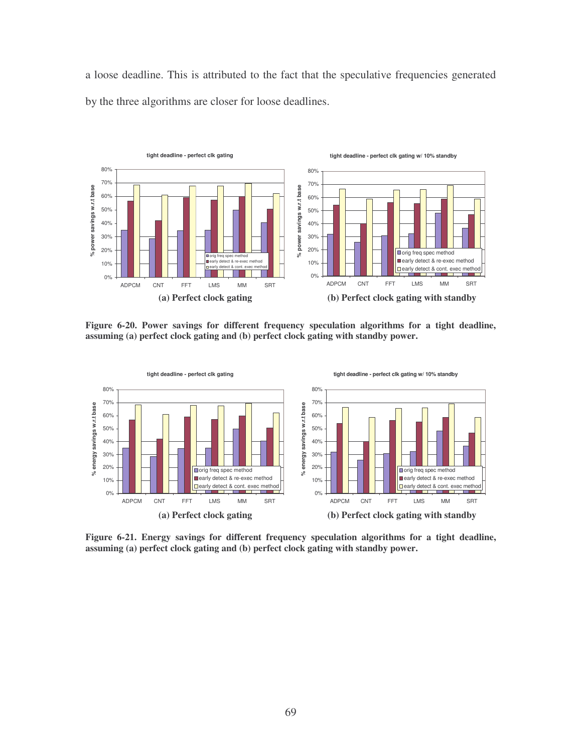a loose deadline. This is attributed to the fact that the speculative frequencies generated by the three algorithms are closer for loose deadlines.

**(a) Perfect clock gating** **(b) Perfect clock gating with standby**

**Figure 6-20. Power savings for different frequency speculation algorithms for a tight deadline, assuming (a) perfect clock gating and (b) perfect clock gating with standby power.**

**(a) Perfect clock gating** **(b) Perfect clock gating with standby**

**Figure 6-21. Energy savings for different frequency speculation algorithms for a tight deadline, assuming (a) perfect clock gating and (b) perfect clock gating with standby power.**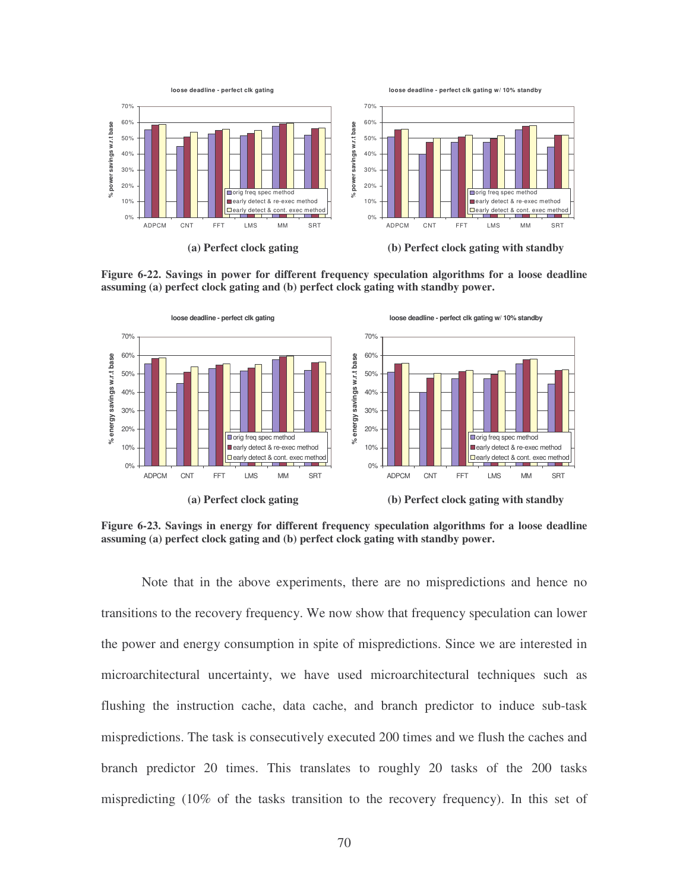(a) Perfect clock gating

(b) Perfect clock gating with standby

**Figure 6-22. Savings in power for different frequency speculation algorithms for a loose deadline assuming (a) perfect clock gating and (b) perfect clock gating with standby power.**

(a) Perfect clock gating

(b) Perfect clock gating with standby

**Figure 6-23. Savings in energy for different frequency speculation algorithms for a loose deadline assuming (a) perfect clock gating and (b) perfect clock gating with standby power.**

Note that in the above experiments, there are no mispredictions and hence no transitions to the recovery frequency. We now show that frequency speculation can lower the power and energy consumption in spite of mispredictions. Since we are interested in microarchitectural uncertainty, we have used microarchitectural techniques such as flushing the instruction cache, data cache, and branch predictor to induce sub-task mispredictions. The task is consecutively executed 200 times and we flush the caches and branch predictor 20 times. This translates to roughly 20 tasks of the 200 tasks mispredicting (10% of the tasks transition to the recovery frequency). In this set of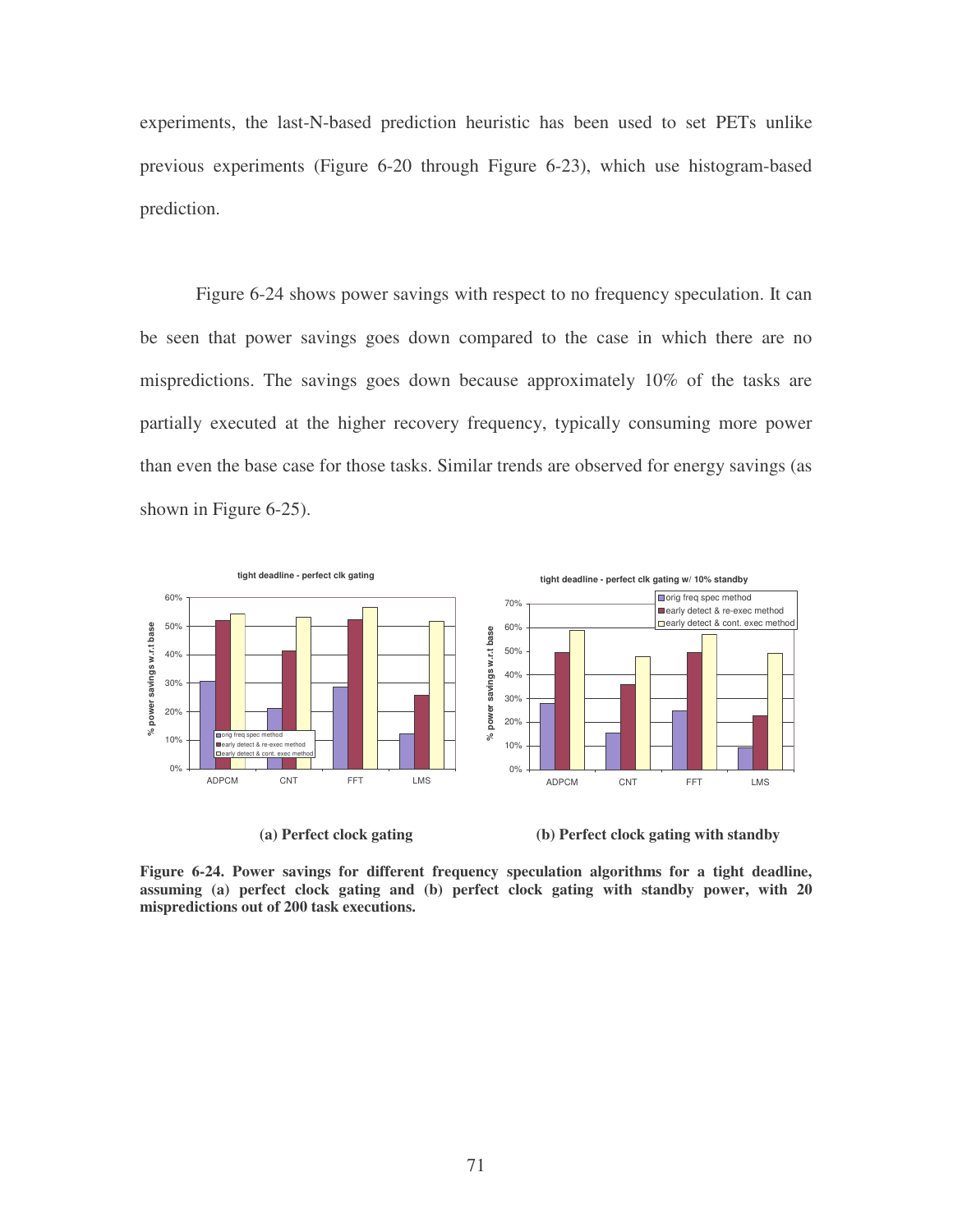experiments, the last-N-based prediction heuristic has been used to set PETs unlike previous experiments (Figure 6-20 through Figure 6-23), which use histogram-based prediction.

Figure 6-24 shows power savings with respect to no frequency speculation. It can be seen that power savings goes down compared to the case in which there are no mispredictions. The savings goes down because approximately 10% of the tasks are partially executed at the higher recovery frequency, typically consuming more power than even the base case for those tasks. Similar trends are observed for energy savings (as shown in Figure 6-25).

**(a) Perfect clock gating** **(b) Perfect clock gating with standby**

**Figure 6-24. Power savings for different frequency speculation algorithms for a tight deadline, assuming (a) perfect clock gating and (b) perfect clock gating with standby power, with 20 mispredictions out of 200 task executions.**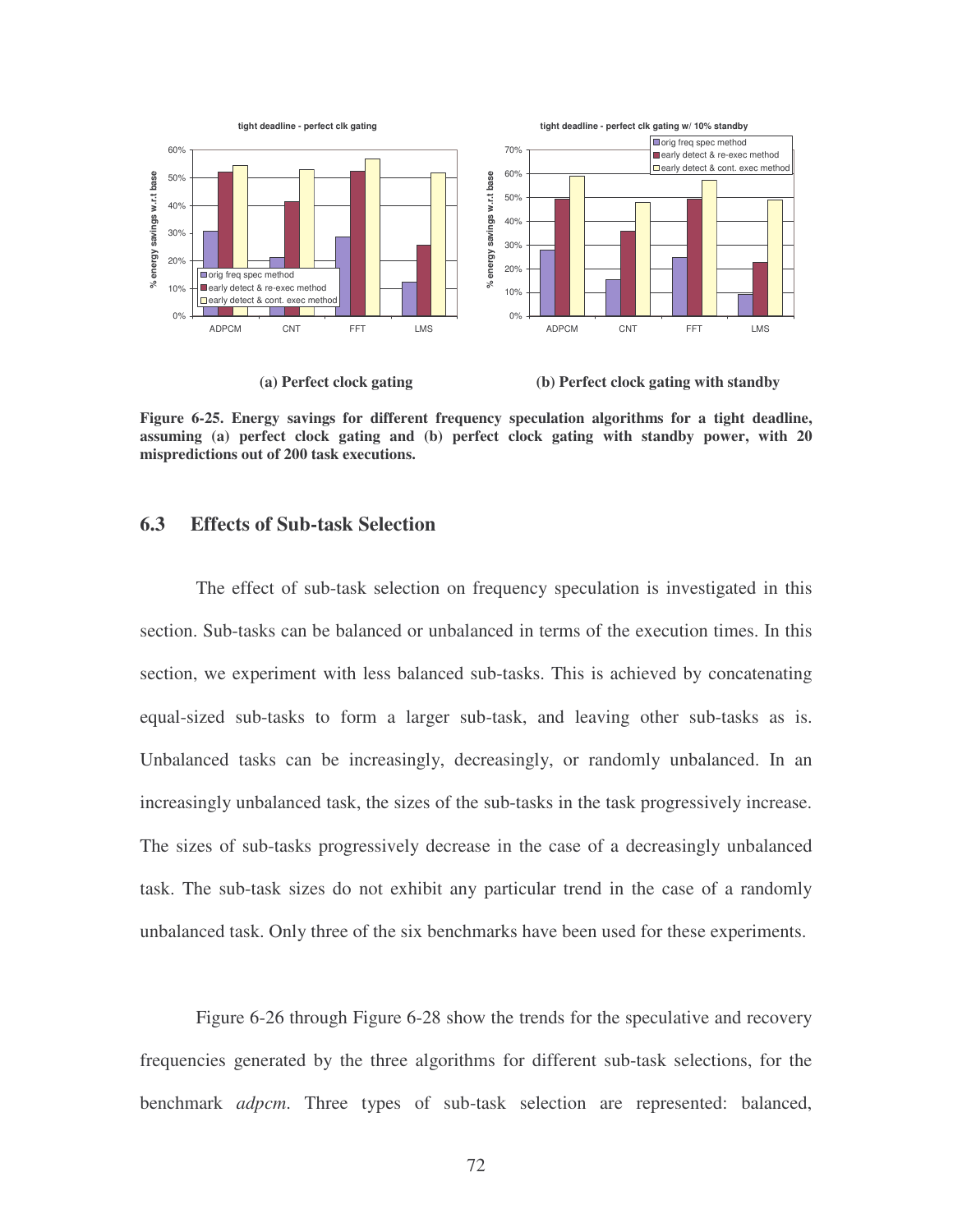**(a) Perfect clock gating** **(b) Perfect clock gating with standby**

**Figure 6-25. Energy savings for different frequency speculation algorithms for a tight deadline, assuming (a) perfect clock gating and (b) perfect clock gating with standby power, with 20 mispredictions out of 200 task executions.**

## 6.3 Effects of Sub-task Selection

The effect of sub-task selection on frequency speculation is investigated in this section. Sub-tasks can be balanced or unbalanced in terms of the execution times. In this section, we experiment with less balanced sub-tasks. This is achieved by concatenating equal-sized sub-tasks to form a larger sub-task, and leaving other sub-tasks as is. Unbalanced tasks can be increasingly, decreasingly, or randomly unbalanced. In an increasingly unbalanced task, the sizes of the sub-tasks in the task progressively increase. The sizes of sub-tasks progressively decrease in the case of a decreasingly unbalanced task. The sub-task sizes do not exhibit any particular trend in the case of a randomly unbalanced task. Only three of the six benchmarks have been used for these experiments.

Figure 6-26 through Figure 6-28 show the trends for the speculative and recovery frequencies generated by the three algorithms for different sub-task selections, for the benchmark *adpcm*. Three types of sub-task selection are represented: balanced,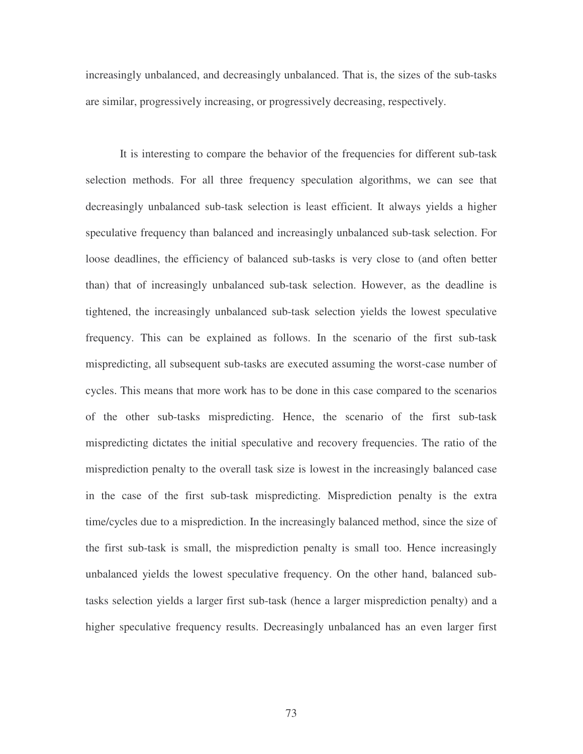increasingly unbalanced, and decreasingly unbalanced. That is, the sizes of the sub-tasks are similar, progressively increasing, or progressively decreasing, respectively.

It is interesting to compare the behavior of the frequencies for different sub-task selection methods. For all three frequency speculation algorithms, we can see that decreasingly unbalanced sub-task selection is least efficient. It always yields a higher speculative frequency than balanced and increasingly unbalanced sub-task selection. For loose deadlines, the efficiency of balanced sub-tasks is very close to (and often better than) that of increasingly unbalanced sub-task selection. However, as the deadline is tightened, the increasingly unbalanced sub-task selection yields the lowest speculative frequency. This can be explained as follows. In the scenario of the first sub-task mispredicting, all subsequent sub-tasks are executed assuming the worst-case number of cycles. This means that more work has to be done in this case compared to the scenarios of the other sub-tasks mispredicting. Hence, the scenario of the first sub-task mispredicting dictates the initial speculative and recovery frequencies. The ratio of the misprediction penalty to the overall task size is lowest in the increasingly balanced case in the case of the first sub-task mispredicting. Misprediction penalty is the extra time/cycles due to a misprediction. In the increasingly balanced method, since the size of the first sub-task is small, the misprediction penalty is small too. Hence increasingly unbalanced yields the lowest speculative frequency. On the other hand, balanced sub-tasks selection yields a larger first sub-task (hence a larger misprediction penalty) and a higher speculative frequency results. Decreasingly unbalanced has an even larger first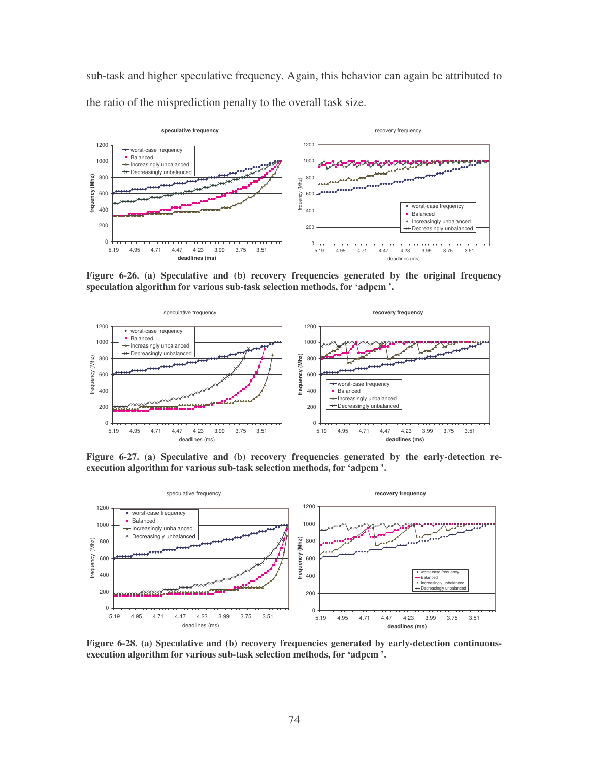sub-task and higher speculative frequency. Again, this behavior can again be attributed to the ratio of the misprediction penalty to the overall task size.

**Figure 6-26. (a) Speculative and (b) recovery frequencies generated by the original frequency speculation algorithm for various sub-task selection methods, for 'adpcm '.**

**Figure 6-27. (a) Speculative and (b) recovery frequencies generated by the early-detection re-execution algorithm for various sub-task selection methods, for 'adpcm '.**

**Figure 6-28. (a) Speculative and (b) recovery frequencies generated by early-detection continuous-execution algorithm for various sub-task selection methods, for 'adpcm '.**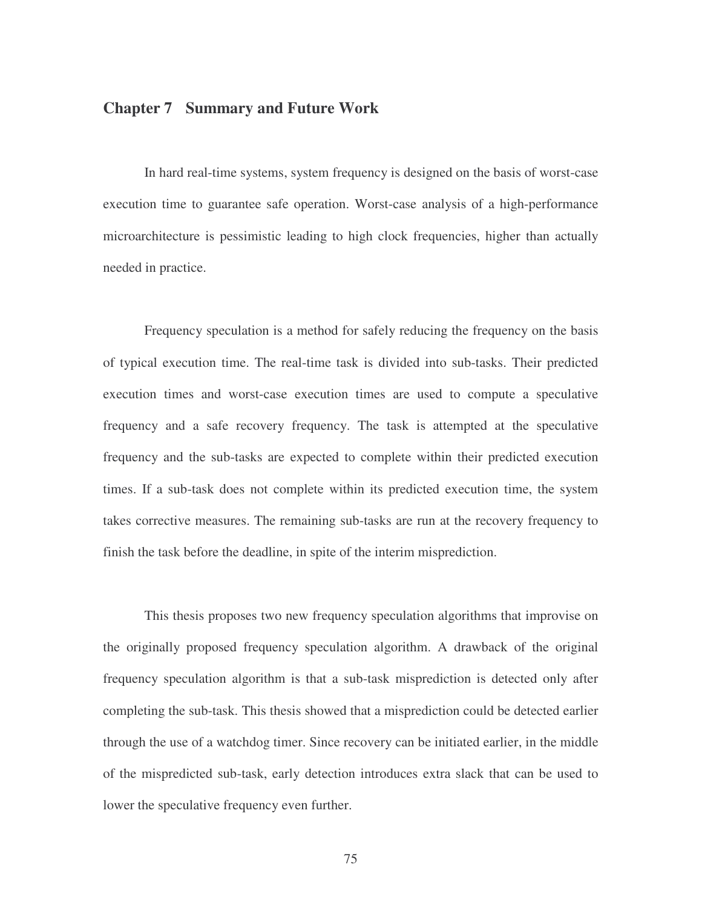# Chapter 7 Summary and Future Work

In hard real-time systems, system frequency is designed on the basis of worst-case execution time to guarantee safe operation. Worst-case analysis of a high-performance microarchitecture is pessimistic leading to high clock frequencies, higher than actually needed in practice.

Frequency speculation is a method for safely reducing the frequency on the basis of typical execution time. The real-time task is divided into sub-tasks. Their predicted execution times and worst-case execution times are used to compute a speculative frequency and a safe recovery frequency. The task is attempted at the speculative frequency and the sub-tasks are expected to complete within their predicted execution times. If a sub-task does not complete within its predicted execution time, the system takes corrective measures. The remaining sub-tasks are run at the recovery frequency to finish the task before the deadline, in spite of the interim misprediction.

This thesis proposes two new frequency speculation algorithms that improvise on the originally proposed frequency speculation algorithm. A drawback of the original frequency speculation algorithm is that a sub-task misprediction is detected only after completing the sub-task. This thesis showed that a misprediction could be detected earlier through the use of a watchdog timer. Since recovery can be initiated earlier, in the middle of the mispredicted sub-task, early detection introduces extra slack that can be used to lower the speculative frequency even further.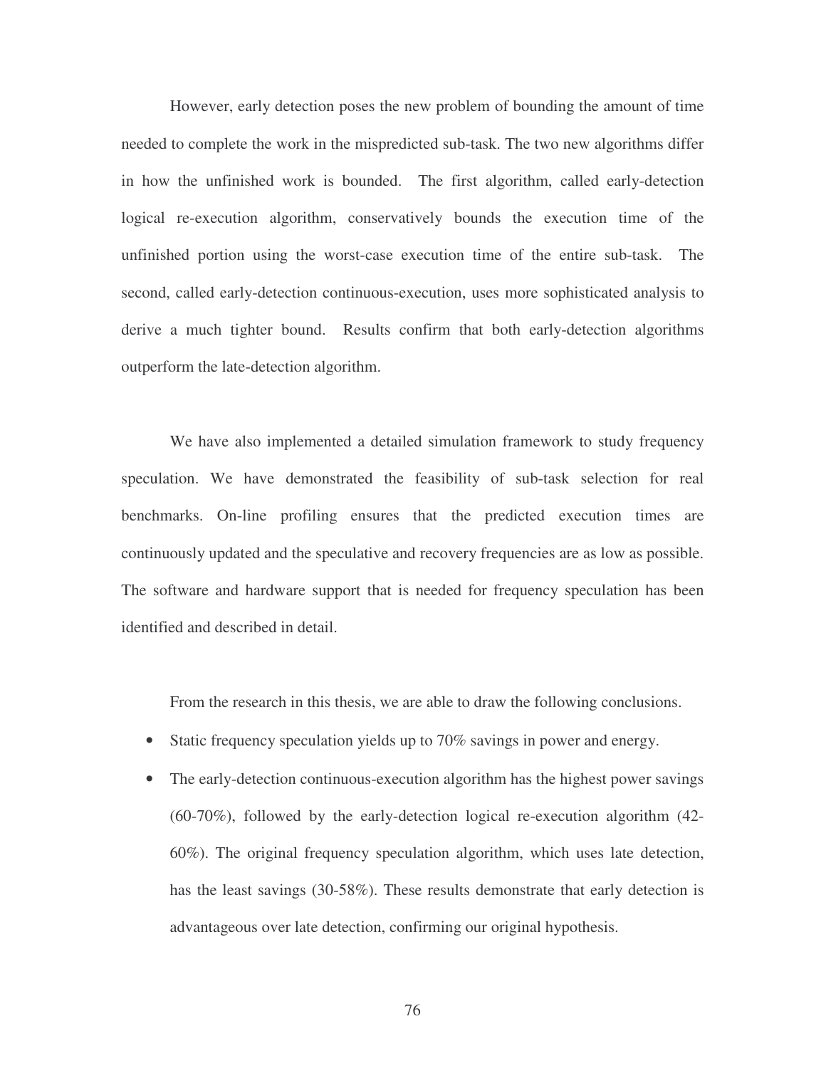However, early detection poses the new problem of bounding the amount of time needed to complete the work in the mispredicted sub-task. The two new algorithms differ in how the unfinished work is bounded. The first algorithm, called early-detection logical re-execution algorithm, conservatively bounds the execution time of the unfinished portion using the worst-case execution time of the entire sub-task. The second, called early-detection continuous-execution, uses more sophisticated analysis to derive a much tighter bound. Results confirm that both early-detection algorithms outperform the late-detection algorithm.

We have also implemented a detailed simulation framework to study frequency speculation. We have demonstrated the feasibility of sub-task selection for real benchmarks. On-line profiling ensures that the predicted execution times are continuously updated and the speculative and recovery frequencies are as low as possible. The software and hardware support that is needed for frequency speculation has been identified and described in detail.

From the research in this thesis, we are able to draw the following conclusions.

- Static frequency speculation yields up to 70% savings in power and energy.
- The early-detection continuous-execution algorithm has the highest power savings (60-70%), followed by the early-detection logical re-execution algorithm (42-60%). The original frequency speculation algorithm, which uses late detection, has the least savings (30-58%). These results demonstrate that early detection is advantageous over late detection, confirming our original hypothesis.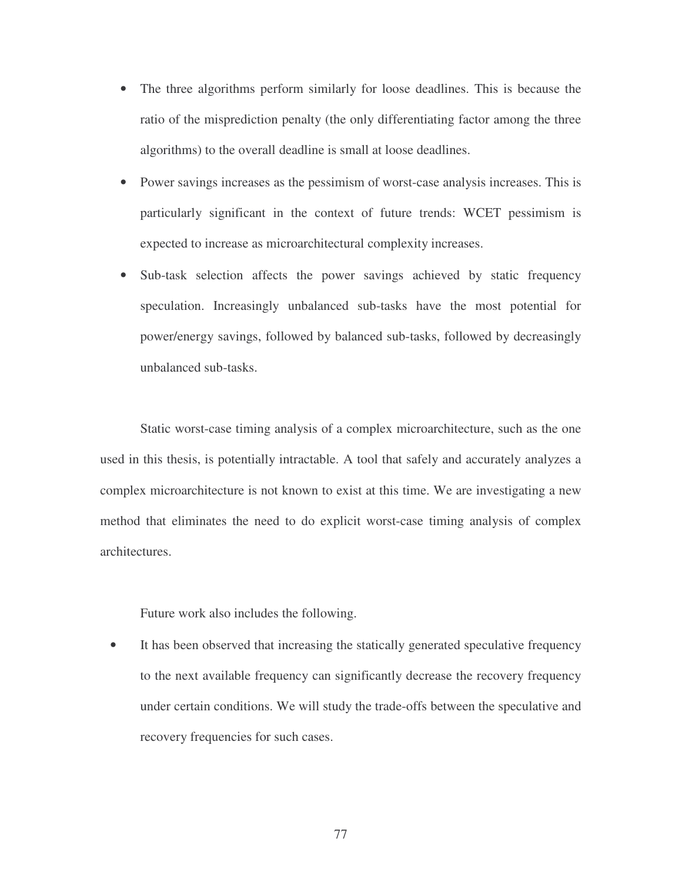- The three algorithms perform similarly for loose deadlines. This is because the ratio of the misprediction penalty (the only differentiating factor among the three algorithms) to the overall deadline is small at loose deadlines.
- Power savings increases as the pessimism of worst-case analysis increases. This is particularly significant in the context of future trends: WCET pessimism is expected to increase as microarchitectural complexity increases.
- Sub-task selection affects the power savings achieved by static frequency speculation. Increasingly unbalanced sub-tasks have the most potential for power/energy savings, followed by balanced sub-tasks, followed by decreasingly unbalanced sub-tasks.

Static worst-case timing analysis of a complex microarchitecture, such as the one used in this thesis, is potentially intractable. A tool that safely and accurately analyzes a complex microarchitecture is not known to exist at this time. We are investigating a new method that eliminates the need to do explicit worst-case timing analysis of complex architectures.

Future work also includes the following.

- It has been observed that increasing the statically generated speculative frequency to the next available frequency can significantly decrease the recovery frequency under certain conditions. We will study the trade-offs between the speculative and recovery frequencies for such cases.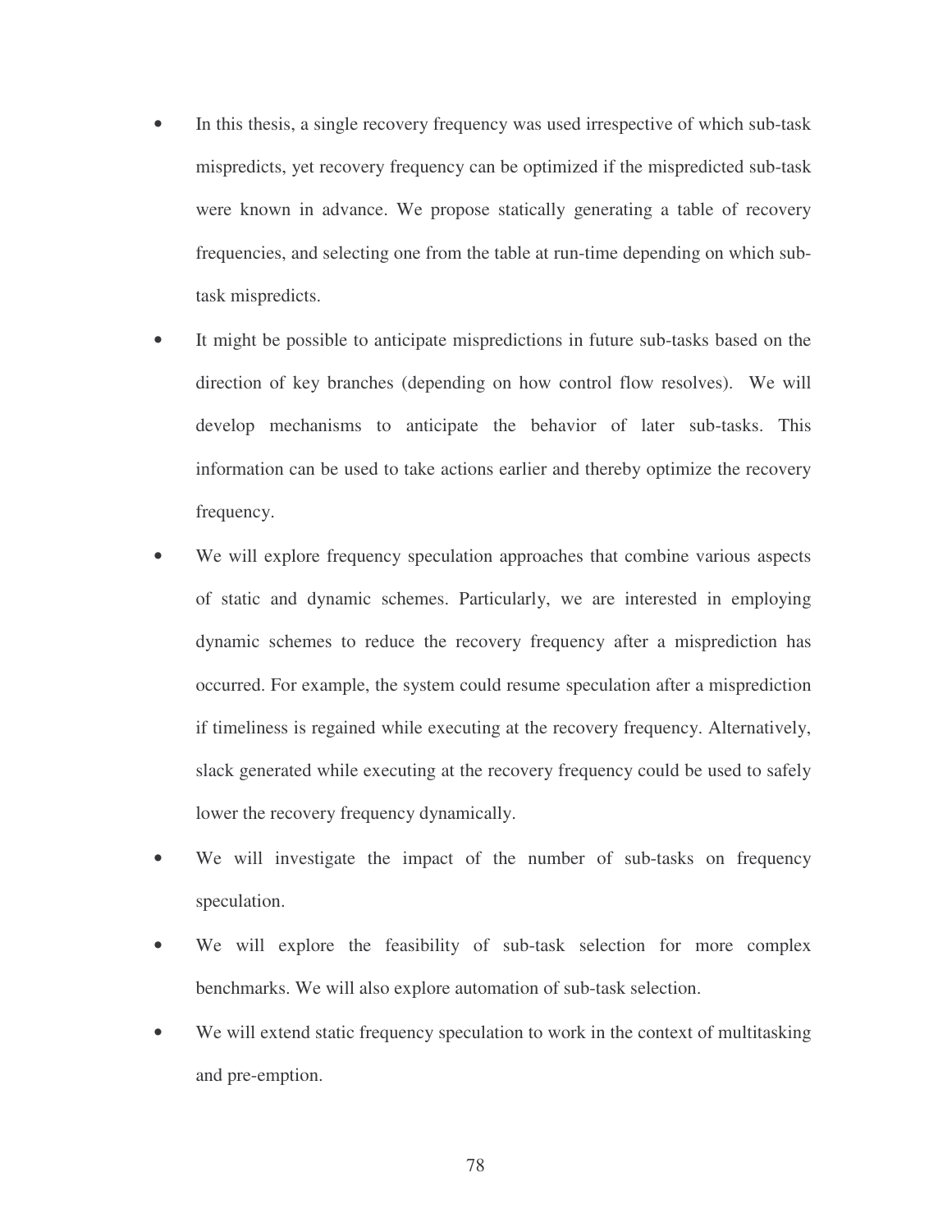- In this thesis, a single recovery frequency was used irrespective of which sub-task mispredicts, yet recovery frequency can be optimized if the mispredicted sub-task were known in advance. We propose statically generating a table of recovery frequencies, and selecting one from the table at run-time depending on which sub-task mispredicts.
- It might be possible to anticipate mispredictions in future sub-tasks based on the direction of key branches (depending on how control flow resolves). We will develop mechanisms to anticipate the behavior of later sub-tasks. This information can be used to take actions earlier and thereby optimize the recovery frequency.
- We will explore frequency speculation approaches that combine various aspects of static and dynamic schemes. Particularly, we are interested in employing dynamic schemes to reduce the recovery frequency after a misprediction has occurred. For example, the system could resume speculation after a misprediction if timeliness is regained while executing at the recovery frequency. Alternatively, slack generated while executing at the recovery frequency could be used to safely lower the recovery frequency dynamically.
- We will investigate the impact of the number of sub-tasks on frequency speculation.
- We will explore the feasibility of sub-task selection for more complex benchmarks. We will also explore automation of sub-task selection.
- We will extend static frequency speculation to work in the context of multitasking and pre-emption.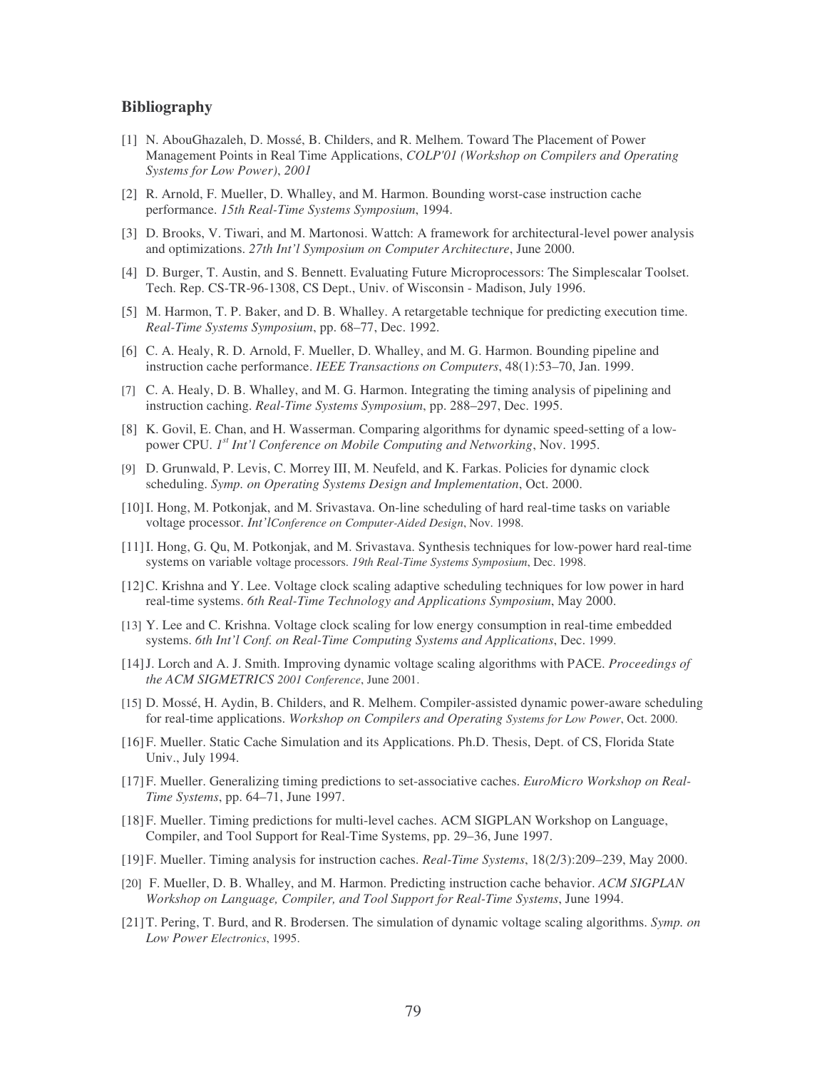## Bibliography

[1] N. AbouGhazaleh, D. Mossé, B. Childers, and R. Melhem. Toward The Placement of Power Management Points in Real Time Applications, *COLP'01 (Workshop on Compilers and Operating Systems for Low Power)*, *2001*

[2] R. Arnold, F. Mueller, D. Whalley, and M. Harmon. Bounding worst-case instruction cache performance. *15th Real-Time Systems Symposium*, 1994.

[3] D. Brooks, V. Tiwari, and M. Martonosi. Wattch: A framework for architectural-level power analysis and optimizations. *27th Int'l Symposium on Computer Architecture*, June 2000.

[4] D. Burger, T. Austin, and S. Bennett. Evaluating Future Microprocessors: The Simplescalar Toolset. Tech. Rep. CS-TR-96-1308, CS Dept., Univ. of Wisconsin - Madison, July 1996.

[5] M. Harmon, T. P. Baker, and D. B. Whalley. A retargetable technique for predicting execution time. *Real-Time Systems Symposium*, pp. 68–77, Dec. 1992.

[6] C. A. Healy, R. D. Arnold, F. Mueller, D. Whalley, and M. G. Harmon. Bounding pipeline and instruction cache performance. *IEEE Transactions on Computers*, 48(1):53–70, Jan. 1999.

[7] C. A. Healy, D. B. Whalley, and M. G. Harmon. Integrating the timing analysis of pipelining and instruction caching. *Real-Time Systems Symposium*, pp. 288–297, Dec. 1995.

[8] K. Govil, E. Chan, and H. Wasserman. Comparing algorithms for dynamic speed-setting of a low-power CPU. *1st Int'l Conference on Mobile Computing and Networking*, Nov. 1995.

[9] D. Grunwald, P. Levis, C. Morrey III, M. Neufeld, and K. Farkas. Policies for dynamic clock scheduling. *Symp. on Operating Systems Design and Implementation*, Oct. 2000.

[10] I. Hong, M. Potkonjak, and M. Srivastava. On-line scheduling of hard real-time tasks on variable voltage processor. *Int'lConference on Computer-Aided Design*, Nov. 1998.

[11] I. Hong, G. Qu, M. Potkonjak, and M. Srivastava. Synthesis techniques for low-power hard real-time systems on variable voltage processors. *19th Real-Time Systems Symposium*, Dec. 1998.

[12] C. Krishna and Y. Lee. Voltage clock scaling adaptive scheduling techniques for low power in hard real-time systems. *6th Real-Time Technology and Applications Symposium*, May 2000.

[13] Y. Lee and C. Krishna. Voltage clock scaling for low energy consumption in real-time embedded systems. *6th Int'l Conf. on Real-Time Computing Systems and Applications*, Dec. 1999.

[14] J. Lorch and A. J. Smith. Improving dynamic voltage scaling algorithms with PACE. *Proceedings of the ACM SIGMETRICS 2001 Conference*, June 2001.

[15] D. Mossé, H. Aydin, B. Childers, and R. Melhem. Compiler-assisted dynamic power-aware scheduling for real-time applications. *Workshop on Compilers and Operating Systems for Low Power*, Oct. 2000.

[16] F. Mueller. Static Cache Simulation and its Applications. Ph.D. Thesis, Dept. of CS, Florida State Univ., July 1994.

[17] F. Mueller. Generalizing timing predictions to set-associative caches. *EuroMicro Workshop on Real-Time Systems*, pp. 64–71, June 1997.

[18] F. Mueller. Timing predictions for multi-level caches. ACM SIGPLAN Workshop on Language, Compiler, and Tool Support for Real-Time Systems, pp. 29–36, June 1997.

[19] F. Mueller. Timing analysis for instruction caches. *Real-Time Systems*, 18(2/3):209–239, May 2000.

[20] F. Mueller, D. B. Whalley, and M. Harmon. Predicting instruction cache behavior. *ACM SIGPLAN Workshop on Language, Compiler, and Tool Support for Real-Time Systems*, June 1994.

[21] T. Pering, T. Burd, and R. Brodersen. The simulation of dynamic voltage scaling algorithms. *Symp. on Low Power Electronics*, 1995.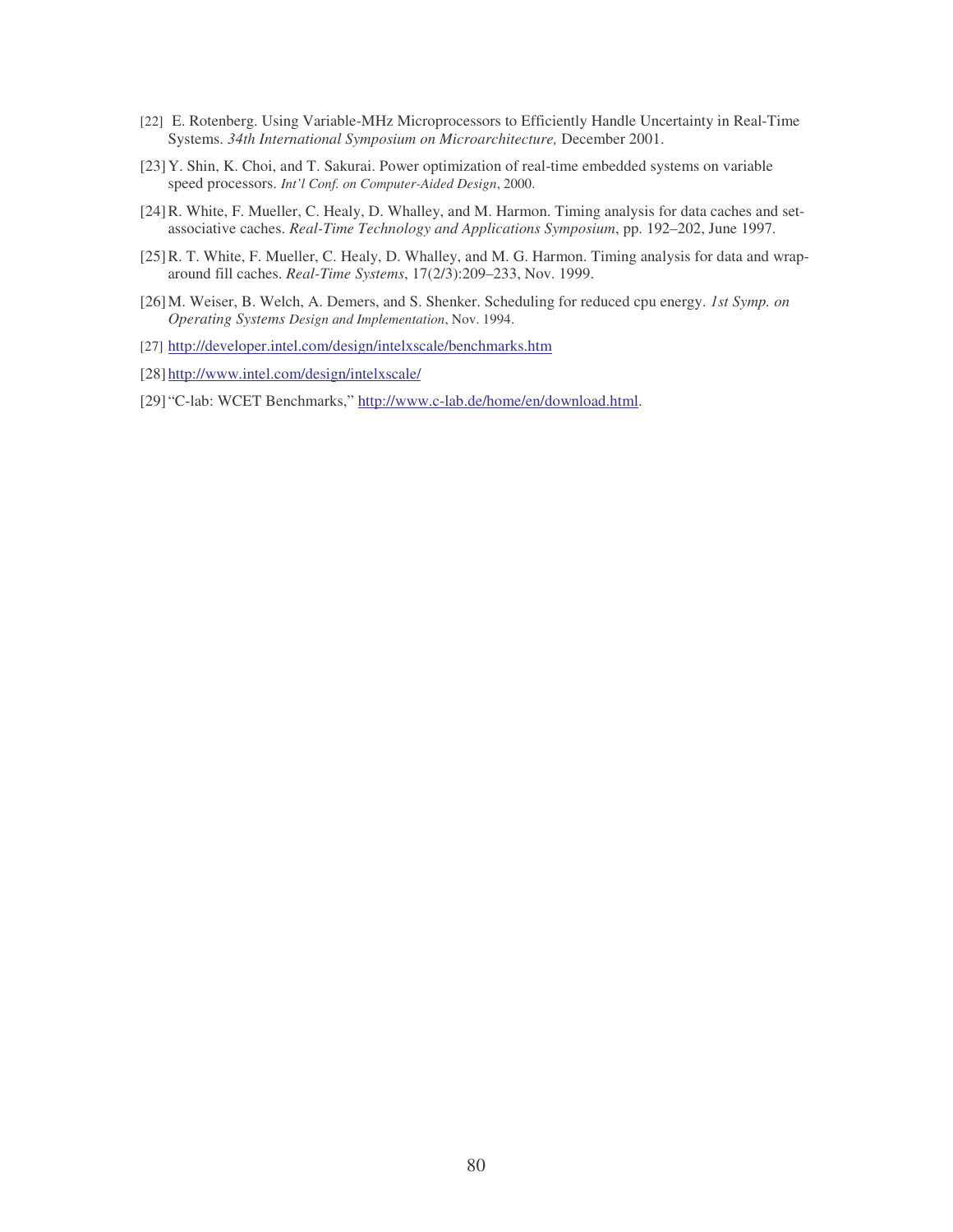[22] E. Rotenberg. Using Variable-MHz Microprocessors to Efficiently Handle Uncertainty in Real-Time Systems. *34th International Symposium on Microarchitecture,* December 2001.

[23] Y. Shin, K. Choi, and T. Sakurai. Power optimization of real-time embedded systems on variable speed processors. *Int'l Conf. on Computer-Aided Design*, 2000.

[24] R. White, F. Mueller, C. Healy, D. Whalley, and M. Harmon. Timing analysis for data caches and set-associative caches. *Real-Time Technology and Applications Symposium*, pp. 192–202, June 1997.

[25] R. T. White, F. Mueller, C. Healy, D. Whalley, and M. G. Harmon. Timing analysis for data and wrap-around fill caches. *Real-Time Systems*, 17(2/3):209–233, Nov. 1999.

[26] M. Weiser, B. Welch, A. Demers, and S. Shenker. Scheduling for reduced cpu energy. *1st Symp. on Operating Systems Design and Implementation*, Nov. 1994.

[27] http://developer.intel.com/design/intelxscale/benchmarks.htm

[28] http://www.intel.com/design/intelxscale/

[29] "C-lab: WCET Benchmarks," http://www.c-lab.de/home/en/download.html.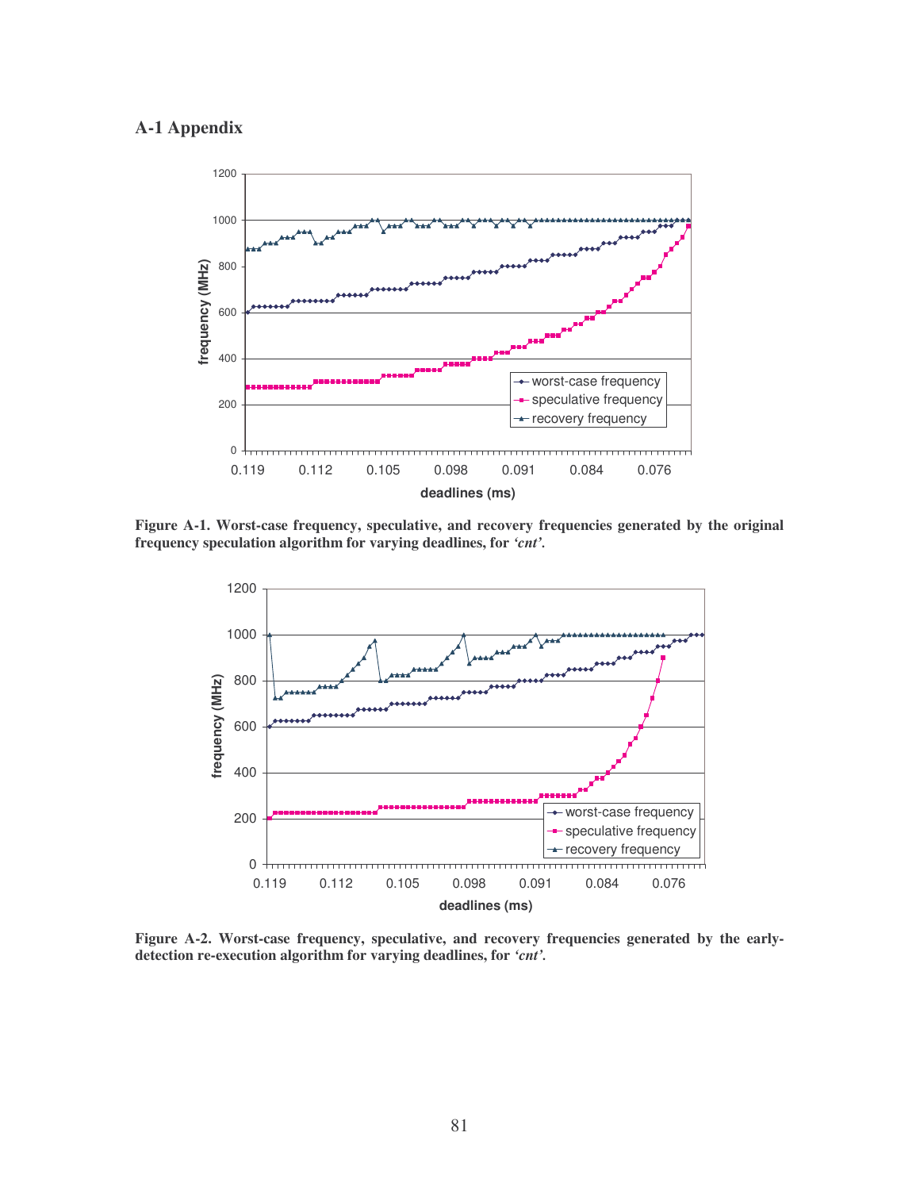## A-1 Appendix

Figure A-1. Worst-case frequency, speculative, and recovery frequencies generated by the original frequency speculation algorithm for varying deadlines, for *'cnt'*.

Figure A-2. Worst-case frequency, speculative, and recovery frequencies generated by the early-detection re-execution algorithm for varying deadlines, for *'cnt'*.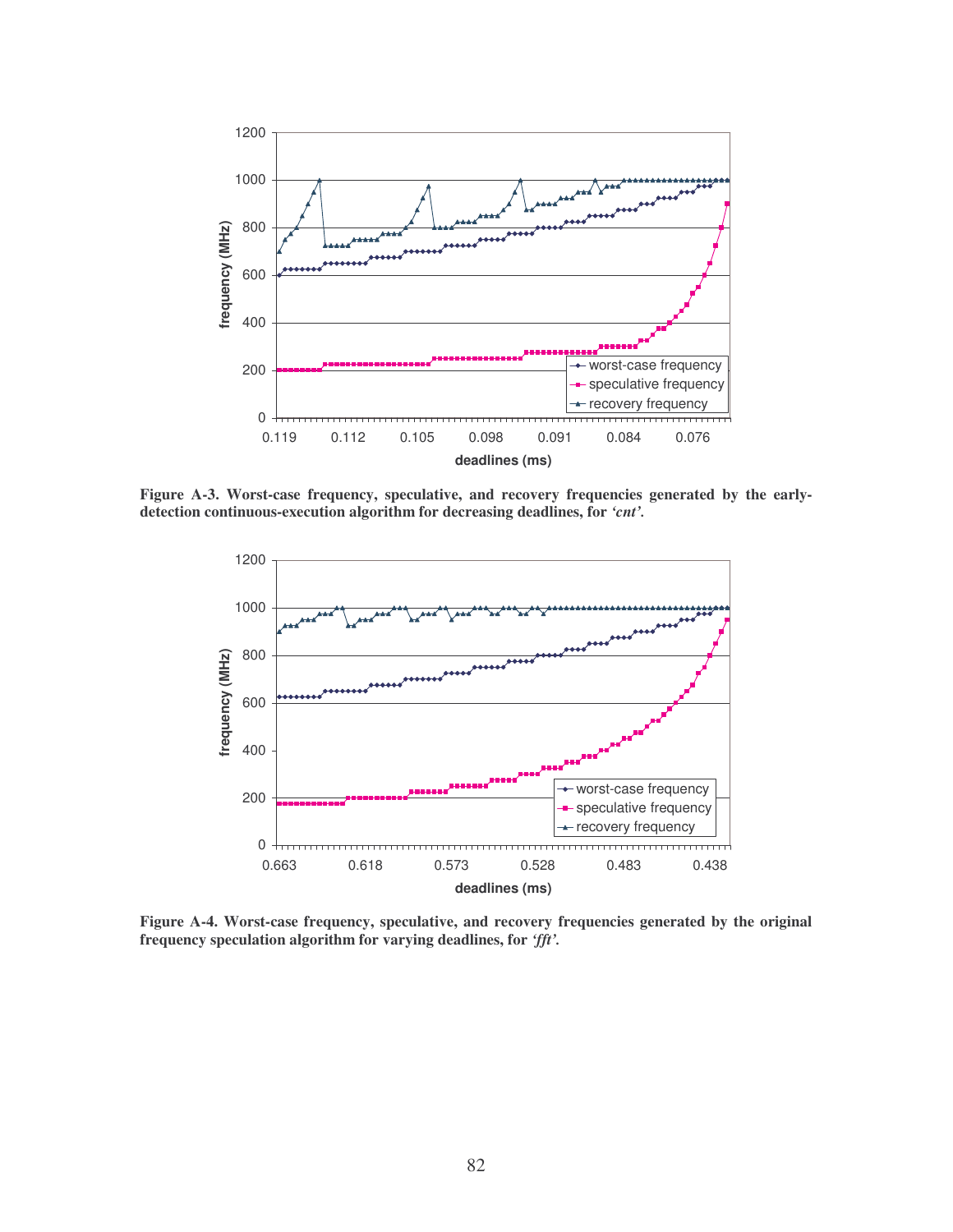**Figure A-3. Worst-case frequency, speculative, and recovery frequencies generated by the early-detection continuous-execution algorithm for decreasing deadlines, for *'cnt'*.**

**Figure A-4. Worst-case frequency, speculative, and recovery frequencies generated by the original frequency speculation algorithm for varying deadlines, for *'fft'*.**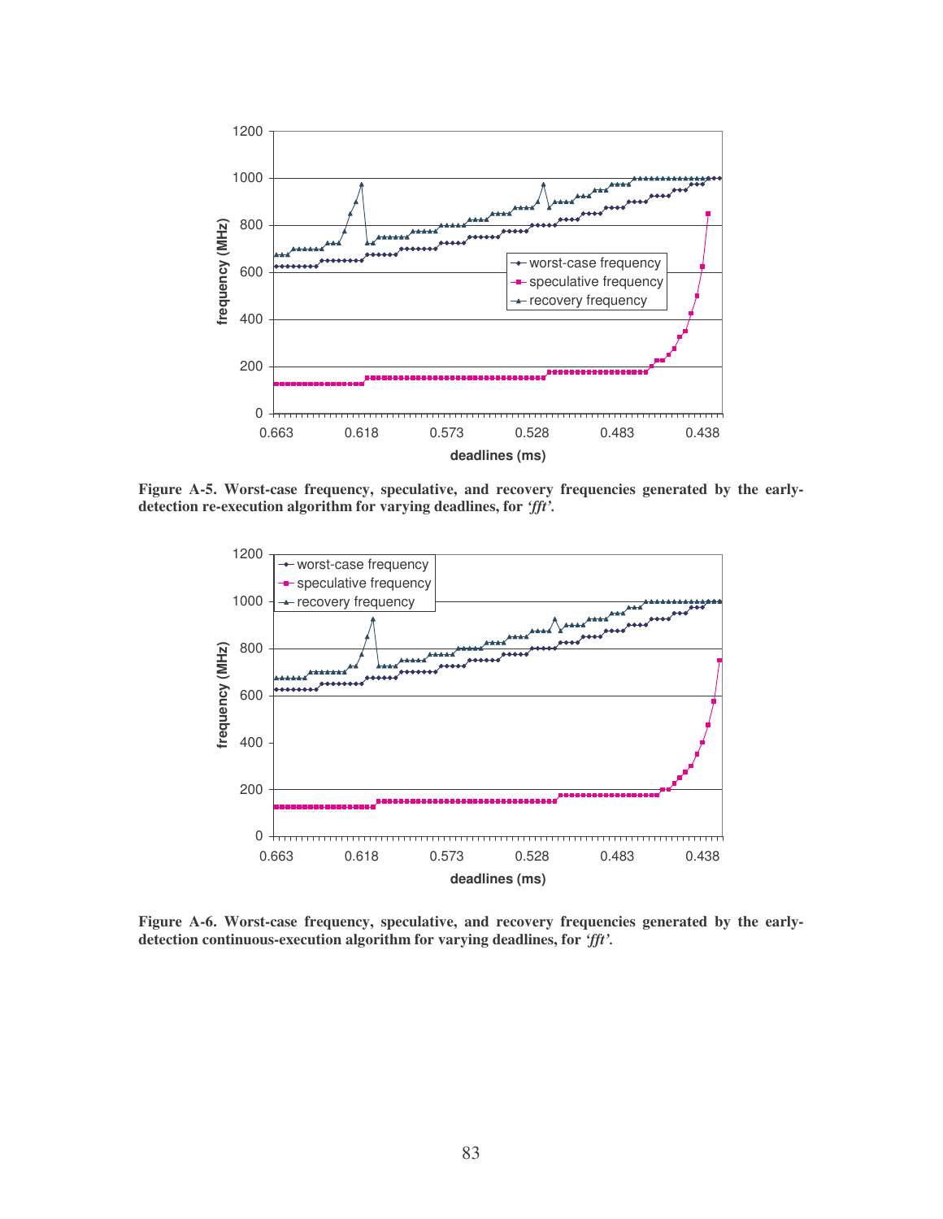Figure A-5. Worst-case frequency, speculative, and recovery frequencies generated by the early-detection re-execution algorithm for varying deadlines, for *'fft'*.

Figure A-6. Worst-case frequency, speculative, and recovery frequencies generated by the early-detection continuous-execution algorithm for varying deadlines, for *'fft'*.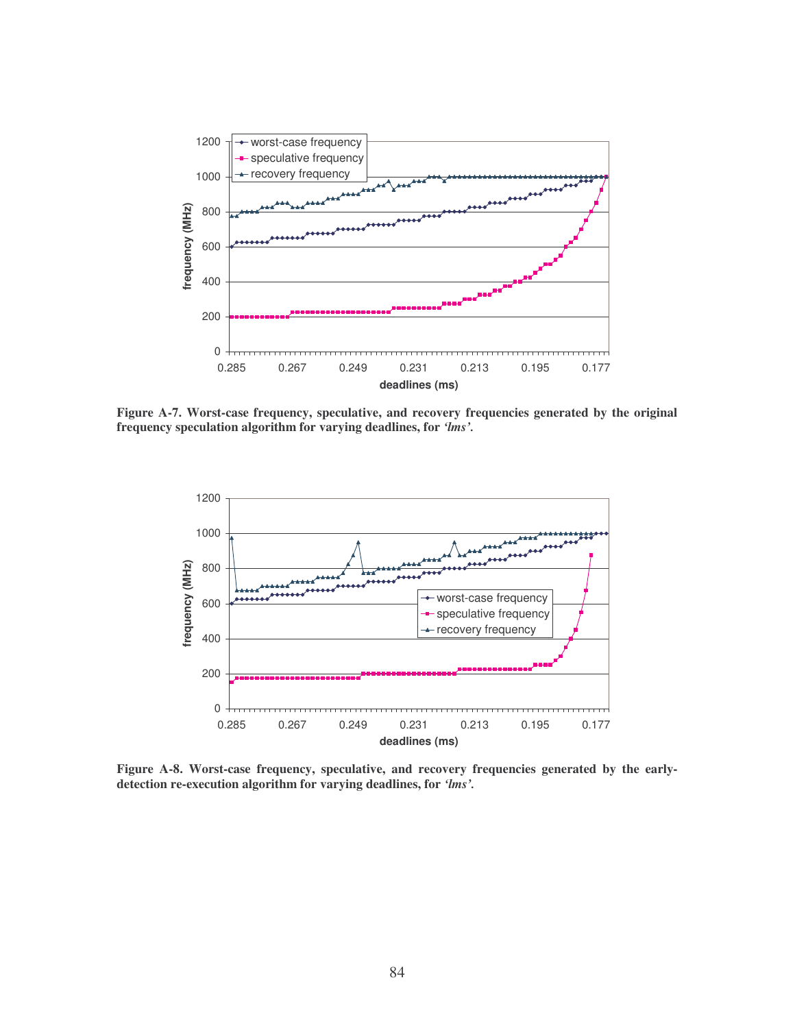**Figure A-7. Worst-case frequency, speculative, and recovery frequencies generated by the original frequency speculation algorithm for varying deadlines, for *'lms'*.**

**Figure A-8. Worst-case frequency, speculative, and recovery frequencies generated by the early-detection re-execution algorithm for varying deadlines, for *'lms'*.**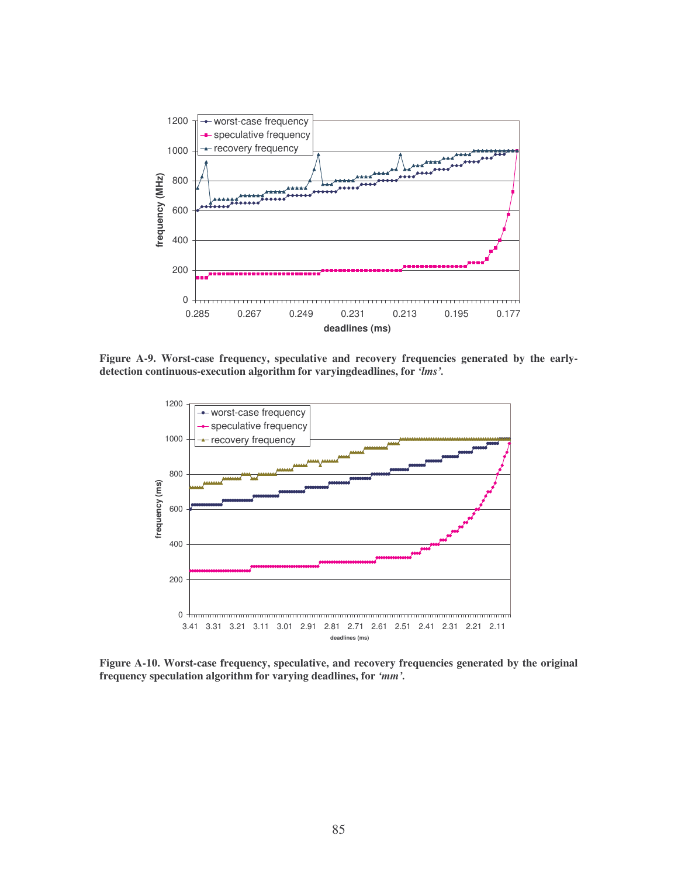Figure A-9. Worst-case frequency, speculative and recovery frequencies generated by the early-detection continuous-execution algorithm for varyingdeadlines, for *'lms'*.

Figure A-10. Worst-case frequency, speculative, and recovery frequencies generated by the original frequency speculation algorithm for varying deadlines, for *'mm'*.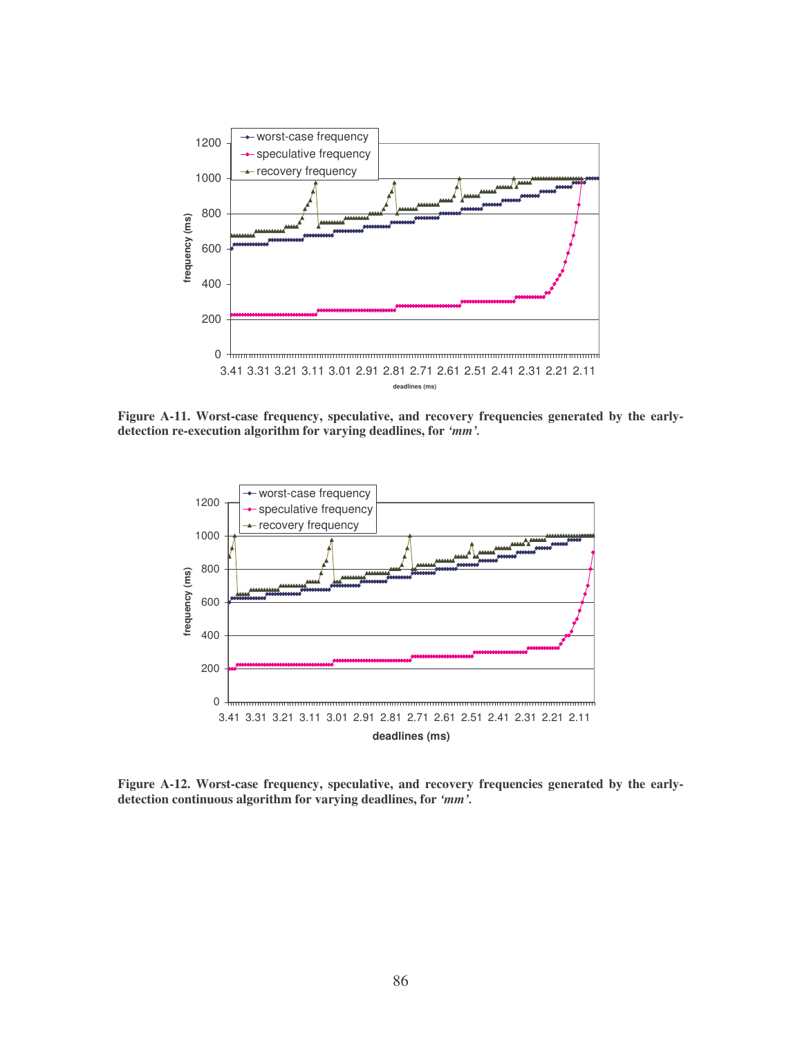**Figure A-11. Worst-case frequency, speculative, and recovery frequencies generated by the early-detection re-execution algorithm for varying deadlines, for *'mm'*.**

**Figure A-12. Worst-case frequency, speculative, and recovery frequencies generated by the early-detection continuous algorithm for varying deadlines, for *'mm'*.**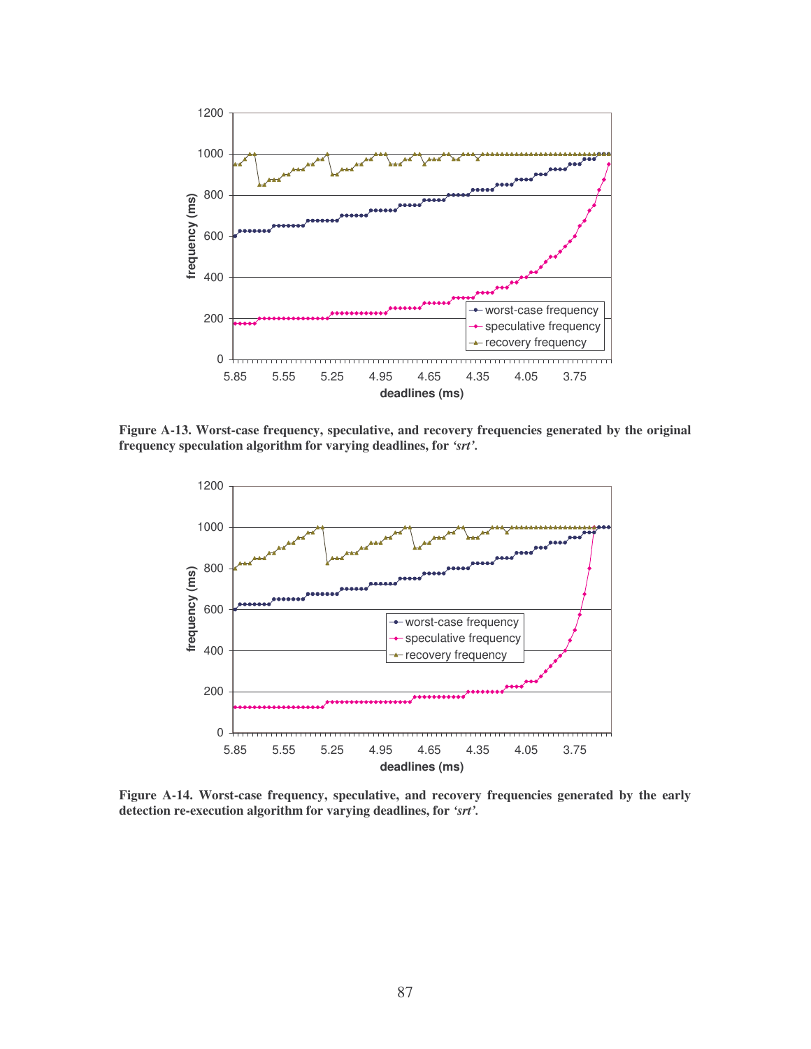Figure A-13. Worst-case frequency, speculative, and recovery frequencies generated by the original frequency speculation algorithm for varying deadlines, for *'srt'*.

Figure A-14. Worst-case frequency, speculative, and recovery frequencies generated by the early detection re-execution algorithm for varying deadlines, for *'srt'*.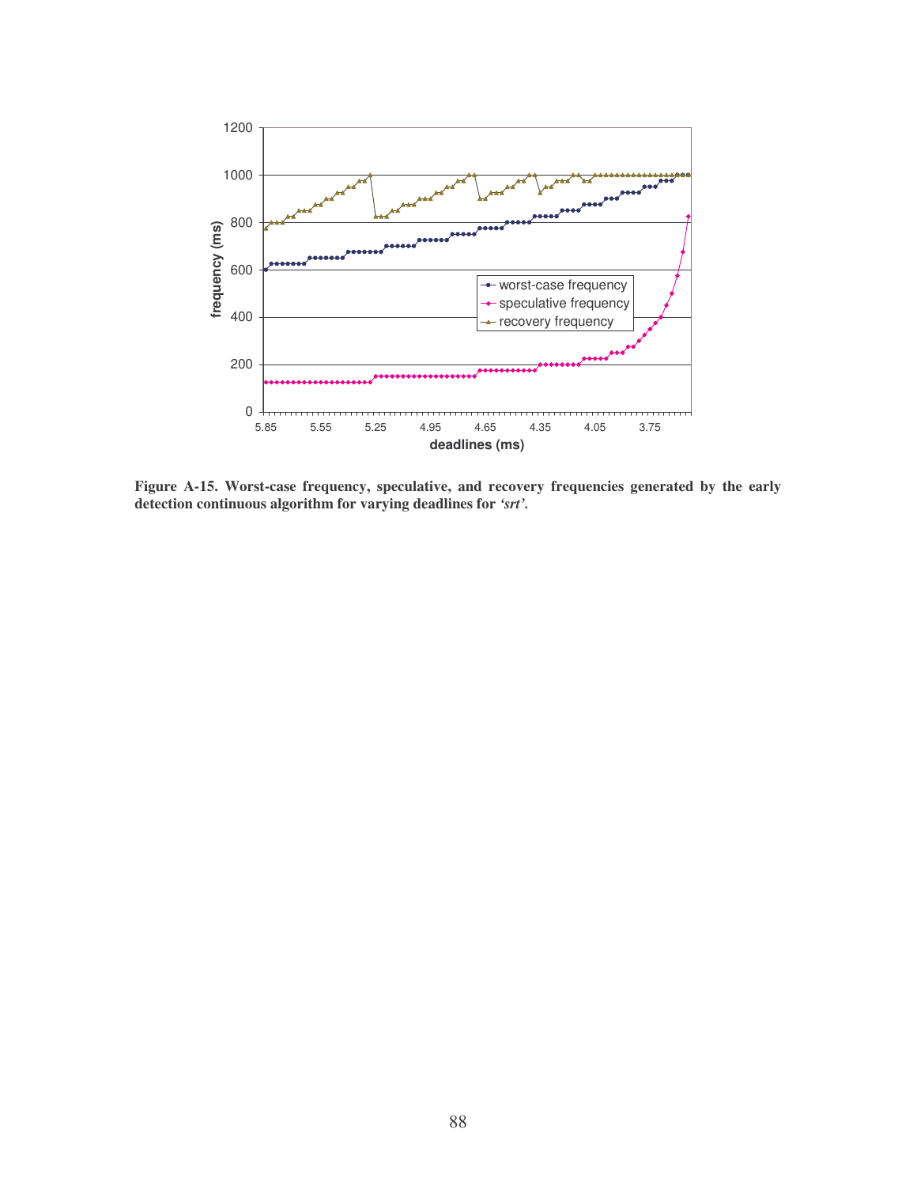1200
1000
800
600
400
200
0

frequency (ms)

5.85 5.55 5.25 4.95 4.65 4.35 4.05 3.75

deadlines (ms)

worst-case frequency
speculative frequency
recovery frequency

**Figure A-15. Worst-case frequency, speculative, and recovery frequencies generated by the early detection continuous algorithm for varying deadlines for *'srt'*.**